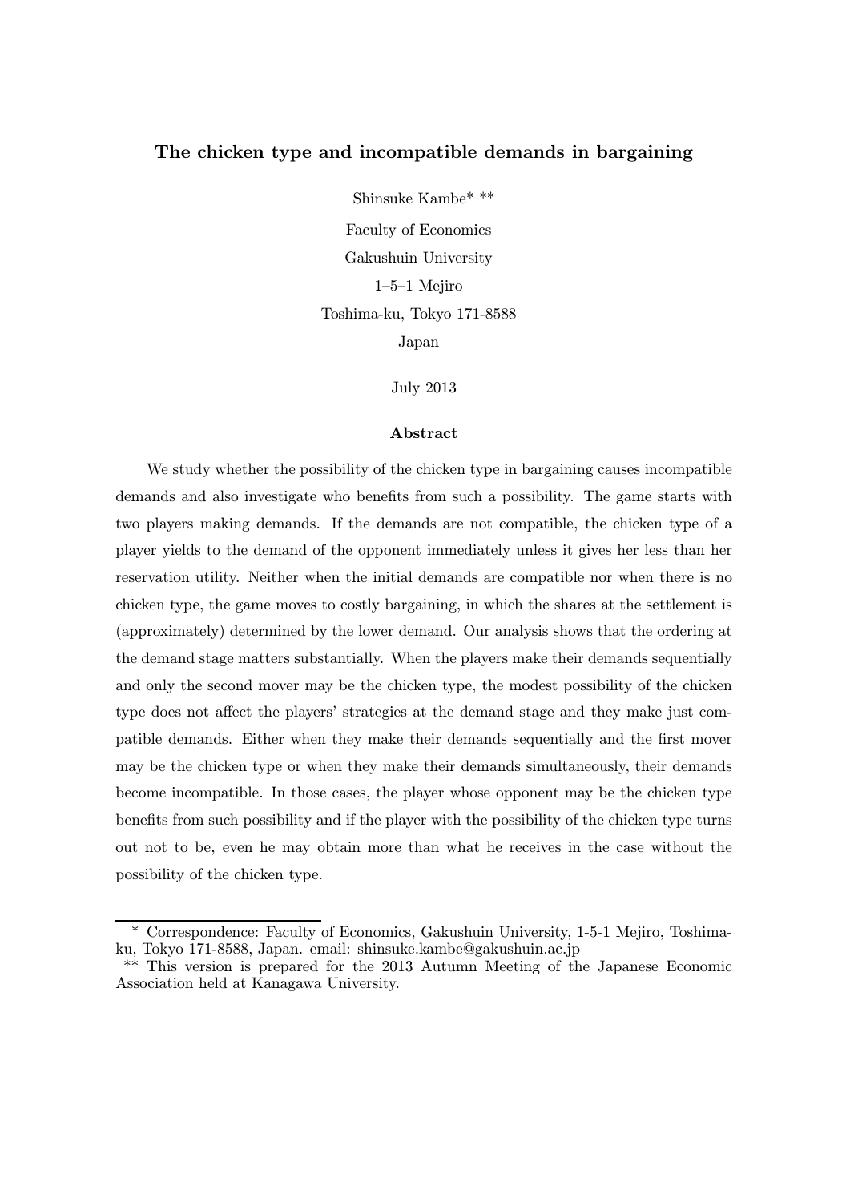# The chicken type and incompatible demands in bargaining

Shinsuke Kambe* **

Faculty of Economics

Gakushuin University

1–5–1 Mejiro

Toshima-ku, Tokyo 171-8588

Japan

July 2013

### Abstract

We study whether the possibility of the chicken type in bargaining causes incompatible demands and also investigate who benefits from such a possibility. The game starts with two players making demands. If the demands are not compatible, the chicken type of a player yields to the demand of the opponent immediately unless it gives her less than her reservation utility. Neither when the initial demands are compatible nor when there is no chicken type, the game moves to costly bargaining, in which the shares at the settlement is (approximately) determined by the lower demand. Our analysis shows that the ordering at the demand stage matters substantially. When the players make their demands sequentially and only the second mover may be the chicken type, the modest possibility of the chicken type does not affect the players' strategies at the demand stage and they make just compatible demands. Either when they make their demands sequentially and the first mover may be the chicken type or when they make their demands simultaneously, their demands become incompatible. In those cases, the player whose opponent may be the chicken type benefits from such possibility and if the player with the possibility of the chicken type turns out not to be, even he may obtain more than what he receives in the case without the possibility of the chicken type.

---

\* Correspondence: Faculty of Economics, Gakushuin University, 1-5-1 Mejiro, Toshima-ku, Tokyo 171-8588, Japan. email: shinsuke.kambe@gakushuin.ac.jp

\*\* This version is prepared for the 2013 Autumn Meeting of the Japanese Economic Association held at Kanagawa University.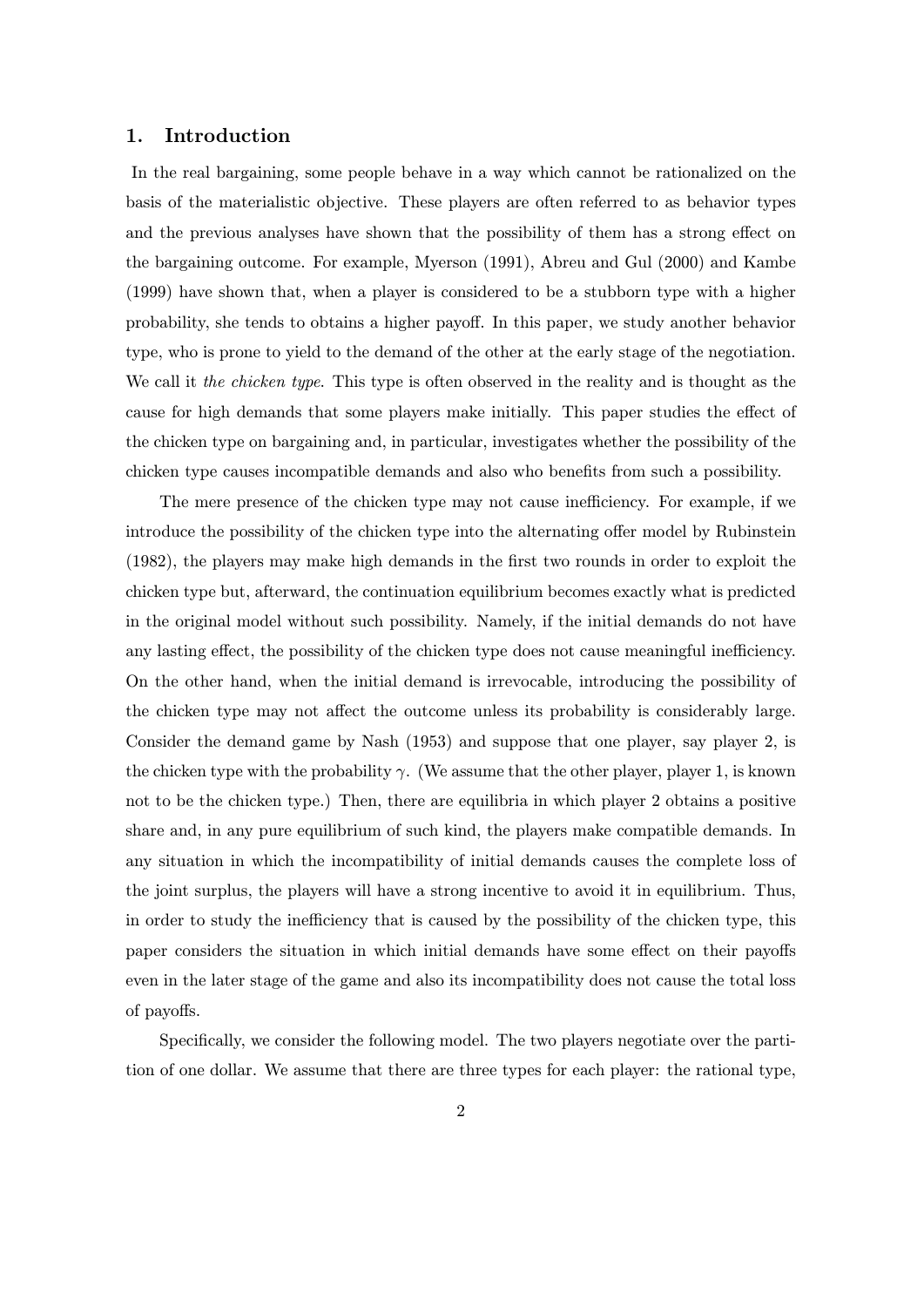## 1. Introduction

In the real bargaining, some people behave in a way which cannot be rationalized on the basis of the materialistic objective. These players are often referred to as behavior types and the previous analyses have shown that the possibility of them has a strong effect on the bargaining outcome. For example, Myerson (1991), Abreu and Gul (2000) and Kambe (1999) have shown that, when a player is considered to be a stubborn type with a higher probability, she tends to obtains a higher payoff. In this paper, we study another behavior type, who is prone to yield to the demand of the other at the early stage of the negotiation. We call it *the chicken type*. This type is often observed in the reality and is thought as the cause for high demands that some players make initially. This paper studies the effect of the chicken type on bargaining and, in particular, investigates whether the possibility of the chicken type causes incompatible demands and also who benefits from such a possibility.

The mere presence of the chicken type may not cause inefficiency. For example, if we introduce the possibility of the chicken type into the alternating offer model by Rubinstein (1982), the players may make high demands in the first two rounds in order to exploit the chicken type but, afterward, the continuation equilibrium becomes exactly what is predicted in the original model without such possibility. Namely, if the initial demands do not have any lasting effect, the possibility of the chicken type does not cause meaningful inefficiency. On the other hand, when the initial demand is irrevocable, introducing the possibility of the chicken type may not affect the outcome unless its probability is considerably large. Consider the demand game by Nash (1953) and suppose that one player, say player 2, is the chicken type with the probability $\gamma$. (We assume that the other player, player 1, is known not to be the chicken type.) Then, there are equilibria in which player 2 obtains a positive share and, in any pure equilibrium of such kind, the players make compatible demands. In any situation in which the incompatibility of initial demands causes the complete loss of the joint surplus, the players will have a strong incentive to avoid it in equilibrium. Thus, in order to study the inefficiency that is caused by the possibility of the chicken type, this paper considers the situation in which initial demands have some effect on their payoffs even in the later stage of the game and also its incompatibility does not cause the total loss of payoffs.

Specifically, we consider the following model. The two players negotiate over the partition of one dollar. We assume that there are three types for each player: the rational type,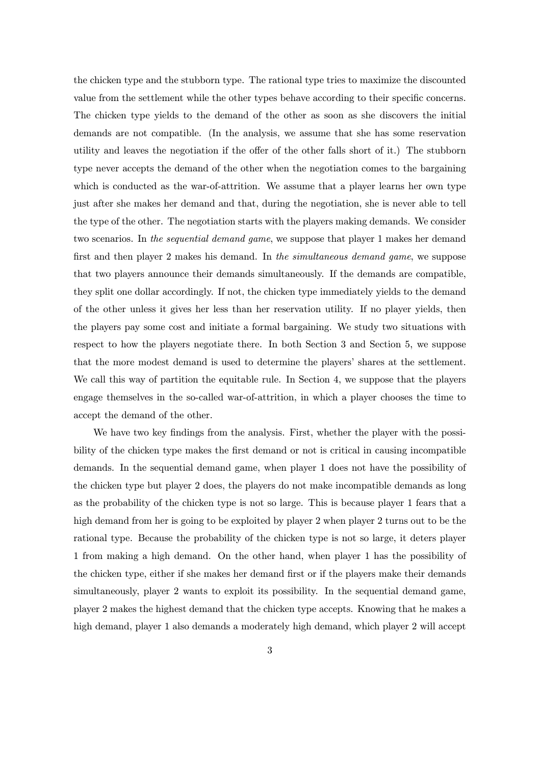the chicken type and the stubborn type. The rational type tries to maximize the discounted value from the settlement while the other types behave according to their specific concerns. The chicken type yields to the demand of the other as soon as she discovers the initial demands are not compatible. (In the analysis, we assume that she has some reservation utility and leaves the negotiation if the offer of the other falls short of it.) The stubborn type never accepts the demand of the other when the negotiation comes to the bargaining which is conducted as the war-of-attrition. We assume that a player learns her own type just after she makes her demand and that, during the negotiation, she is never able to tell the type of the other. The negotiation starts with the players making demands. We consider two scenarios. In *the sequential demand game*, we suppose that player 1 makes her demand first and then player 2 makes his demand. In *the simultaneous demand game*, we suppose that two players announce their demands simultaneously. If the demands are compatible, they split one dollar accordingly. If not, the chicken type immediately yields to the demand of the other unless it gives her less than her reservation utility. If no player yields, then the players pay some cost and initiate a formal bargaining. We study two situations with respect to how the players negotiate there. In both Section 3 and Section 5, we suppose that the more modest demand is used to determine the players' shares at the settlement. We call this way of partition the equitable rule. In Section 4, we suppose that the players engage themselves in the so-called war-of-attrition, in which a player chooses the time to accept the demand of the other.

We have two key findings from the analysis. First, whether the player with the possibility of the chicken type makes the first demand or not is critical in causing incompatible demands. In the sequential demand game, when player 1 does not have the possibility of the chicken type but player 2 does, the players do not make incompatible demands as long as the probability of the chicken type is not so large. This is because player 1 fears that a high demand from her is going to be exploited by player 2 when player 2 turns out to be the rational type. Because the probability of the chicken type is not so large, it deters player 1 from making a high demand. On the other hand, when player 1 has the possibility of the chicken type, either if she makes her demand first or if the players make their demands simultaneously, player 2 wants to exploit its possibility. In the sequential demand game, player 2 makes the highest demand that the chicken type accepts. Knowing that he makes a high demand, player 1 also demands a moderately high demand, which player 2 will accept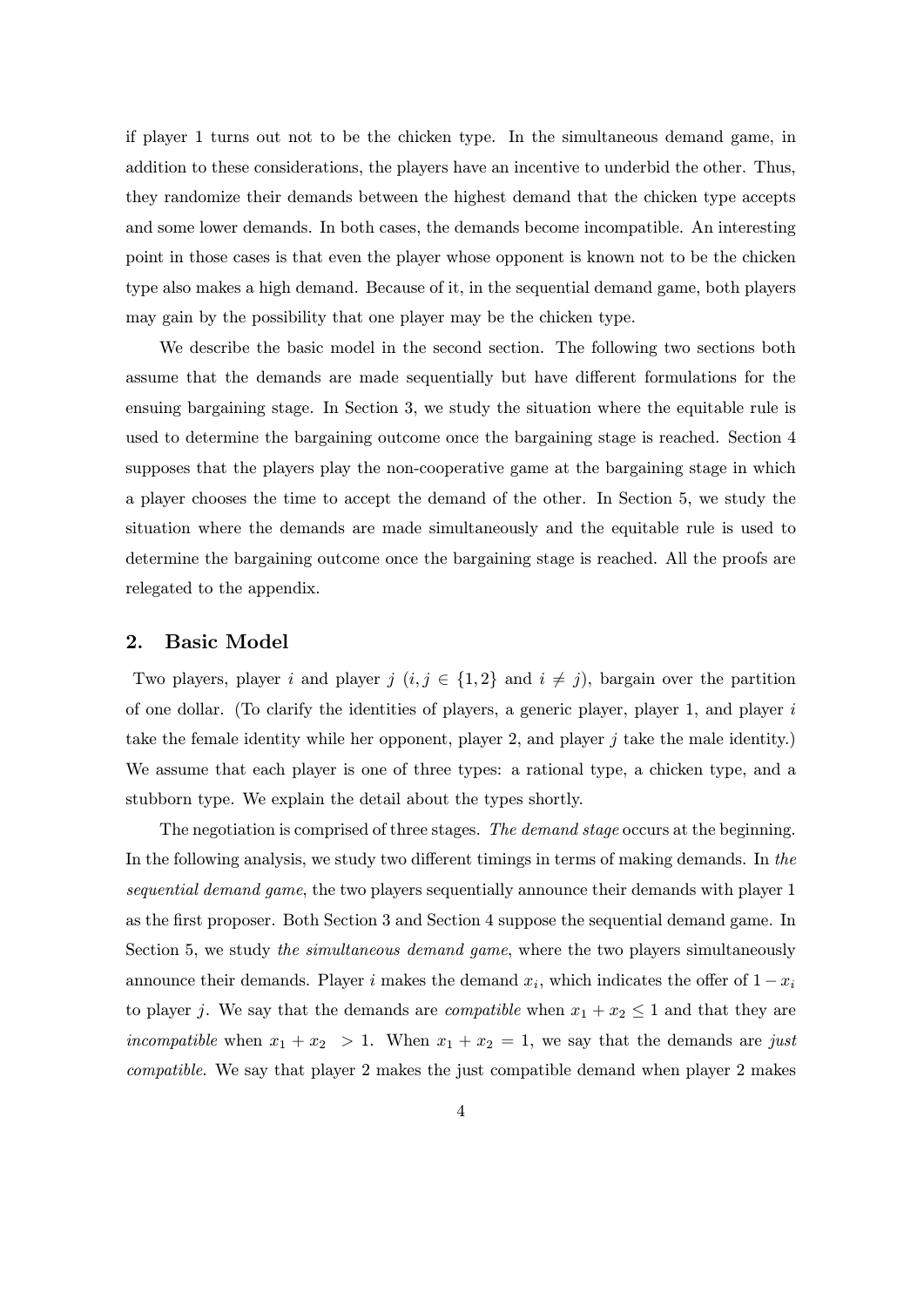if player 1 turns out not to be the chicken type. In the simultaneous demand game, in addition to these considerations, the players have an incentive to underbid the other. Thus, they randomize their demands between the highest demand that the chicken type accepts and some lower demands. In both cases, the demands become incompatible. An interesting point in those cases is that even the player whose opponent is known not to be the chicken type also makes a high demand. Because of it, in the sequential demand game, both players may gain by the possibility that one player may be the chicken type.

We describe the basic model in the second section. The following two sections both assume that the demands are made sequentially but have different formulations for the ensuing bargaining stage. In Section 3, we study the situation where the equitable rule is used to determine the bargaining outcome once the bargaining stage is reached. Section 4 supposes that the players play the non-cooperative game at the bargaining stage in which a player chooses the time to accept the demand of the other. In Section 5, we study the situation where the demands are made simultaneously and the equitable rule is used to determine the bargaining outcome once the bargaining stage is reached. All the proofs are relegated to the appendix.

## 2. Basic Model

Two players, player $i$ and player $j$ ($i, j \in \{1, 2\}$ and $i \neq j$), bargain over the partition of one dollar. (To clarify the identities of players, a generic player, player 1, and player $i$ take the female identity while her opponent, player 2, and player $j$ take the male identity.) We assume that each player is one of three types: a rational type, a chicken type, and a stubborn type. We explain the detail about the types shortly.

The negotiation is comprised of three stages. *The demand stage* occurs at the beginning. In the following analysis, we study two different timings in terms of making demands. In *the sequential demand game*, the two players sequentially announce their demands with player 1 as the first proposer. Both Section 3 and Section 4 suppose the sequential demand game. In Section 5, we study *the simultaneous demand game*, where the two players simultaneously announce their demands. Player $i$ makes the demand $x_i$, which indicates the offer of $1 - x_i$ to player $j$. We say that the demands are *compatible* when $x_1 + x_2 \leq 1$ and that they are *incompatible* when $x_1 + x_2 > 1$. When $x_1 + x_2 = 1$, we say that the demands are *just compatible*. We say that player 2 makes the just compatible demand when player 2 makes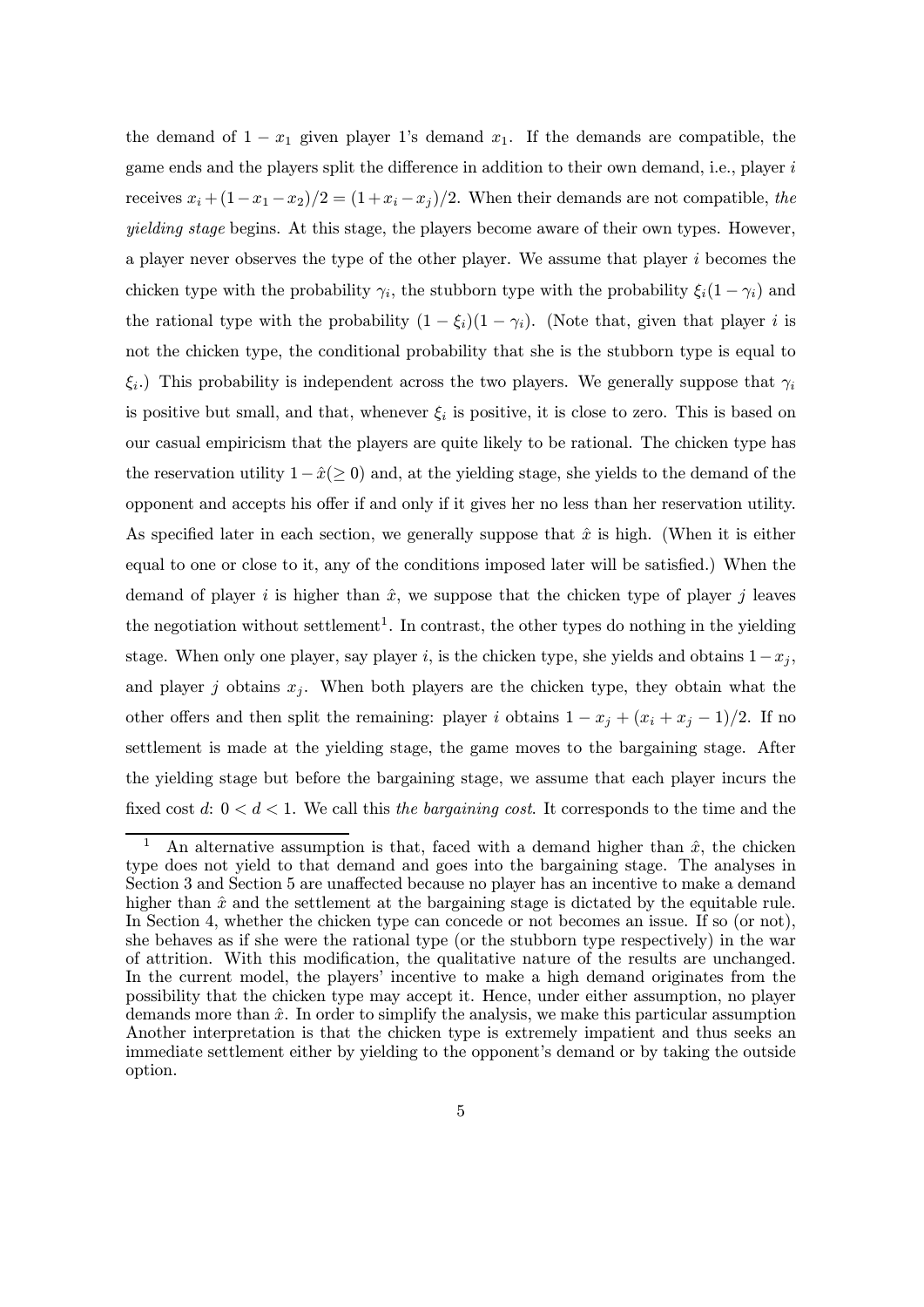the demand of $1 - x_1$ given player 1's demand $x_1$. If the demands are compatible, the game ends and the players split the difference in addition to their own demand, i.e., player $i$ receives $x_i + (1 - x_1 - x_2)/2 = (1 + x_i - x_j)/2$. When their demands are not compatible, *the yielding stage* begins. At this stage, the players become aware of their own types. However, a player never observes the type of the other player. We assume that player $i$ becomes the chicken type with the probability $\gamma_i$, the stubborn type with the probability $\xi_i(1 - \gamma_i)$ and the rational type with the probability $(1 - \xi_i)(1 - \gamma_i)$. (Note that, given that player $i$ is not the chicken type, the conditional probability that she is the stubborn type is equal to $\xi_i$.) This probability is independent across the two players. We generally suppose that $\gamma_i$ is positive but small, and that, whenever $\xi_i$ is positive, it is close to zero. This is based on our casual empiricism that the players are quite likely to be rational. The chicken type has the reservation utility $1 - \hat{x} (\geq 0)$ and, at the yielding stage, she yields to the demand of the opponent and accepts his offer if and only if it gives her no less than her reservation utility. As specified later in each section, we generally suppose that $\hat{x}$ is high. (When it is either equal to one or close to it, any of the conditions imposed later will be satisfied.) When the demand of player $i$ is higher than $\hat{x}$, we suppose that the chicken type of player $j$ leaves the negotiation without settlement[1]. In contrast, the other types do nothing in the yielding stage. When only one player, say player $i$, is the chicken type, she yields and obtains $1 - x_j$, and player $j$ obtains $x_j$. When both players are the chicken type, they obtain what the other offers and then split the remaining: player $i$ obtains $1 - x_j + (x_i + x_j - 1)/2$. If no settlement is made at the yielding stage, the game moves to the bargaining stage. After the yielding stage but before the bargaining stage, we assume that each player incurs the fixed cost $d$: $0 < d < 1$. We call this *the bargaining cost*. It corresponds to the time and the

[1] An alternative assumption is that, faced with a demand higher than $\hat{x}$, the chicken type does not yield to that demand and goes into the bargaining stage. The analyses in Section 3 and Section 5 are unaffected because no player has an incentive to make a demand higher than $\hat{x}$ and the settlement at the bargaining stage is dictated by the equitable rule. In Section 4, whether the chicken type can concede or not becomes an issue. If so (or not), she behaves as if she were the rational type (or the stubborn type respectively) in the war of attrition. With this modification, the qualitative nature of the results are unchanged. In the current model, the players' incentive to make a high demand originates from the possibility that the chicken type may accept it. Hence, under either assumption, no player demands more than $\hat{x}$. In order to simplify the analysis, we make this particular assumption Another interpretation is that the chicken type is extremely impatient and thus seeks an immediate settlement either by yielding to the opponent's demand or by taking the outside option.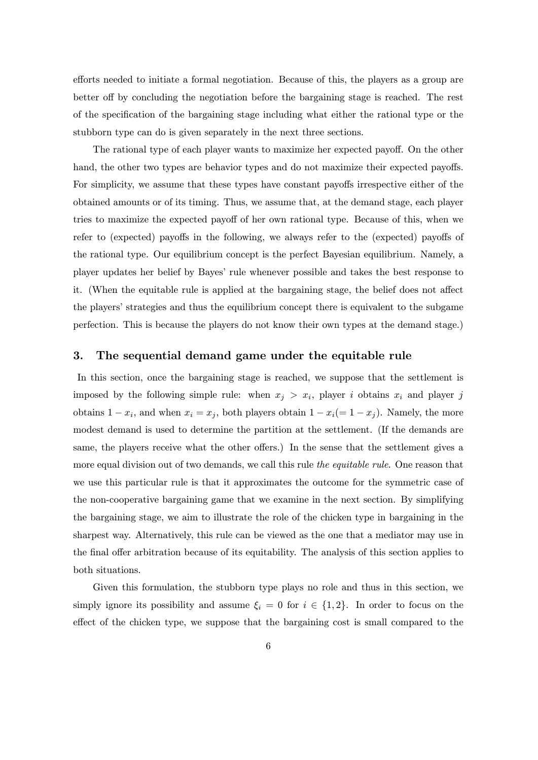efforts needed to initiate a formal negotiation. Because of this, the players as a group are better off by concluding the negotiation before the bargaining stage is reached. The rest of the specification of the bargaining stage including what either the rational type or the stubborn type can do is given separately in the next three sections.

The rational type of each player wants to maximize her expected payoff. On the other hand, the other two types are behavior types and do not maximize their expected payoffs. For simplicity, we assume that these types have constant payoffs irrespective either of the obtained amounts or of its timing. Thus, we assume that, at the demand stage, each player tries to maximize the expected payoff of her own rational type. Because of this, when we refer to (expected) payoffs in the following, we always refer to the (expected) payoffs of the rational type. Our equilibrium concept is the perfect Bayesian equilibrium. Namely, a player updates her belief by Bayes' rule whenever possible and takes the best response to it. (When the equitable rule is applied at the bargaining stage, the belief does not affect the players' strategies and thus the equilibrium concept there is equivalent to the subgame perfection. This is because the players do not know their own types at the demand stage.)

## 3. The sequential demand game under the equitable rule

In this section, once the bargaining stage is reached, we suppose that the settlement is imposed by the following simple rule: when $x_j > x_i$, player $i$ obtains $x_i$ and player $j$ obtains $1 - x_i$, and when $x_i = x_j$, both players obtain $1 - x_i (= 1 - x_j)$. Namely, the more modest demand is used to determine the partition at the settlement. (If the demands are same, the players receive what the other offers.) In the sense that the settlement gives a more equal division out of two demands, we call this rule *the equitable rule*. One reason that we use this particular rule is that it approximates the outcome for the symmetric case of the non-cooperative bargaining game that we examine in the next section. By simplifying the bargaining stage, we aim to illustrate the role of the chicken type in bargaining in the sharpest way. Alternatively, this rule can be viewed as the one that a mediator may use in the final offer arbitration because of its equitability. The analysis of this section applies to both situations.

Given this formulation, the stubborn type plays no role and thus in this section, we simply ignore its possibility and assume $\xi_i = 0$ for $i \in \{1, 2\}$. In order to focus on the effect of the chicken type, we suppose that the bargaining cost is small compared to the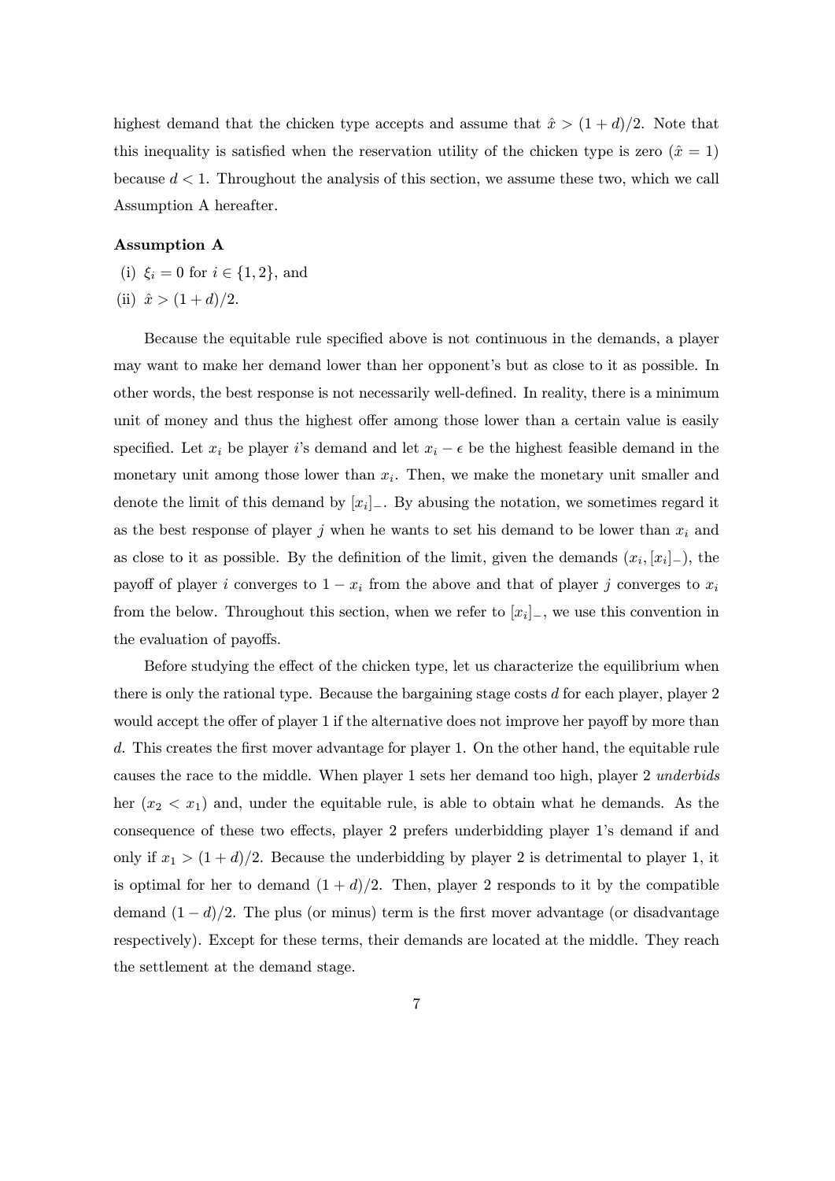highest demand that the chicken type accepts and assume that $\hat{x} > (1 + d)/2$. Note that this inequality is satisfied when the reservation utility of the chicken type is zero ($\hat{x} = 1$) because $d < 1$. Throughout the analysis of this section, we assume these two, which we call Assumption A hereafter.

**Assumption A**

(i) $\xi_i = 0$ for $i \in \{1, 2\}$, and

(ii) $\hat{x} > (1 + d)/2$.

Because the equitable rule specified above is not continuous in the demands, a player may want to make her demand lower than her opponent's but as close to it as possible. In other words, the best response is not necessarily well-defined. In reality, there is a minimum unit of money and thus the highest offer among those lower than a certain value is easily specified. Let $x_i$ be player $i$'s demand and let $x_i - \epsilon$ be the highest feasible demand in the monetary unit among those lower than $x_i$. Then, we make the monetary unit smaller and denote the limit of this demand by $[x_i]_-$. By abusing the notation, we sometimes regard it as the best response of player $j$ when he wants to set his demand to be lower than $x_i$ and as close to it as possible. By the definition of the limit, given the demands $(x_i, [x_i]_-)$, the payoff of player $i$ converges to $1 - x_i$ from the above and that of player $j$ converges to $x_i$ from the below. Throughout this section, when we refer to $[x_i]_-$, we use this convention in the evaluation of payoffs.

Before studying the effect of the chicken type, let us characterize the equilibrium when there is only the rational type. Because the bargaining stage costs $d$ for each player, player 2 would accept the offer of player 1 if the alternative does not improve her payoff by more than $d$. This creates the first mover advantage for player 1. On the other hand, the equitable rule causes the race to the middle. When player 1 sets her demand too high, player 2 *underbids* her ($x_2 < x_1$) and, under the equitable rule, is able to obtain what he demands. As the consequence of these two effects, player 2 prefers underbidding player 1's demand if and only if $x_1 > (1 + d)/2$. Because the underbidding by player 2 is detrimental to player 1, it is optimal for her to demand $(1 + d)/2$. Then, player 2 responds to it by the compatible demand $(1 - d)/2$. The plus (or minus) term is the first mover advantage (or disadvantage respectively). Except for these terms, their demands are located at the middle. They reach the settlement at the demand stage.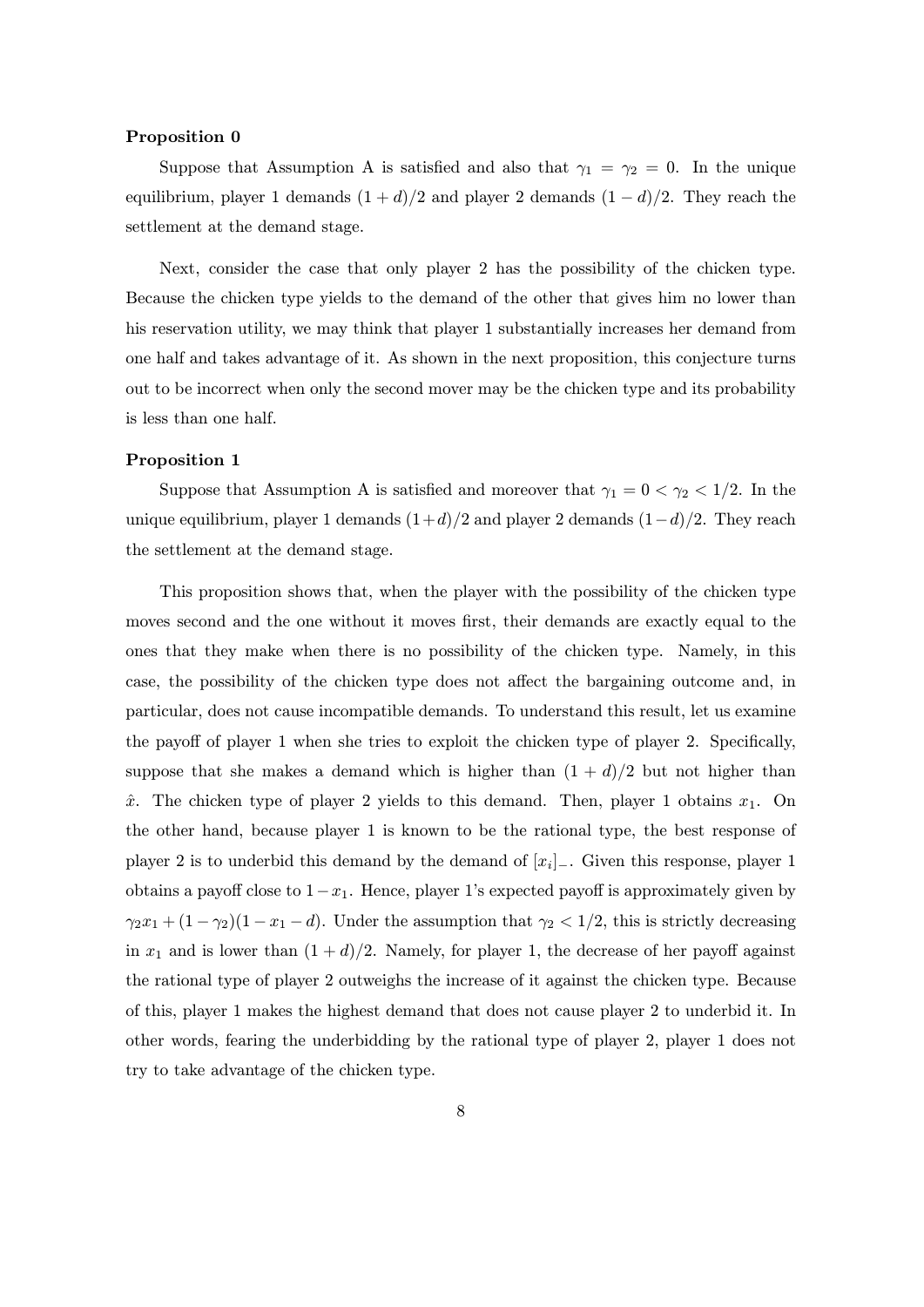**Proposition 0**

Suppose that Assumption A is satisfied and also that $\gamma_1 = \gamma_2 = 0$. In the unique equilibrium, player 1 demands $(1 + d)/2$ and player 2 demands $(1 - d)/2$. They reach the settlement at the demand stage.

Next, consider the case that only player 2 has the possibility of the chicken type. Because the chicken type yields to the demand of the other that gives him no lower than his reservation utility, we may think that player 1 substantially increases her demand from one half and takes advantage of it. As shown in the next proposition, this conjecture turns out to be incorrect when only the second mover may be the chicken type and its probability is less than one half.

**Proposition 1**

Suppose that Assumption A is satisfied and moreover that $\gamma_1 = 0 < \gamma_2 < 1/2$. In the unique equilibrium, player 1 demands $(1+d)/2$ and player 2 demands $(1-d)/2$. They reach the settlement at the demand stage.

This proposition shows that, when the player with the possibility of the chicken type moves second and the one without it moves first, their demands are exactly equal to the ones that they make when there is no possibility of the chicken type. Namely, in this case, the possibility of the chicken type does not affect the bargaining outcome and, in particular, does not cause incompatible demands. To understand this result, let us examine the payoff of player 1 when she tries to exploit the chicken type of player 2. Specifically, suppose that she makes a demand which is higher than $(1 + d)/2$ but not higher than $\hat{x}$. The chicken type of player 2 yields to this demand. Then, player 1 obtains $x_1$. On the other hand, because player 1 is known to be the rational type, the best response of player 2 is to underbid this demand by the demand of $[x_i]_-$. Given this response, player 1 obtains a payoff close to $1-x_1$. Hence, player 1's expected payoff is approximately given by $\gamma_2 x_1 + (1 - \gamma_2)(1 - x_1 - d)$. Under the assumption that $\gamma_2 < 1/2$, this is strictly decreasing in $x_1$ and is lower than $(1 + d)/2$. Namely, for player 1, the decrease of her payoff against the rational type of player 2 outweighs the increase of it against the chicken type. Because of this, player 1 makes the highest demand that does not cause player 2 to underbid it. In other words, fearing the underbidding by the rational type of player 2, player 1 does not try to take advantage of the chicken type.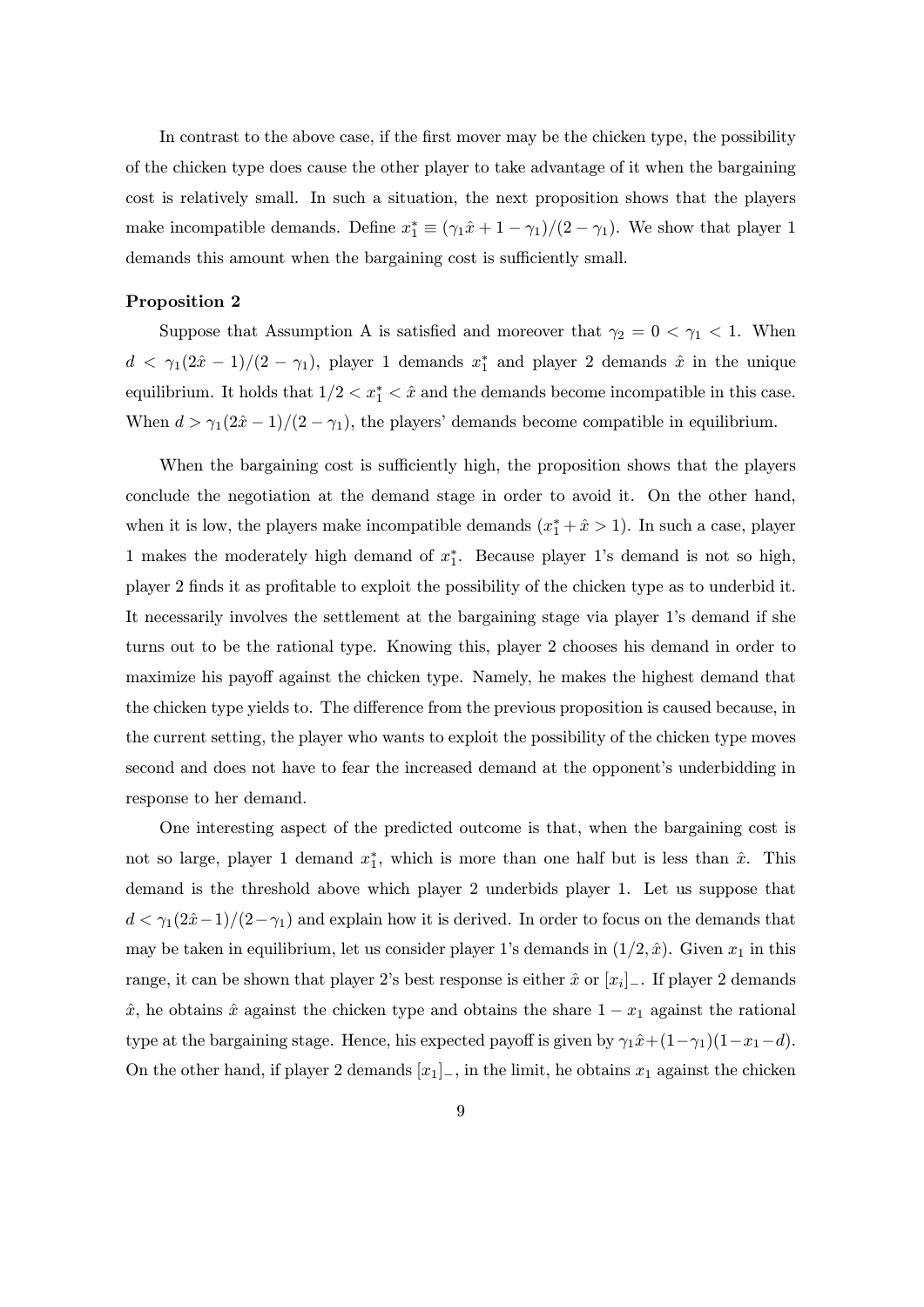In contrast to the above case, if the first mover may be the chicken type, the possibility of the chicken type does cause the other player to take advantage of it when the bargaining cost is relatively small. In such a situation, the next proposition shows that the players make incompatible demands. Define $x_1^* \equiv (\gamma_1 \hat{x} + 1 - \gamma_1)/(2 - \gamma_1)$. We show that player 1 demands this amount when the bargaining cost is sufficiently small.

**Proposition 2**

Suppose that Assumption A is satisfied and moreover that $\gamma_2 = 0 < \gamma_1 < 1$. When $d < \gamma_1(2\hat{x} - 1)/(2 - \gamma_1)$, player 1 demands $x_1^*$ and player 2 demands $\hat{x}$ in the unique equilibrium. It holds that $1/2 < x_1^* < \hat{x}$ and the demands become incompatible in this case. When $d > \gamma_1(2\hat{x} - 1)/(2 - \gamma_1)$, the players' demands become compatible in equilibrium.

When the bargaining cost is sufficiently high, the proposition shows that the players conclude the negotiation at the demand stage in order to avoid it. On the other hand, when it is low, the players make incompatible demands ($x_1^* + \hat{x} > 1$). In such a case, player 1 makes the moderately high demand of $x_1^*$. Because player 1's demand is not so high, player 2 finds it as profitable to exploit the possibility of the chicken type as to underbid it. It necessarily involves the settlement at the bargaining stage via player 1's demand if she turns out to be the rational type. Knowing this, player 2 chooses his demand in order to maximize his payoff against the chicken type. Namely, he makes the highest demand that the chicken type yields to. The difference from the previous proposition is caused because, in the current setting, the player who wants to exploit the possibility of the chicken type moves second and does not have to fear the increased demand at the opponent's underbidding in response to her demand.

One interesting aspect of the predicted outcome is that, when the bargaining cost is not so large, player 1 demand $x_1^*$, which is more than one half but is less than $\hat{x}$. This demand is the threshold above which player 2 underbids player 1. Let us suppose that $d < \gamma_1(2\hat{x} - 1)/(2 - \gamma_1)$ and explain how it is derived. In order to focus on the demands that may be taken in equilibrium, let us consider player 1's demands in $(1/2, \hat{x})$. Given $x_1$ in this range, it can be shown that player 2's best response is either $\hat{x}$ or $[x_i]_-$. If player 2 demands $\hat{x}$, he obtains $\hat{x}$ against the chicken type and obtains the share $1 - x_1$ against the rational type at the bargaining stage. Hence, his expected payoff is given by $\gamma_1 \hat{x} + (1 - \gamma_1)(1 - x_1 - d)$. On the other hand, if player 2 demands $[x_1]_-$, in the limit, he obtains $x_1$ against the chicken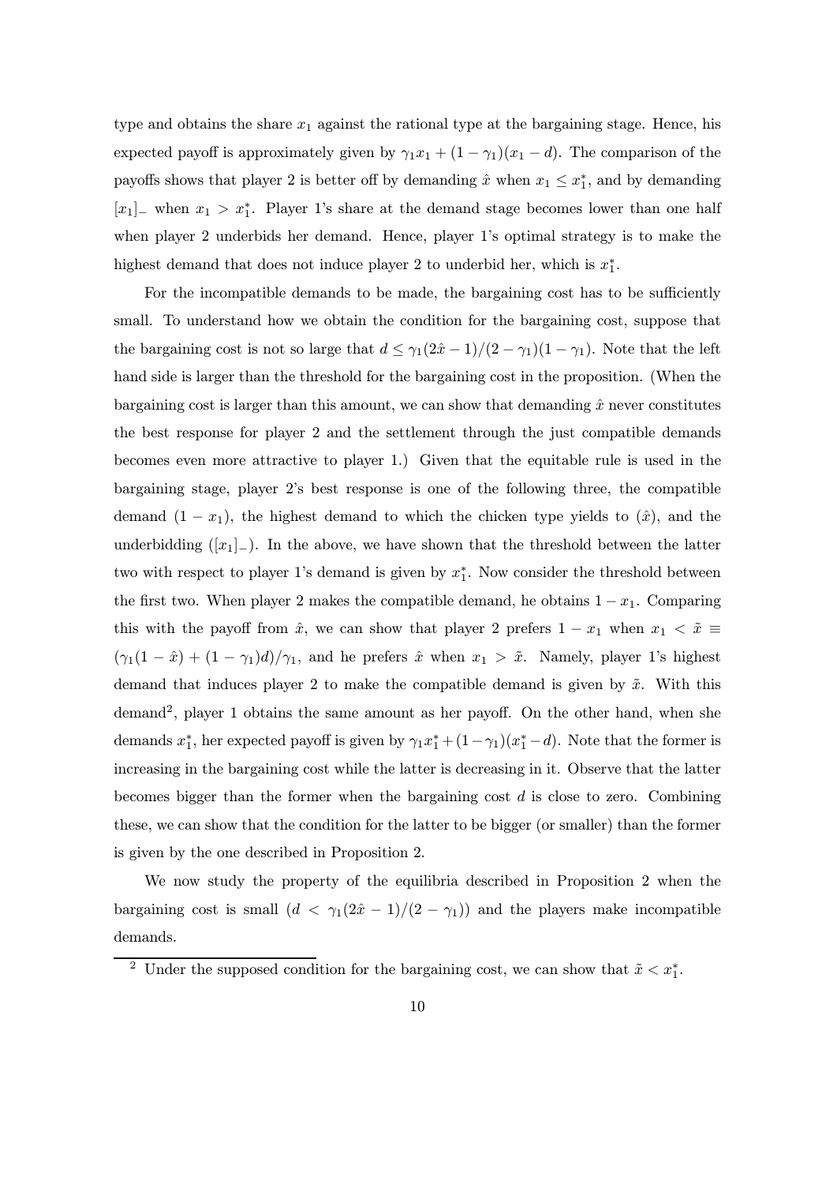type and obtains the share $x_1$ against the rational type at the bargaining stage. Hence, his expected payoff is approximately given by $\gamma_1 x_1 + (1-\gamma_1)(x_1 - d)$. The comparison of the payoffs shows that player 2 is better off by demanding $\hat{x}$ when $x_1 \leq x_1^*$, and by demanding $[x_1]_-$ when $x_1 > x_1^*$. Player 1's share at the demand stage becomes lower than one half when player 2 underbids her demand. Hence, player 1's optimal strategy is to make the highest demand that does not induce player 2 to underbid her, which is $x_1^*$.

For the incompatible demands to be made, the bargaining cost has to be sufficiently small. To understand how we obtain the condition for the bargaining cost, suppose that the bargaining cost is not so large that $d \leq \gamma_1(2\hat{x}-1)/(2-\gamma_1)(1-\gamma_1)$. Note that the left hand side is larger than the threshold for the bargaining cost in the proposition. (When the bargaining cost is larger than this amount, we can show that demanding $\hat{x}$ never constitutes the best response for player 2 and the settlement through the just compatible demands becomes even more attractive to player 1.) Given that the equitable rule is used in the bargaining stage, player 2's best response is one of the following three, the compatible demand $(1-x_1)$, the highest demand to which the chicken type yields to $(\hat{x})$, and the underbidding $([x_1]_-)$. In the above, we have shown that the threshold between the latter two with respect to player 1's demand is given by $x_1^*$. Now consider the threshold between the first two. When player 2 makes the compatible demand, he obtains $1-x_1$. Comparing this with the payoff from $\hat{x}$, we can show that player 2 prefers $1-x_1$ when $x_1 < \tilde{x} \equiv (\gamma_1(1-\hat{x}) + (1-\gamma_1)d)/\gamma_1$, and he prefers $\hat{x}$ when $x_1 > \tilde{x}$. Namely, player 1's highest demand that induces player 2 to make the compatible demand is given by $\tilde{x}$. With this demand[2], player 1 obtains the same amount as her payoff. On the other hand, when she demands $x_1^*$, her expected payoff is given by $\gamma_1 x_1^* + (1-\gamma_1)(x_1^* - d)$. Note that the former is increasing in the bargaining cost while the latter is decreasing in it. Observe that the latter becomes bigger than the former when the bargaining cost $d$ is close to zero. Combining these, we can show that the condition for the latter to be bigger (or smaller) than the former is given by the one described in Proposition 2.

We now study the property of the equilibria described in Proposition 2 when the bargaining cost is small ($d < \gamma_1(2\hat{x}-1)/(2-\gamma_1)$) and the players make incompatible demands.

[2] Under the supposed condition for the bargaining cost, we can show that $\tilde{x} < x_1^*$.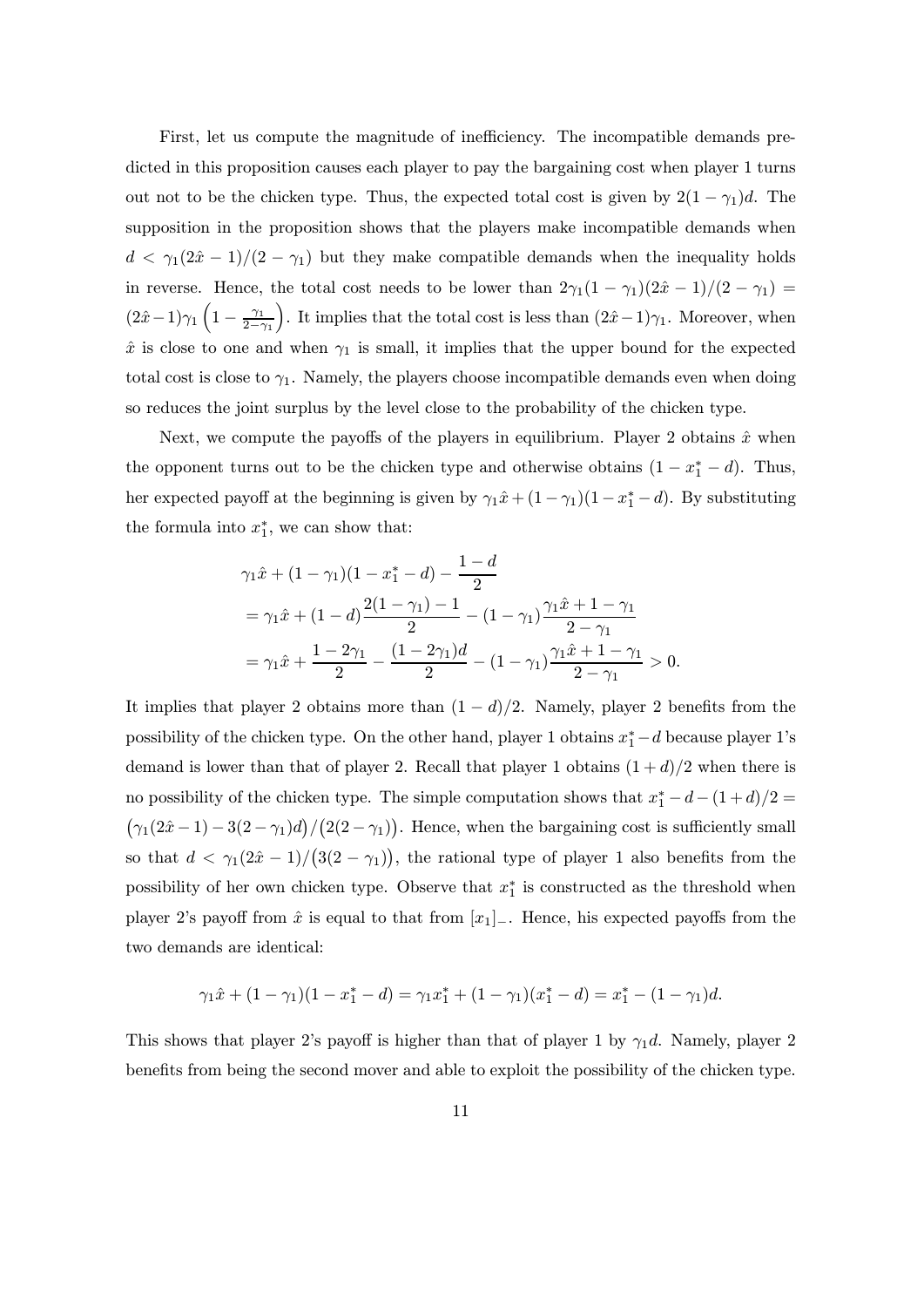First, let us compute the magnitude of inefficiency. The incompatible demands predicted in this proposition causes each player to pay the bargaining cost when player 1 turns out not to be the chicken type. Thus, the expected total cost is given by $2(1-\gamma_1)d$. The supposition in the proposition shows that the players make incompatible demands when $d < \gamma_1(2\hat{x}-1)/(2-\gamma_1)$ but they make compatible demands when the inequality holds in reverse. Hence, the total cost needs to be lower than $2\gamma_1(1-\gamma_1)(2\hat{x}-1)/(2-\gamma_1) = (2\hat{x}-1)\gamma_1\left(1-\frac{\gamma_1}{2-\gamma_1}\right)$. It implies that the total cost is less than $(2\hat{x}-1)\gamma_1$. Moreover, when $\hat{x}$ is close to one and when $\gamma_1$ is small, it implies that the upper bound for the expected total cost is close to $\gamma_1$. Namely, the players choose incompatible demands even when doing so reduces the joint surplus by the level close to the probability of the chicken type.

Next, we compute the payoffs of the players in equilibrium. Player 2 obtains $\hat{x}$ when the opponent turns out to be the chicken type and otherwise obtains $(1-x_1^*-d)$. Thus, her expected payoff at the beginning is given by $\gamma_1\hat{x}+(1-\gamma_1)(1-x_1^*-d)$. By substituting the formula into $x_1^*$, we can show that:

$$
\begin{aligned}
&\gamma_1\hat{x}+(1-\gamma_1)(1-x_1^*-d)-\frac{1-d}{2} \\
&= \gamma_1\hat{x}+(1-d)\frac{2(1-\gamma_1)-1}{2}-(1-\gamma_1)\frac{\gamma_1\hat{x}+1-\gamma_1}{2-\gamma_1} \\
&= \gamma_1\hat{x}+\frac{1-2\gamma_1}{2}-\frac{(1-2\gamma_1)d}{2}-(1-\gamma_1)\frac{\gamma_1\hat{x}+1-\gamma_1}{2-\gamma_1} > 0.
\end{aligned}
$$

It implies that player 2 obtains more than $(1-d)/2$. Namely, player 2 benefits from the possibility of the chicken type. On the other hand, player 1 obtains $x_1^*-d$ because player 1's demand is lower than that of player 2. Recall that player 1 obtains $(1+d)/2$ when there is no possibility of the chicken type. The simple computation shows that $x_1^*-d-(1+d)/2 = \big(\gamma_1(2\hat{x}-1)-3(2-\gamma_1)d\big)/\big(2(2-\gamma_1)\big)$. Hence, when the bargaining cost is sufficiently small so that $d < \gamma_1(2\hat{x}-1)/\big(3(2-\gamma_1)\big)$, the rational type of player 1 also benefits from the possibility of her own chicken type. Observe that $x_1^*$ is constructed as the threshold when player 2's payoff from $\hat{x}$ is equal to that from $[x_1]_-$. Hence, his expected payoffs from the two demands are identical:

$$
\gamma_1\hat{x}+(1-\gamma_1)(1-x_1^*-d) = \gamma_1 x_1^*+(1-\gamma_1)(x_1^*-d) = x_1^*-(1-\gamma_1)d.
$$

This shows that player 2's payoff is higher than that of player 1 by $\gamma_1 d$. Namely, player 2 benefits from being the second mover and able to exploit the possibility of the chicken type.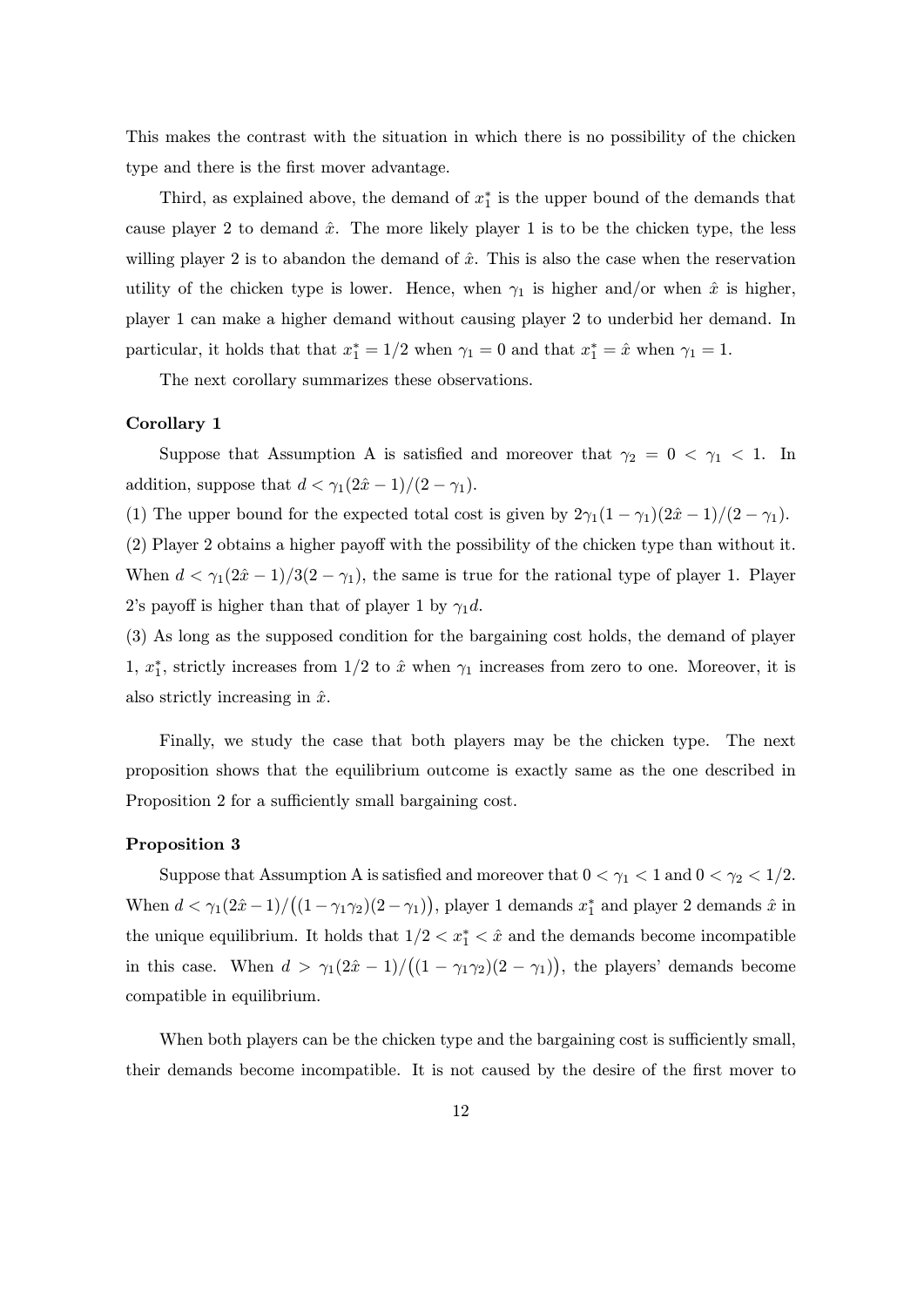This makes the contrast with the situation in which there is no possibility of the chicken type and there is the first mover advantage.

Third, as explained above, the demand of $x_1^*$ is the upper bound of the demands that cause player 2 to demand $\hat{x}$. The more likely player 1 is to be the chicken type, the less willing player 2 is to abandon the demand of $\hat{x}$. This is also the case when the reservation utility of the chicken type is lower. Hence, when $\gamma_1$ is higher and/or when $\hat{x}$ is higher, player 1 can make a higher demand without causing player 2 to underbid her demand. In particular, it holds that that $x_1^* = 1/2$ when $\gamma_1 = 0$ and that $x_1^* = \hat{x}$ when $\gamma_1 = 1$.

The next corollary summarizes these observations.

**Corollary 1**

Suppose that Assumption A is satisfied and moreover that $\gamma_2 = 0 < \gamma_1 < 1$. In addition, suppose that $d < \gamma_1(2\hat{x} - 1)/(2 - \gamma_1)$.

(1) The upper bound for the expected total cost is given by $2\gamma_1(1 - \gamma_1)(2\hat{x} - 1)/(2 - \gamma_1)$.

(2) Player 2 obtains a higher payoff with the possibility of the chicken type than without it. When $d < \gamma_1(2\hat{x} - 1)/3(2 - \gamma_1)$, the same is true for the rational type of player 1. Player 2's payoff is higher than that of player 1 by $\gamma_1 d$.

(3) As long as the supposed condition for the bargaining cost holds, the demand of player 1, $x_1^*$, strictly increases from $1/2$ to $\hat{x}$ when $\gamma_1$ increases from zero to one. Moreover, it is also strictly increasing in $\hat{x}$.

Finally, we study the case that both players may be the chicken type. The next proposition shows that the equilibrium outcome is exactly same as the one described in Proposition 2 for a sufficiently small bargaining cost.

**Proposition 3**

Suppose that Assumption A is satisfied and moreover that $0 < \gamma_1 < 1$ and $0 < \gamma_2 < 1/2$. When $d < \gamma_1(2\hat{x} - 1)/\big((1 - \gamma_1\gamma_2)(2 - \gamma_1)\big)$, player 1 demands $x_1^*$ and player 2 demands $\hat{x}$ in the unique equilibrium. It holds that $1/2 < x_1^* < \hat{x}$ and the demands become incompatible in this case. When $d > \gamma_1(2\hat{x} - 1)/\big((1 - \gamma_1\gamma_2)(2 - \gamma_1)\big)$, the players' demands become compatible in equilibrium.

When both players can be the chicken type and the bargaining cost is sufficiently small, their demands become incompatible. It is not caused by the desire of the first mover to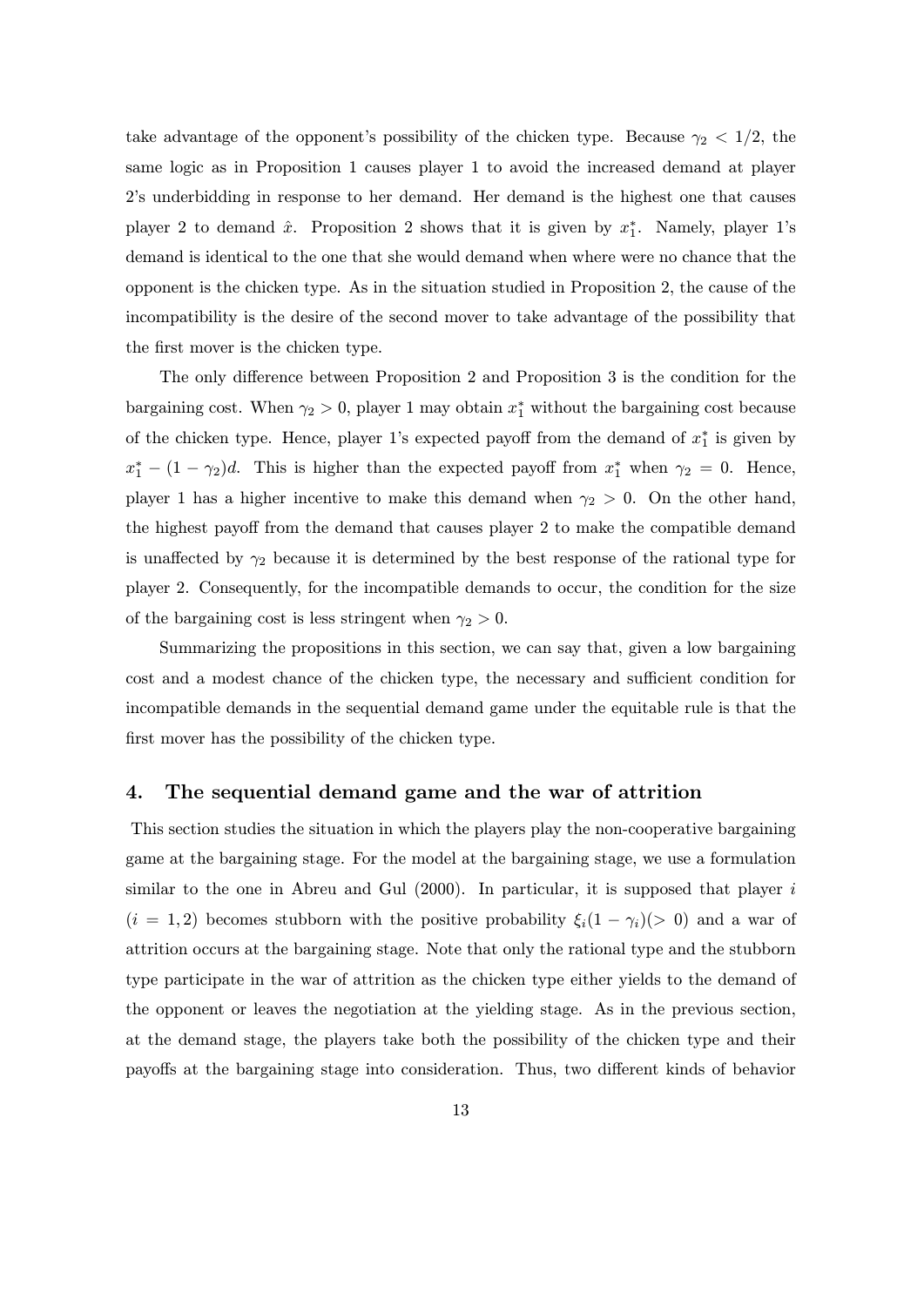take advantage of the opponent's possibility of the chicken type. Because $\gamma_2 < 1/2$, the same logic as in Proposition 1 causes player 1 to avoid the increased demand at player 2's underbidding in response to her demand. Her demand is the highest one that causes player 2 to demand $\hat{x}$. Proposition 2 shows that it is given by $x_1^*$. Namely, player 1's demand is identical to the one that she would demand when where were no chance that the opponent is the chicken type. As in the situation studied in Proposition 2, the cause of the incompatibility is the desire of the second mover to take advantage of the possibility that the first mover is the chicken type.

The only difference between Proposition 2 and Proposition 3 is the condition for the bargaining cost. When $\gamma_2 > 0$, player 1 may obtain $x_1^*$ without the bargaining cost because of the chicken type. Hence, player 1's expected payoff from the demand of $x_1^*$ is given by $x_1^* - (1 - \gamma_2)d$. This is higher than the expected payoff from $x_1^*$ when $\gamma_2 = 0$. Hence, player 1 has a higher incentive to make this demand when $\gamma_2 > 0$. On the other hand, the highest payoff from the demand that causes player 2 to make the compatible demand is unaffected by $\gamma_2$ because it is determined by the best response of the rational type for player 2. Consequently, for the incompatible demands to occur, the condition for the size of the bargaining cost is less stringent when $\gamma_2 > 0$.

Summarizing the propositions in this section, we can say that, given a low bargaining cost and a modest chance of the chicken type, the necessary and sufficient condition for incompatible demands in the sequential demand game under the equitable rule is that the first mover has the possibility of the chicken type.

## 4. The sequential demand game and the war of attrition

This section studies the situation in which the players play the non-cooperative bargaining game at the bargaining stage. For the model at the bargaining stage, we use a formulation similar to the one in Abreu and Gul (2000). In particular, it is supposed that player $i$ ($i = 1, 2$) becomes stubborn with the positive probability $\xi_i(1 - \gamma_i)(> 0)$ and a war of attrition occurs at the bargaining stage. Note that only the rational type and the stubborn type participate in the war of attrition as the chicken type either yields to the demand of the opponent or leaves the negotiation at the yielding stage. As in the previous section, at the demand stage, the players take both the possibility of the chicken type and their payoffs at the bargaining stage into consideration. Thus, two different kinds of behavior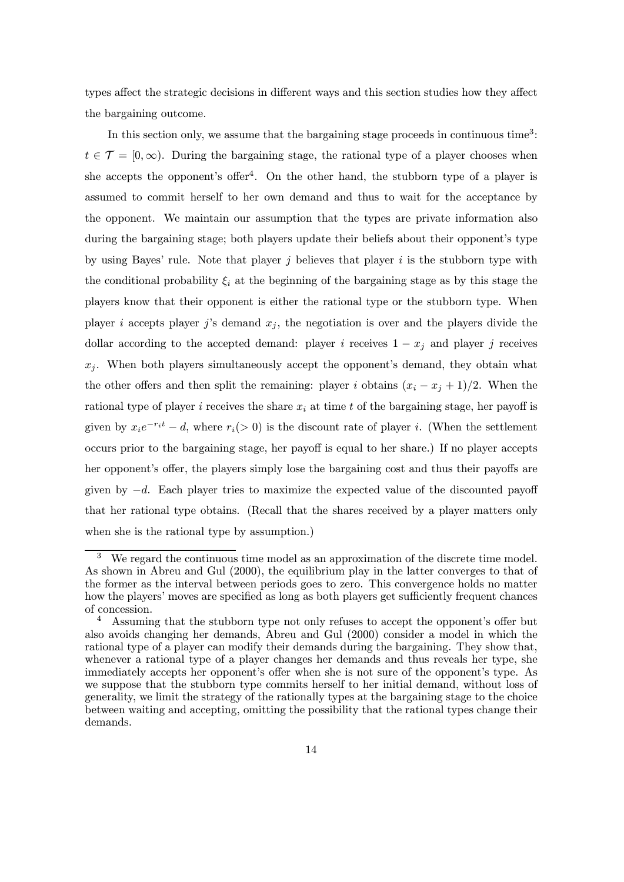types affect the strategic decisions in different ways and this section studies how they affect the bargaining outcome.

In this section only, we assume that the bargaining stage proceeds in continuous time[3]: $t \in \mathcal{T} = [0, \infty)$. During the bargaining stage, the rational type of a player chooses when she accepts the opponent's offer[4]. On the other hand, the stubborn type of a player is assumed to commit herself to her own demand and thus to wait for the acceptance by the opponent. We maintain our assumption that the types are private information also during the bargaining stage; both players update their beliefs about their opponent's type by using Bayes' rule. Note that player $j$ believes that player $i$ is the stubborn type with the conditional probability $\xi_i$ at the beginning of the bargaining stage as by this stage the players know that their opponent is either the rational type or the stubborn type. When player $i$ accepts player $j$'s demand $x_j$, the negotiation is over and the players divide the dollar according to the accepted demand: player $i$ receives $1 - x_j$ and player $j$ receives $x_j$. When both players simultaneously accept the opponent's demand, they obtain what the other offers and then split the remaining: player $i$ obtains $(x_i - x_j + 1)/2$. When the rational type of player $i$ receives the share $x_i$ at time $t$ of the bargaining stage, her payoff is given by $x_i e^{-r_i t} - d$, where $r_i (> 0)$ is the discount rate of player $i$. (When the settlement occurs prior to the bargaining stage, her payoff is equal to her share.) If no player accepts her opponent's offer, the players simply lose the bargaining cost and thus their payoffs are given by $-d$. Each player tries to maximize the expected value of the discounted payoff that her rational type obtains. (Recall that the shares received by a player matters only when she is the rational type by assumption.)

---

[3] We regard the continuous time model as an approximation of the discrete time model. As shown in Abreu and Gul (2000), the equilibrium play in the latter converges to that of the former as the interval between periods goes to zero. This convergence holds no matter how the players' moves are specified as long as both players get sufficiently frequent chances of concession.

[4] Assuming that the stubborn type not only refuses to accept the opponent's offer but also avoids changing her demands, Abreu and Gul (2000) consider a model in which the rational type of a player can modify their demands during the bargaining. They show that, whenever a rational type of a player changes her demands and thus reveals her type, she immediately accepts her opponent's offer when she is not sure of the opponent's type. As we suppose that the stubborn type commits herself to her initial demand, without loss of generality, we limit the strategy of the rationally types at the bargaining stage to the choice between waiting and accepting, omitting the possibility that the rational types change their demands.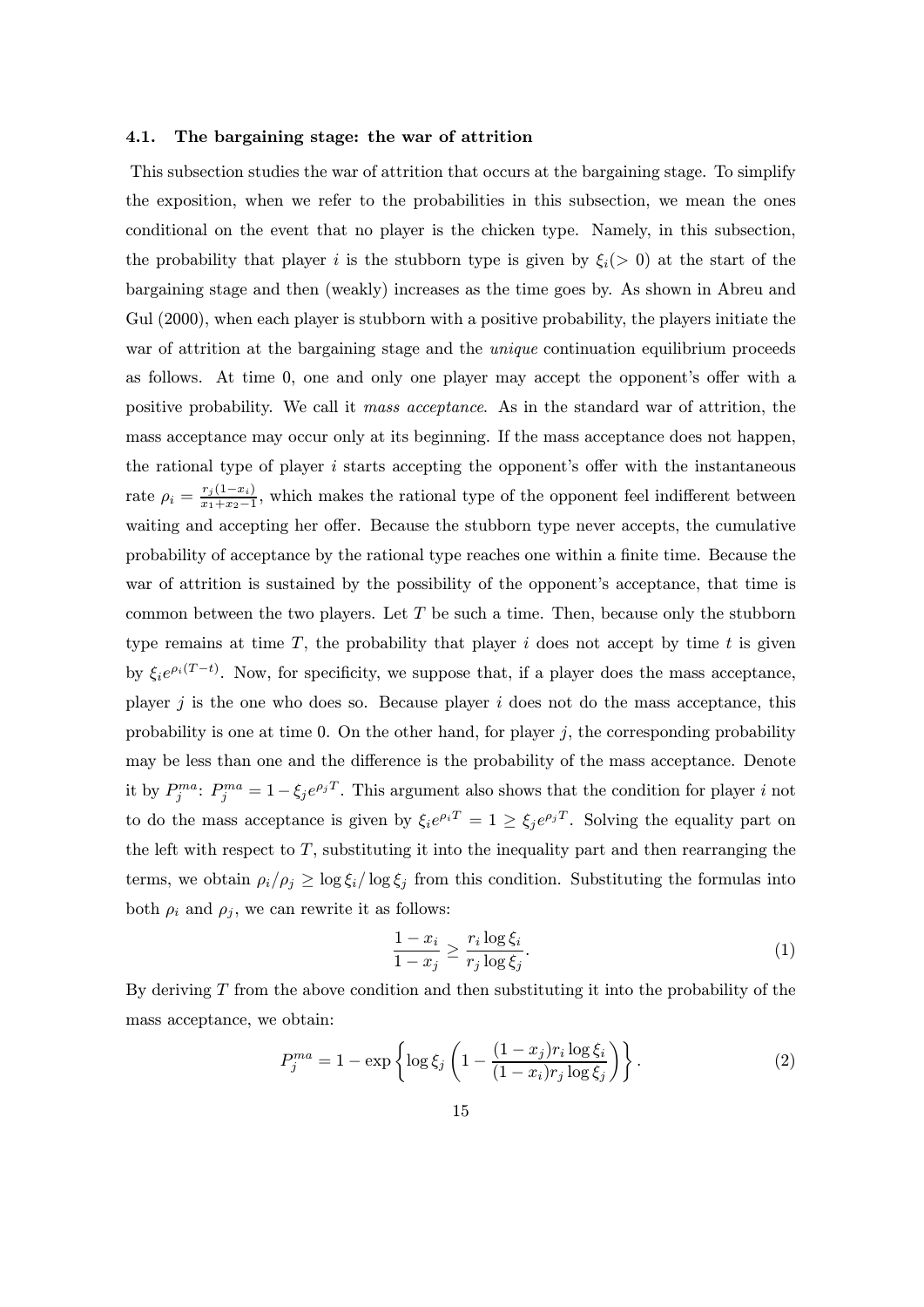### 4.1. The bargaining stage: the war of attrition

This subsection studies the war of attrition that occurs at the bargaining stage. To simplify the exposition, when we refer to the probabilities in this subsection, we mean the ones conditional on the event that no player is the chicken type. Namely, in this subsection, the probability that player $i$ is the stubborn type is given by $\xi_i(>0)$ at the start of the bargaining stage and then (weakly) increases as the time goes by. As shown in Abreu and Gul (2000), when each player is stubborn with a positive probability, the players initiate the war of attrition at the bargaining stage and the *unique* continuation equilibrium proceeds as follows. At time 0, one and only one player may accept the opponent's offer with a positive probability. We call it *mass acceptance*. As in the standard war of attrition, the mass acceptance may occur only at its beginning. If the mass acceptance does not happen, the rational type of player $i$ starts accepting the opponent's offer with the instantaneous rate $\rho_i = \frac{r_j(1-x_i)}{x_1+x_2-1}$, which makes the rational type of the opponent feel indifferent between waiting and accepting her offer. Because the stubborn type never accepts, the cumulative probability of acceptance by the rational type reaches one within a finite time. Because the war of attrition is sustained by the possibility of the opponent's acceptance, that time is common between the two players. Let $T$ be such a time. Then, because only the stubborn type remains at time $T$, the probability that player $i$ does not accept by time $t$ is given by $\xi_i e^{\rho_i(T-t)}$. Now, for specificity, we suppose that, if a player does the mass acceptance, player $j$ is the one who does so. Because player $i$ does not do the mass acceptance, this probability is one at time 0. On the other hand, for player $j$, the corresponding probability may be less than one and the difference is the probability of the mass acceptance. Denote it by $P_j^{ma}$: $P_j^{ma} = 1 - \xi_j e^{\rho_j T}$. This argument also shows that the condition for player $i$ not to do the mass acceptance is given by $\xi_i e^{\rho_i T} = 1 \geq \xi_j e^{\rho_j T}$. Solving the equality part on the left with respect to $T$, substituting it into the inequality part and then rearranging the terms, we obtain $\rho_i/\rho_j \geq \log \xi_i / \log \xi_j$ from this condition. Substituting the formulas into both $\rho_i$ and $\rho_j$, we can rewrite it as follows:

$$\frac{1-x_i}{1-x_j} \geq \frac{r_i \log \xi_i}{r_j \log \xi_j}. \tag{1}$$

By deriving $T$ from the above condition and then substituting it into the probability of the mass acceptance, we obtain:

$$P_j^{ma} = 1 - \exp\left\{\log \xi_j \left(1 - \frac{(1-x_j) r_i \log \xi_i}{(1-x_i) r_j \log \xi_j}\right)\right\}. \tag{2}$$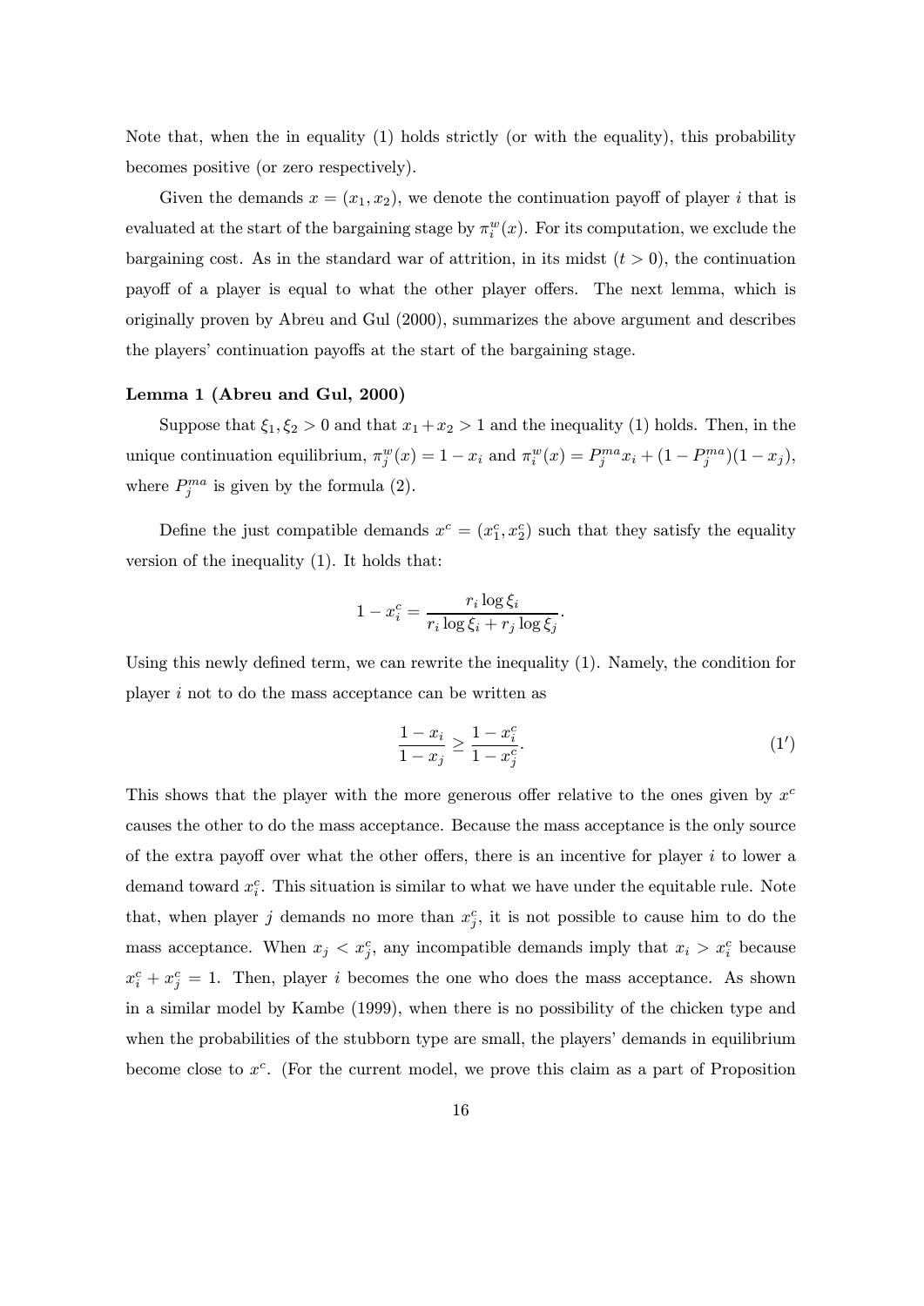Note that, when the in equality (1) holds strictly (or with the equality), this probability becomes positive (or zero respectively).

Given the demands $x = (x_1, x_2)$, we denote the continuation payoff of player $i$ that is evaluated at the start of the bargaining stage by $\pi_i^w(x)$. For its computation, we exclude the bargaining cost. As in the standard war of attrition, in its midst ($t > 0$), the continuation payoff of a player is equal to what the other player offers. The next lemma, which is originally proven by Abreu and Gul (2000), summarizes the above argument and describes the players' continuation payoffs at the start of the bargaining stage.

**Lemma 1 (Abreu and Gul, 2000)**

Suppose that $\xi_1, \xi_2 > 0$ and that $x_1 + x_2 > 1$ and the inequality (1) holds. Then, in the unique continuation equilibrium, $\pi_j^w(x) = 1 - x_i$ and $\pi_i^w(x) = P_j^{ma} x_i + (1 - P_j^{ma})(1 - x_j)$, where $P_j^{ma}$ is given by the formula (2).

Define the just compatible demands $x^c = (x_1^c, x_2^c)$ such that they satisfy the equality version of the inequality (1). It holds that:

$$1 - x_i^c = \frac{r_i \log \xi_i}{r_i \log \xi_i + r_j \log \xi_j}.$$

Using this newly defined term, we can rewrite the inequality (1). Namely, the condition for player $i$ not to do the mass acceptance can be written as

$$\frac{1 - x_i}{1 - x_j} \geq \frac{1 - x_i^c}{1 - x_j^c}. \tag{1'}$$

This shows that the player with the more generous offer relative to the ones given by $x^c$ causes the other to do the mass acceptance. Because the mass acceptance is the only source of the extra payoff over what the other offers, there is an incentive for player $i$ to lower a demand toward $x_i^c$. This situation is similar to what we have under the equitable rule. Note that, when player $j$ demands no more than $x_j^c$, it is not possible to cause him to do the mass acceptance. When $x_j < x_j^c$, any incompatible demands imply that $x_i > x_i^c$ because $x_i^c + x_j^c = 1$. Then, player $i$ becomes the one who does the mass acceptance. As shown in a similar model by Kambe (1999), when there is no possibility of the chicken type and when the probabilities of the stubborn type are small, the players' demands in equilibrium become close to $x^c$. (For the current model, we prove this claim as a part of Proposition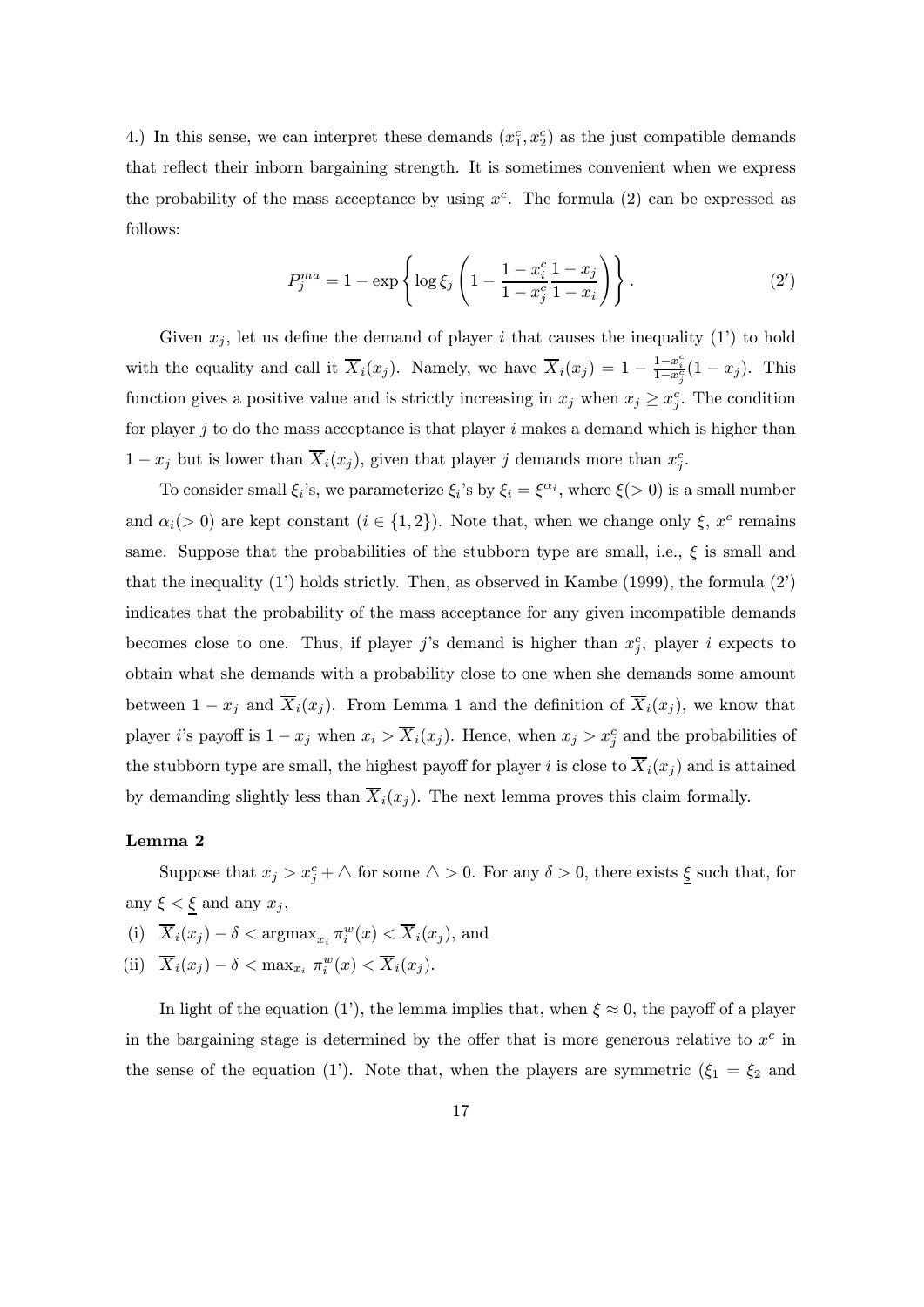4.) In this sense, we can interpret these demands $(x_1^c, x_2^c)$ as the just compatible demands that reflect their inborn bargaining strength. It is sometimes convenient when we express the probability of the mass acceptance by using $x^c$. The formula (2) can be expressed as follows:

$$P_j^{ma} = 1 - \exp\left\{\log \xi_j \left(1 - \frac{1-x_i^c}{1-x_j^c}\frac{1-x_j}{1-x_i}\right)\right\}. \tag{2'}$$

Given $x_j$, let us define the demand of player $i$ that causes the inequality (1') to hold with the equality and call it $\overline{X}_i(x_j)$. Namely, we have $\overline{X}_i(x_j) = 1 - \frac{1-x_i^c}{1-x_j^c}(1-x_j)$. This function gives a positive value and is strictly increasing in $x_j$ when $x_j \geq x_j^c$. The condition for player $j$ to do the mass acceptance is that player $i$ makes a demand which is higher than $1 - x_j$ but is lower than $\overline{X}_i(x_j)$, given that player $j$ demands more than $x_j^c$.

To consider small $\xi_i$'s, we parameterize $\xi_i$'s by $\xi_i = \xi^{\alpha_i}$, where $\xi(> 0)$ is a small number and $\alpha_i(> 0)$ are kept constant ($i \in \{1, 2\}$). Note that, when we change only $\xi$, $x^c$ remains same. Suppose that the probabilities of the stubborn type are small, i.e., $\xi$ is small and that the inequality (1') holds strictly. Then, as observed in Kambe (1999), the formula (2') indicates that the probability of the mass acceptance for any given incompatible demands becomes close to one. Thus, if player $j$'s demand is higher than $x_j^c$, player $i$ expects to obtain what she demands with a probability close to one when she demands some amount between $1 - x_j$ and $\overline{X}_i(x_j)$. From Lemma 1 and the definition of $\overline{X}_i(x_j)$, we know that player $i$'s payoff is $1 - x_j$ when $x_i > \overline{X}_i(x_j)$. Hence, when $x_j > x_j^c$ and the probabilities of the stubborn type are small, the highest payoff for player $i$ is close to $\overline{X}_i(x_j)$ and is attained by demanding slightly less than $\overline{X}_i(x_j)$. The next lemma proves this claim formally.

**Lemma 2**

Suppose that $x_j > x_j^c + \triangle$ for some $\triangle > 0$. For any $\delta > 0$, there exists $\underline{\xi}$ such that, for any $\xi < \underline{\xi}$ and any $x_j$,

(i) $\overline{X}_i(x_j) - \delta < \mathrm{argmax}_{x_i}\, \pi_i^w(x) < \overline{X}_i(x_j)$, and

(ii) $\overline{X}_i(x_j) - \delta < \max_{x_i}\, \pi_i^w(x) < \overline{X}_i(x_j)$.

In light of the equation (1'), the lemma implies that, when $\xi \approx 0$, the payoff of a player in the bargaining stage is determined by the offer that is more generous relative to $x^c$ in the sense of the equation (1'). Note that, when the players are symmetric ($\xi_1 = \xi_2$ and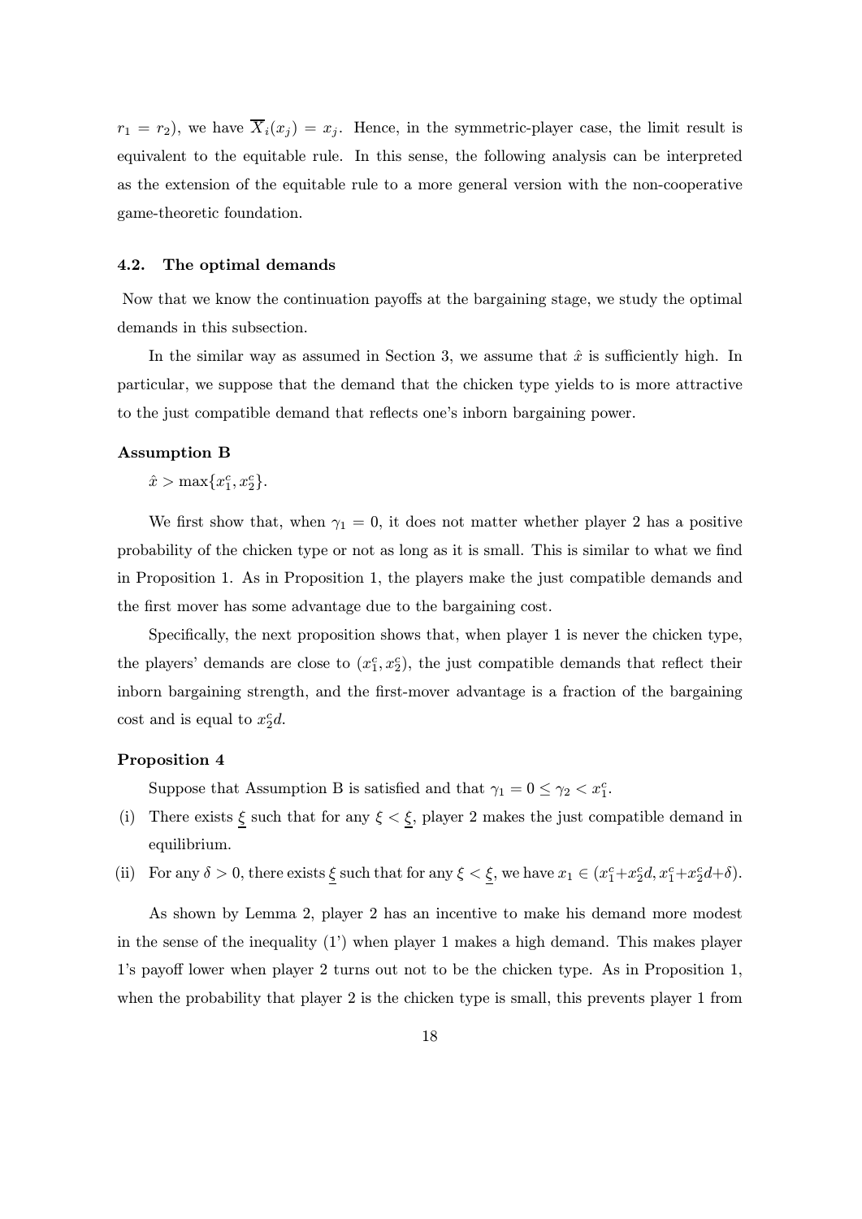$r_1 = r_2$), we have $\overline{X}_i(x_j) = x_j$. Hence, in the symmetric-player case, the limit result is equivalent to the equitable rule. In this sense, the following analysis can be interpreted as the extension of the equitable rule to a more general version with the non-cooperative game-theoretic foundation.

### 4.2. The optimal demands

Now that we know the continuation payoffs at the bargaining stage, we study the optimal demands in this subsection.

In the similar way as assumed in Section 3, we assume that $\hat{x}$ is sufficiently high. In particular, we suppose that the demand that the chicken type yields to is more attractive to the just compatible demand that reflects one's inborn bargaining power.

**Assumption B**

$\hat{x} > \max\{x_1^c, x_2^c\}$.

We first show that, when $\gamma_1 = 0$, it does not matter whether player 2 has a positive probability of the chicken type or not as long as it is small. This is similar to what we find in Proposition 1. As in Proposition 1, the players make the just compatible demands and the first mover has some advantage due to the bargaining cost.

Specifically, the next proposition shows that, when player 1 is never the chicken type, the players' demands are close to $(x_1^c, x_2^c)$, the just compatible demands that reflect their inborn bargaining strength, and the first-mover advantage is a fraction of the bargaining cost and is equal to $x_2^c d$.

**Proposition 4**

Suppose that Assumption B is satisfied and that $\gamma_1 = 0 \leq \gamma_2 < x_1^c$.

(i) There exists $\underline{\xi}$ such that for any $\xi < \underline{\xi}$, player 2 makes the just compatible demand in equilibrium.

(ii) For any $\delta > 0$, there exists $\underline{\xi}$ such that for any $\xi < \underline{\xi}$, we have $x_1 \in (x_1^c + x_2^c d, x_1^c + x_2^c d + \delta)$.

As shown by Lemma 2, player 2 has an incentive to make his demand more modest in the sense of the inequality (1') when player 1 makes a high demand. This makes player 1's payoff lower when player 2 turns out not to be the chicken type. As in Proposition 1, when the probability that player 2 is the chicken type is small, this prevents player 1 from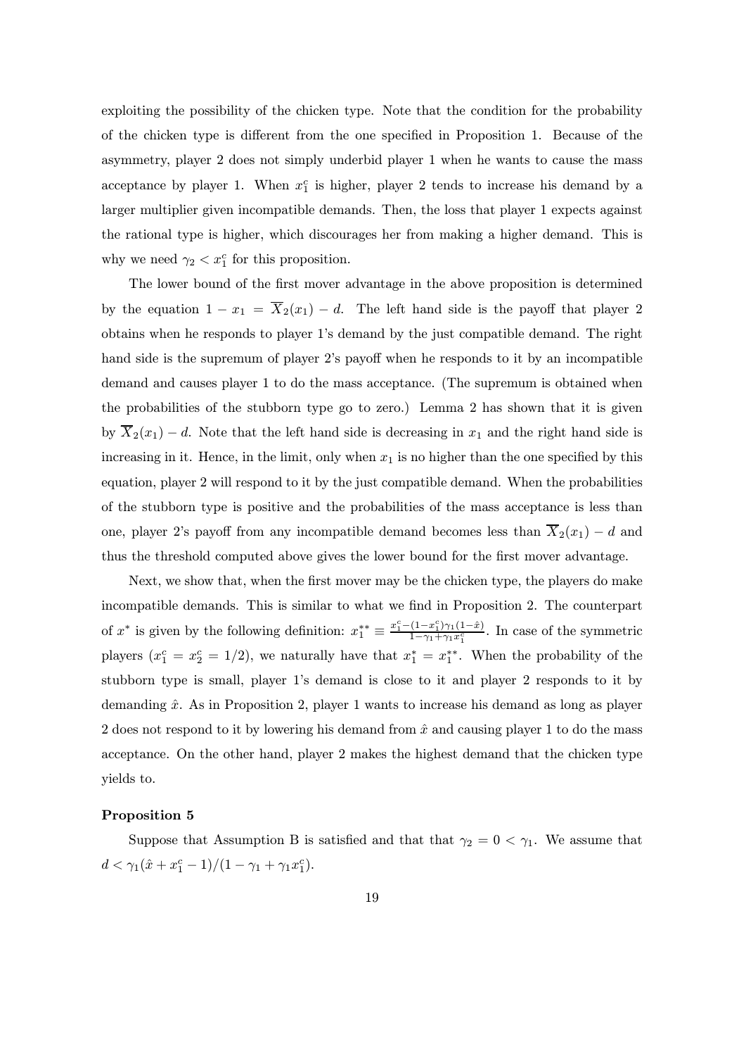exploiting the possibility of the chicken type. Note that the condition for the probability of the chicken type is different from the one specified in Proposition 1. Because of the asymmetry, player 2 does not simply underbid player 1 when he wants to cause the mass acceptance by player 1. When $x_1^c$ is higher, player 2 tends to increase his demand by a larger multiplier given incompatible demands. Then, the loss that player 1 expects against the rational type is higher, which discourages her from making a higher demand. This is why we need $\gamma_2 < x_1^c$ for this proposition.

The lower bound of the first mover advantage in the above proposition is determined by the equation $1 - x_1 = \overline{X}_2(x_1) - d$. The left hand side is the payoff that player 2 obtains when he responds to player 1's demand by the just compatible demand. The right hand side is the supremum of player 2's payoff when he responds to it by an incompatible demand and causes player 1 to do the mass acceptance. (The supremum is obtained when the probabilities of the stubborn type go to zero.) Lemma 2 has shown that it is given by $\overline{X}_2(x_1) - d$. Note that the left hand side is decreasing in $x_1$ and the right hand side is increasing in it. Hence, in the limit, only when $x_1$ is no higher than the one specified by this equation, player 2 will respond to it by the just compatible demand. When the probabilities of the stubborn type is positive and the probabilities of the mass acceptance is less than one, player 2's payoff from any incompatible demand becomes less than $\overline{X}_2(x_1) - d$ and thus the threshold computed above gives the lower bound for the first mover advantage.

Next, we show that, when the first mover may be the chicken type, the players do make incompatible demands. This is similar to what we find in Proposition 2. The counterpart of $x^*$ is given by the following definition: $x_1^{**} \equiv \frac{x_1^c - (1-x_1^c)\gamma_1(1-\hat{x})}{1-\gamma_1+\gamma_1 x_1^c}$. In case of the symmetric players ($x_1^c = x_2^c = 1/2$), we naturally have that $x_1^* = x_1^{**}$. When the probability of the stubborn type is small, player 1's demand is close to it and player 2 responds to it by demanding $\hat{x}$. As in Proposition 2, player 1 wants to increase his demand as long as player 2 does not respond to it by lowering his demand from $\hat{x}$ and causing player 1 to do the mass acceptance. On the other hand, player 2 makes the highest demand that the chicken type yields to.

**Proposition 5**

Suppose that Assumption B is satisfied and that that $\gamma_2 = 0 < \gamma_1$. We assume that $d < \gamma_1(\hat{x} + x_1^c - 1)/(1 - \gamma_1 + \gamma_1 x_1^c)$.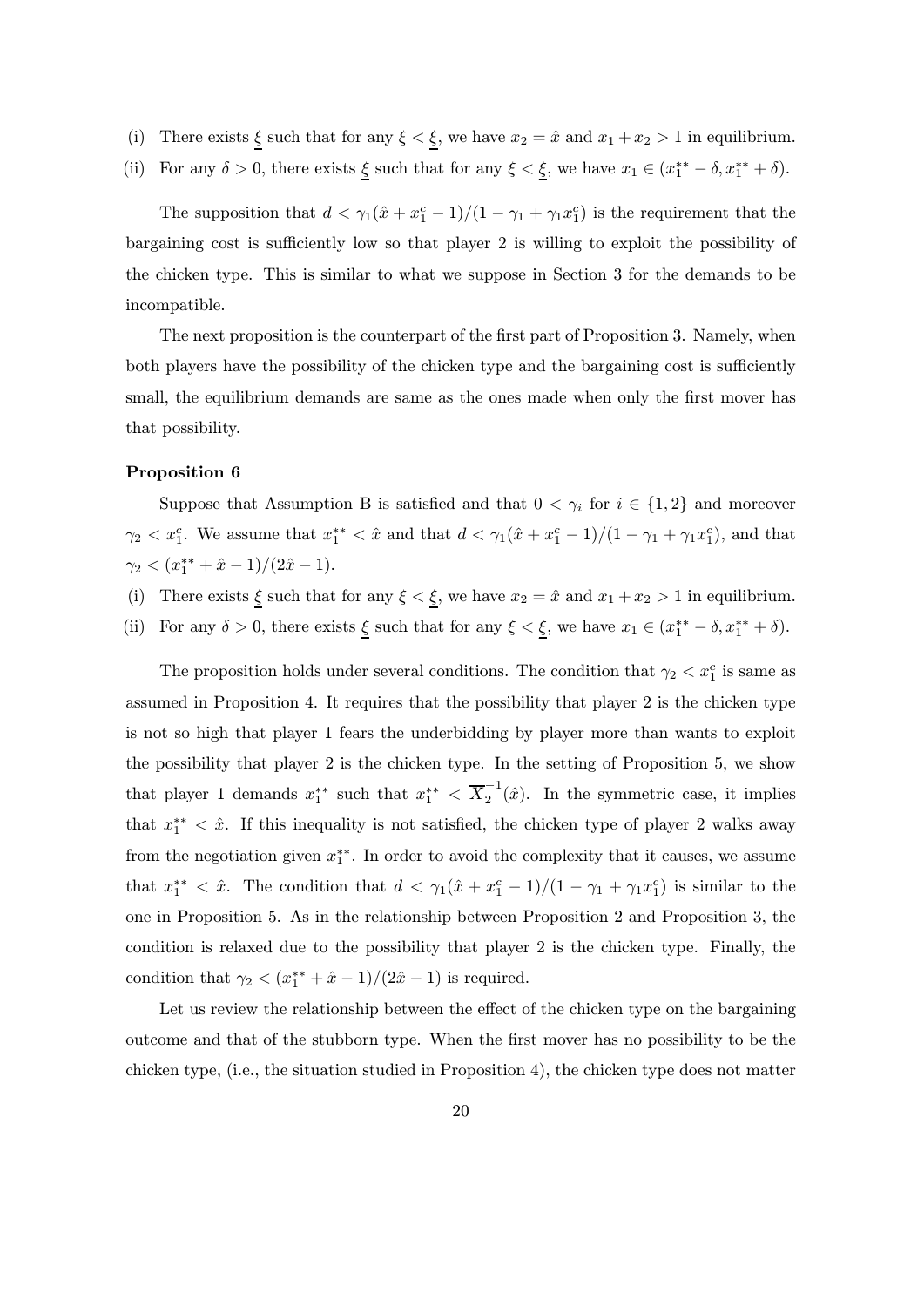(i) There exists $\underline{\xi}$ such that for any $\xi < \underline{\xi}$, we have $x_2 = \hat{x}$ and $x_1 + x_2 > 1$ in equilibrium.

(ii) For any $\delta > 0$, there exists $\underline{\xi}$ such that for any $\xi < \underline{\xi}$, we have $x_1 \in (x_1^{**} - \delta, x_1^{**} + \delta)$.

The supposition that $d < \gamma_1(\hat{x} + x_1^c - 1)/(1 - \gamma_1 + \gamma_1 x_1^c)$ is the requirement that the bargaining cost is sufficiently low so that player 2 is willing to exploit the possibility of the chicken type. This is similar to what we suppose in Section 3 for the demands to be incompatible.

The next proposition is the counterpart of the first part of Proposition 3. Namely, when both players have the possibility of the chicken type and the bargaining cost is sufficiently small, the equilibrium demands are same as the ones made when only the first mover has that possibility.

**Proposition 6**

Suppose that Assumption B is satisfied and that $0 < \gamma_i$ for $i \in \{1, 2\}$ and moreover $\gamma_2 < x_1^c$. We assume that $x_1^{**} < \hat{x}$ and that $d < \gamma_1(\hat{x} + x_1^c - 1)/(1 - \gamma_1 + \gamma_1 x_1^c)$, and that $\gamma_2 < (x_1^{**} + \hat{x} - 1)/(2\hat{x} - 1)$.

(i) There exists $\underline{\xi}$ such that for any $\xi < \underline{\xi}$, we have $x_2 = \hat{x}$ and $x_1 + x_2 > 1$ in equilibrium.

(ii) For any $\delta > 0$, there exists $\underline{\xi}$ such that for any $\xi < \underline{\xi}$, we have $x_1 \in (x_1^{**} - \delta, x_1^{**} + \delta)$.

The proposition holds under several conditions. The condition that $\gamma_2 < x_1^c$ is same as assumed in Proposition 4. It requires that the possibility that player 2 is the chicken type is not so high that player 1 fears the underbidding by player more than wants to exploit the possibility that player 2 is the chicken type. In the setting of Proposition 5, we show that player 1 demands $x_1^{**}$ such that $x_1^{**} < \overline{X}_2^{-1}(\hat{x})$. In the symmetric case, it implies that $x_1^{**} < \hat{x}$. If this inequality is not satisfied, the chicken type of player 2 walks away from the negotiation given $x_1^{**}$. In order to avoid the complexity that it causes, we assume that $x_1^{**} < \hat{x}$. The condition that $d < \gamma_1(\hat{x} + x_1^c - 1)/(1 - \gamma_1 + \gamma_1 x_1^c)$ is similar to the one in Proposition 5. As in the relationship between Proposition 2 and Proposition 3, the condition is relaxed due to the possibility that player 2 is the chicken type. Finally, the condition that $\gamma_2 < (x_1^{**} + \hat{x} - 1)/(2\hat{x} - 1)$ is required.

Let us review the relationship between the effect of the chicken type on the bargaining outcome and that of the stubborn type. When the first mover has no possibility to be the chicken type, (i.e., the situation studied in Proposition 4), the chicken type does not matter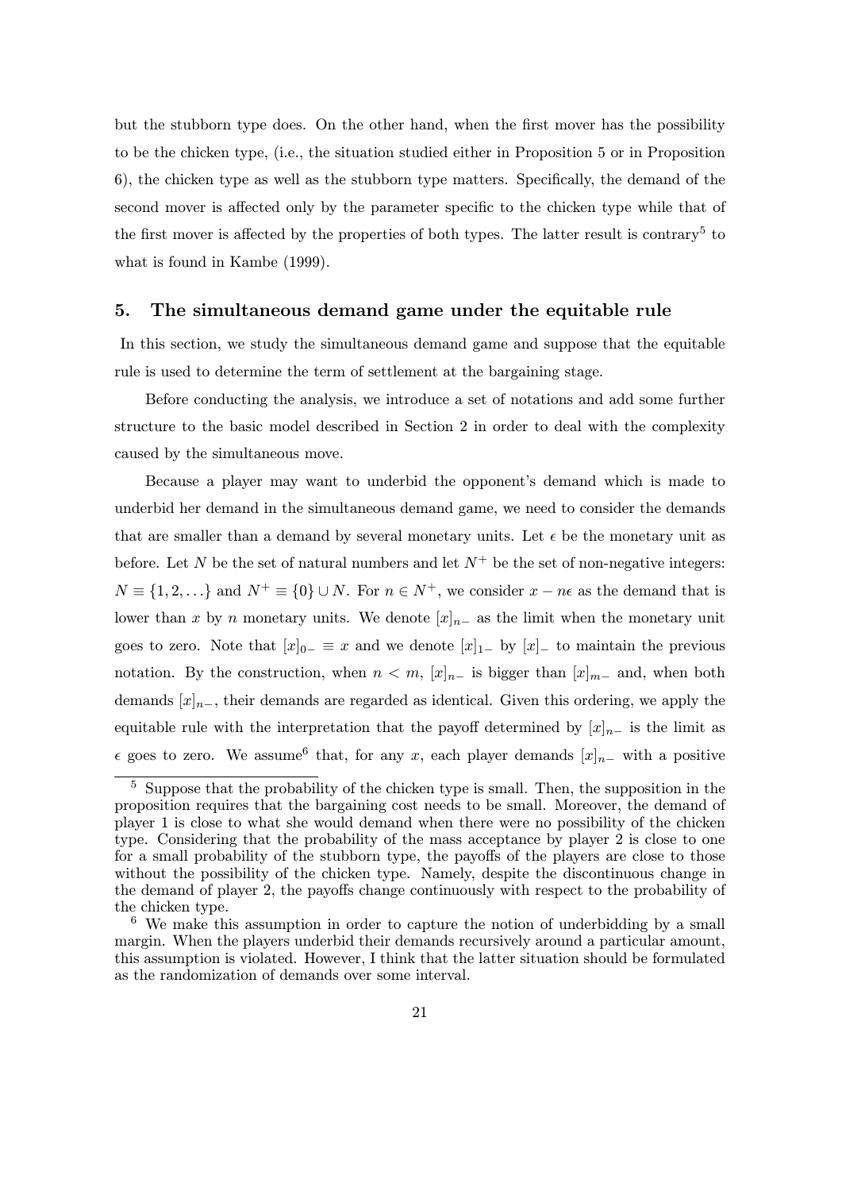but the stubborn type does. On the other hand, when the first mover has the possibility to be the chicken type, (i.e., the situation studied either in Proposition 5 or in Proposition 6), the chicken type as well as the stubborn type matters. Specifically, the demand of the second mover is affected only by the parameter specific to the chicken type while that of the first mover is affected by the properties of both types. The latter result is contrary[5] to what is found in Kambe (1999).

## 5. The simultaneous demand game under the equitable rule

In this section, we study the simultaneous demand game and suppose that the equitable rule is used to determine the term of settlement at the bargaining stage.

Before conducting the analysis, we introduce a set of notations and add some further structure to the basic model described in Section 2 in order to deal with the complexity caused by the simultaneous move.

Because a player may want to underbid the opponent's demand which is made to underbid her demand in the simultaneous demand game, we need to consider the demands that are smaller than a demand by several monetary units. Let $\epsilon$ be the monetary unit as before. Let $N$ be the set of natural numbers and let $N^+$ be the set of non-negative integers: $N \equiv \{1, 2, \ldots\}$ and $N^+ \equiv \{0\} \cup N$. For $n \in N^+$, we consider $x - n\epsilon$ as the demand that is lower than $x$ by $n$ monetary units. We denote $[x]_{n-}$ as the limit when the monetary unit goes to zero. Note that $[x]_{0-} \equiv x$ and we denote $[x]_{1-}$ by $[x]_-$ to maintain the previous notation. By the construction, when $n < m$, $[x]_{n-}$ is bigger than $[x]_{m-}$ and, when both demands $[x]_{n-}$, their demands are regarded as identical. Given this ordering, we apply the equitable rule with the interpretation that the payoff determined by $[x]_{n-}$ is the limit as $\epsilon$ goes to zero. We assume[6] that, for any $x$, each player demands $[x]_{n-}$ with a positive

---

[5] Suppose that the probability of the chicken type is small. Then, the supposition in the proposition requires that the bargaining cost needs to be small. Moreover, the demand of player 1 is close to what she would demand when there were no possibility of the chicken type. Considering that the probability of the mass acceptance by player 2 is close to one for a small probability of the stubborn type, the payoffs of the players are close to those without the possibility of the chicken type. Namely, despite the discontinuous change in the demand of player 2, the payoffs change continuously with respect to the probability of the chicken type.

[6] We make this assumption in order to capture the notion of underbidding by a small margin. When the players underbid their demands recursively around a particular amount, this assumption is violated. However, I think that the latter situation should be formulated as the randomization of demands over some interval.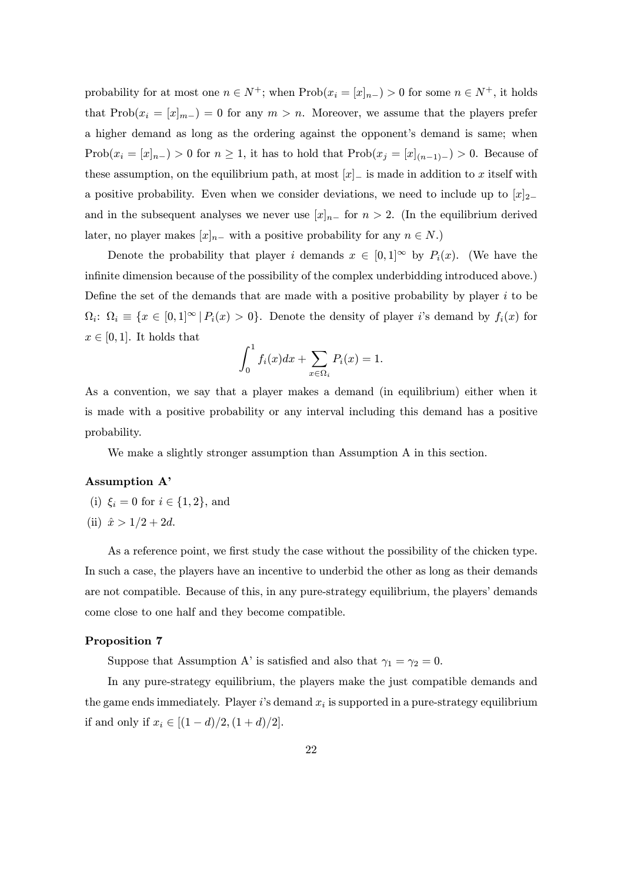probability for at most one $n \in N^+$; when $\text{Prob}(x_i = [x]_{n-}) > 0$ for some $n \in N^+$, it holds that $\text{Prob}(x_i = [x]_{m-}) = 0$ for any $m > n$. Moreover, we assume that the players prefer a higher demand as long as the ordering against the opponent's demand is same; when $\text{Prob}(x_i = [x]_{n-}) > 0$ for $n \geq 1$, it has to hold that $\text{Prob}(x_j = [x]_{(n-1)-}) > 0$. Because of these assumption, on the equilibrium path, at most $[x]_-$ is made in addition to $x$ itself with a positive probability. Even when we consider deviations, we need to include up to $[x]_{2-}$ and in the subsequent analyses we never use $[x]_{n-}$ for $n > 2$. (In the equilibrium derived later, no player makes $[x]_{n-}$ with a positive probability for any $n \in N$.)

Denote the probability that player $i$ demands $x \in [0,1]^\infty$ by $P_i(x)$. (We have the infinite dimension because of the possibility of the complex underbidding introduced above.) Define the set of the demands that are made with a positive probability by player $i$ to be $\Omega_i$: $\Omega_i \equiv \{x \in [0,1]^\infty \,|\, P_i(x) > 0\}$. Denote the density of player $i$'s demand by $f_i(x)$ for $x \in [0,1]$. It holds that

$$\int_0^1 f_i(x)dx + \sum_{x \in \Omega_i} P_i(x) = 1.$$

As a convention, we say that a player makes a demand (in equilibrium) either when it is made with a positive probability or any interval including this demand has a positive probability.

We make a slightly stronger assumption than Assumption A in this section.

**Assumption A'**

(i) $\xi_i = 0$ for $i \in \{1, 2\}$, and

(ii) $\hat{x} > 1/2 + 2d$.

As a reference point, we first study the case without the possibility of the chicken type. In such a case, the players have an incentive to underbid the other as long as their demands are not compatible. Because of this, in any pure-strategy equilibrium, the players' demands come close to one half and they become compatible.

**Proposition 7**

Suppose that Assumption A' is satisfied and also that $\gamma_1 = \gamma_2 = 0$.

In any pure-strategy equilibrium, the players make the just compatible demands and the game ends immediately. Player $i$'s demand $x_i$ is supported in a pure-strategy equilibrium if and only if $x_i \in [(1-d)/2, (1+d)/2]$.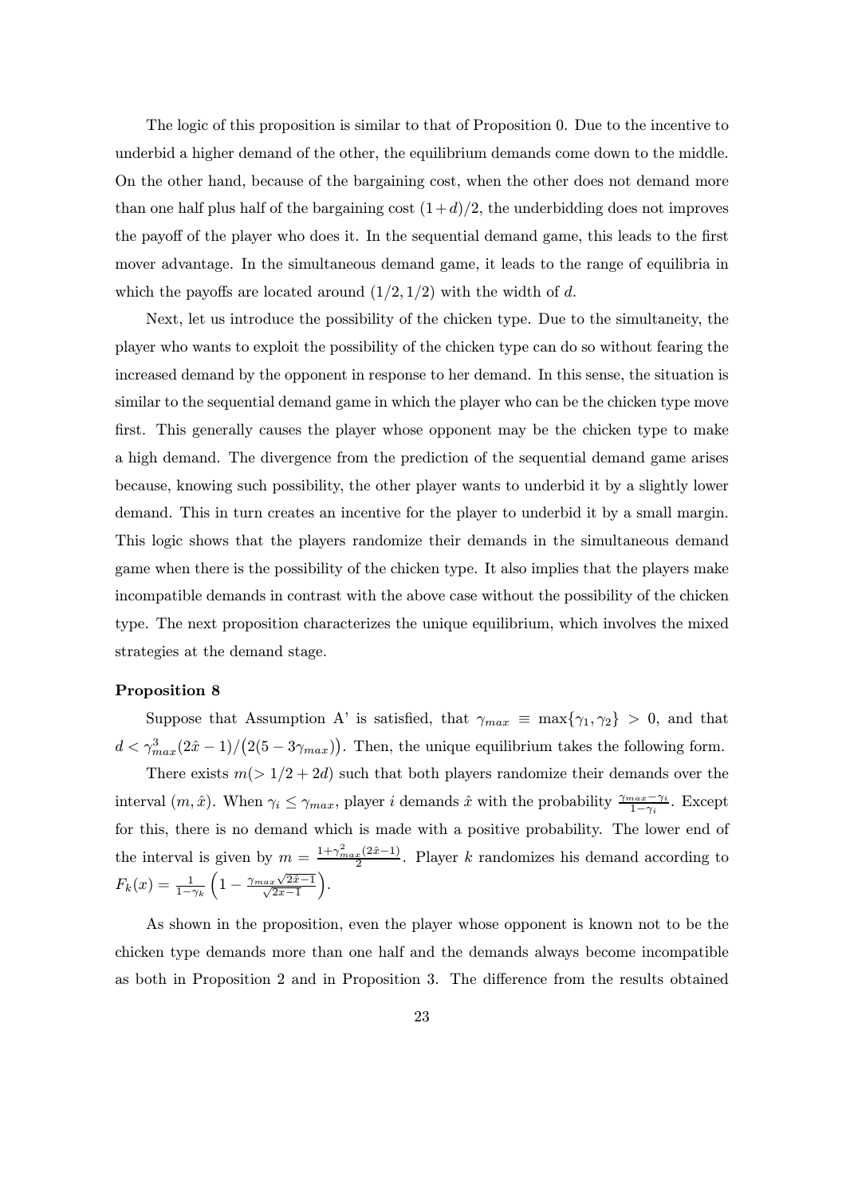The logic of this proposition is similar to that of Proposition 0. Due to the incentive to underbid a higher demand of the other, the equilibrium demands come down to the middle. On the other hand, because of the bargaining cost, when the other does not demand more than one half plus half of the bargaining cost $(1+d)/2$, the underbidding does not improves the payoff of the player who does it. In the sequential demand game, this leads to the first mover advantage. In the simultaneous demand game, it leads to the range of equilibria in which the payoffs are located around $(1/2, 1/2)$ with the width of $d$.

Next, let us introduce the possibility of the chicken type. Due to the simultaneity, the player who wants to exploit the possibility of the chicken type can do so without fearing the increased demand by the opponent in response to her demand. In this sense, the situation is similar to the sequential demand game in which the player who can be the chicken type move first. This generally causes the player whose opponent may be the chicken type to make a high demand. The divergence from the prediction of the sequential demand game arises because, knowing such possibility, the other player wants to underbid it by a slightly lower demand. This in turn creates an incentive for the player to underbid it by a small margin. This logic shows that the players randomize their demands in the simultaneous demand game when there is the possibility of the chicken type. It also implies that the players make incompatible demands in contrast with the above case without the possibility of the chicken type. The next proposition characterizes the unique equilibrium, which involves the mixed strategies at the demand stage.

**Proposition 8**

Suppose that Assumption A' is satisfied, that $\gamma_{max} \equiv \max\{\gamma_1, \gamma_2\} > 0$, and that $d < \gamma_{max}^3(2\hat{x}-1)/\big(2(5-3\gamma_{max})\big)$. Then, the unique equilibrium takes the following form.

There exists $m(> 1/2 + 2d)$ such that both players randomize their demands over the interval $(m, \hat{x})$. When $\gamma_i \leq \gamma_{max}$, player $i$ demands $\hat{x}$ with the probability $\frac{\gamma_{max}-\gamma_i}{1-\gamma_i}$. Except for this, there is no demand which is made with a positive probability. The lower end of the interval is given by $m = \frac{1+\gamma_{max}^2(2\hat{x}-1)}{2}$. Player $k$ randomizes his demand according to $F_k(x) = \frac{1}{1-\gamma_k}\left(1 - \frac{\gamma_{max}\sqrt{2\hat{x}-1}}{\sqrt{2x-1}}\right)$.

As shown in the proposition, even the player whose opponent is known not to be the chicken type demands more than one half and the demands always become incompatible as both in Proposition 2 and in Proposition 3. The difference from the results obtained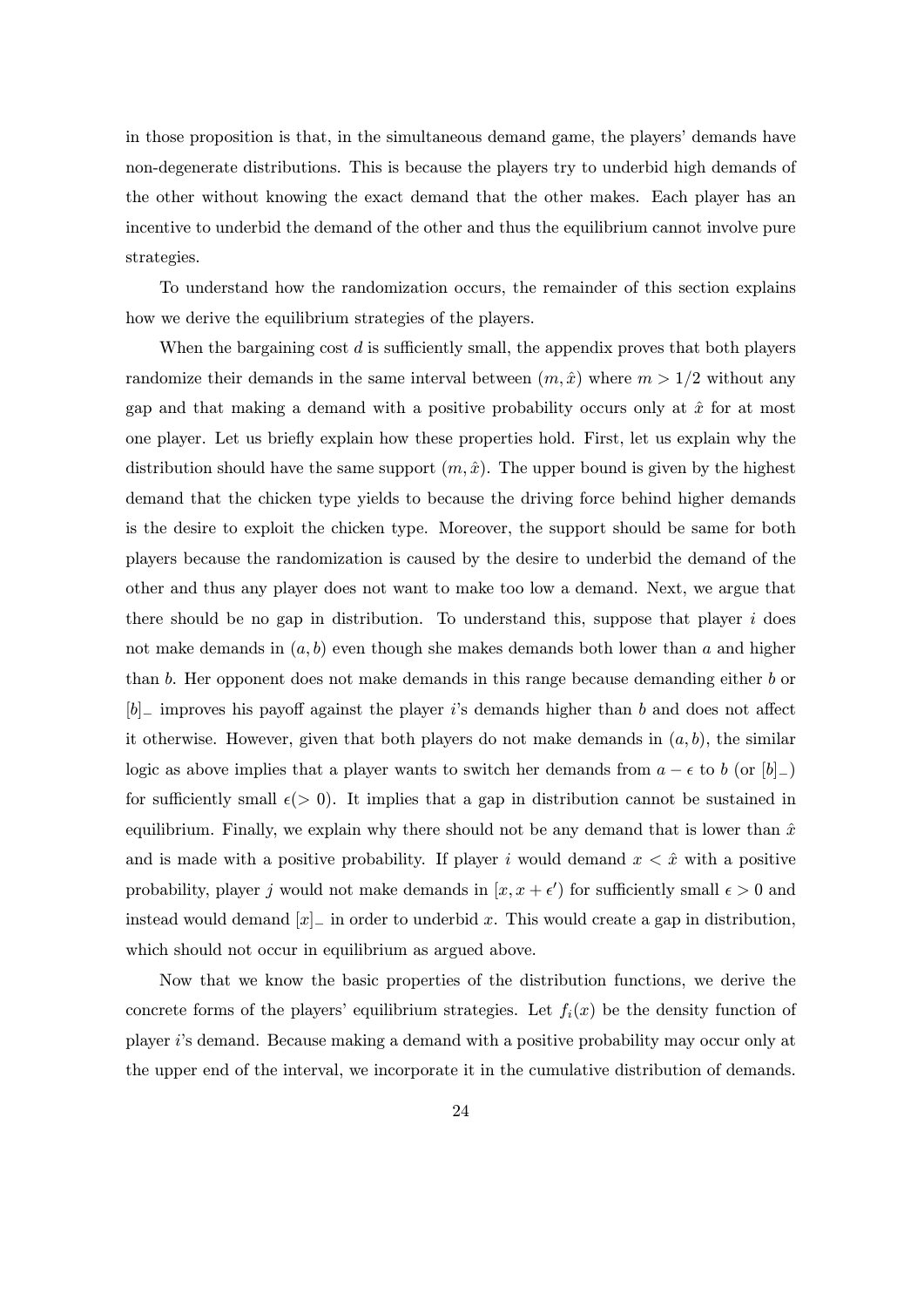in those proposition is that, in the simultaneous demand game, the players' demands have non-degenerate distributions. This is because the players try to underbid high demands of the other without knowing the exact demand that the other makes. Each player has an incentive to underbid the demand of the other and thus the equilibrium cannot involve pure strategies.

To understand how the randomization occurs, the remainder of this section explains how we derive the equilibrium strategies of the players.

When the bargaining cost $d$ is sufficiently small, the appendix proves that both players randomize their demands in the same interval between $(m, \hat{x})$ where $m > 1/2$ without any gap and that making a demand with a positive probability occurs only at $\hat{x}$ for at most one player. Let us briefly explain how these properties hold. First, let us explain why the distribution should have the same support $(m, \hat{x})$. The upper bound is given by the highest demand that the chicken type yields to because the driving force behind higher demands is the desire to exploit the chicken type. Moreover, the support should be same for both players because the randomization is caused by the desire to underbid the demand of the other and thus any player does not want to make too low a demand. Next, we argue that there should be no gap in distribution. To understand this, suppose that player $i$ does not make demands in $(a, b)$ even though she makes demands both lower than $a$ and higher than $b$. Her opponent does not make demands in this range because demanding either $b$ or $[b]_-$ improves his payoff against the player $i$'s demands higher than $b$ and does not affect it otherwise. However, given that both players do not make demands in $(a, b)$, the similar logic as above implies that a player wants to switch her demands from $a - \epsilon$ to $b$ (or $[b]_-$) for sufficiently small $\epsilon (> 0)$. It implies that a gap in distribution cannot be sustained in equilibrium. Finally, we explain why there should not be any demand that is lower than $\hat{x}$ and is made with a positive probability. If player $i$ would demand $x < \hat{x}$ with a positive probability, player $j$ would not make demands in $[x, x + \epsilon')$ for sufficiently small $\epsilon > 0$ and instead would demand $[x]_-$ in order to underbid $x$. This would create a gap in distribution, which should not occur in equilibrium as argued above.

Now that we know the basic properties of the distribution functions, we derive the concrete forms of the players' equilibrium strategies. Let $f_i(x)$ be the density function of player $i$'s demand. Because making a demand with a positive probability may occur only at the upper end of the interval, we incorporate it in the cumulative distribution of demands.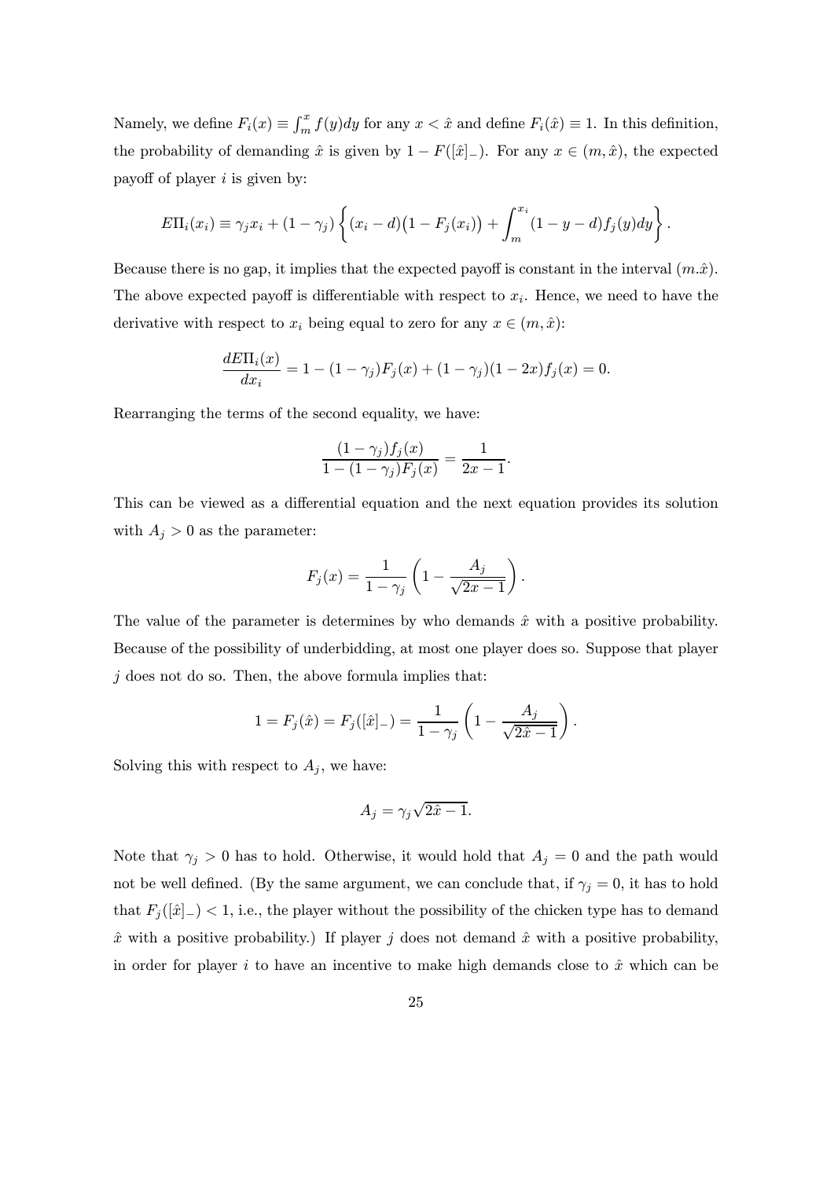Namely, we define $F_i(x) \equiv \int_m^x f(y)dy$ for any $x < \hat{x}$ and define $F_i(\hat{x}) \equiv 1$. In this definition, the probability of demanding $\hat{x}$ is given by $1 - F([\hat{x}]_-)$. For any $x \in (m, \hat{x})$, the expected payoff of player $i$ is given by:

$$E\Pi_i(x_i) \equiv \gamma_j x_i + (1-\gamma_j)\left\{(x_i - d)\big(1 - F_j(x_i)\big) + \int_m^{x_i}(1 - y - d)f_j(y)dy\right\}.$$

Because there is no gap, it implies that the expected payoff is constant in the interval $(m.\hat{x})$. The above expected payoff is differentiable with respect to $x_i$. Hence, we need to have the derivative with respect to $x_i$ being equal to zero for any $x \in (m, \hat{x})$:

$$\frac{dE\Pi_i(x)}{dx_i} = 1 - (1-\gamma_j)F_j(x) + (1-\gamma_j)(1-2x)f_j(x) = 0.$$

Rearranging the terms of the second equality, we have:

$$\frac{(1-\gamma_j)f_j(x)}{1-(1-\gamma_j)F_j(x)} = \frac{1}{2x-1}.$$

This can be viewed as a differential equation and the next equation provides its solution with $A_j > 0$ as the parameter:

$$F_j(x) = \frac{1}{1-\gamma_j}\left(1 - \frac{A_j}{\sqrt{2x-1}}\right).$$

The value of the parameter is determines by who demands $\hat{x}$ with a positive probability. Because of the possibility of underbidding, at most one player does so. Suppose that player $j$ does not do so. Then, the above formula implies that:

$$1 = F_j(\hat{x}) = F_j([\hat{x}]_-) = \frac{1}{1-\gamma_j}\left(1 - \frac{A_j}{\sqrt{2\hat{x}-1}}\right).$$

Solving this with respect to $A_j$, we have:

$$A_j = \gamma_j\sqrt{2\hat{x}-1}.$$

Note that $\gamma_j > 0$ has to hold. Otherwise, it would hold that $A_j = 0$ and the path would not be well defined. (By the same argument, we can conclude that, if $\gamma_j = 0$, it has to hold that $F_j([\hat{x}]_-) < 1$, i.e., the player without the possibility of the chicken type has to demand $\hat{x}$ with a positive probability.) If player $j$ does not demand $\hat{x}$ with a positive probability, in order for player $i$ to have an incentive to make high demands close to $\hat{x}$ which can be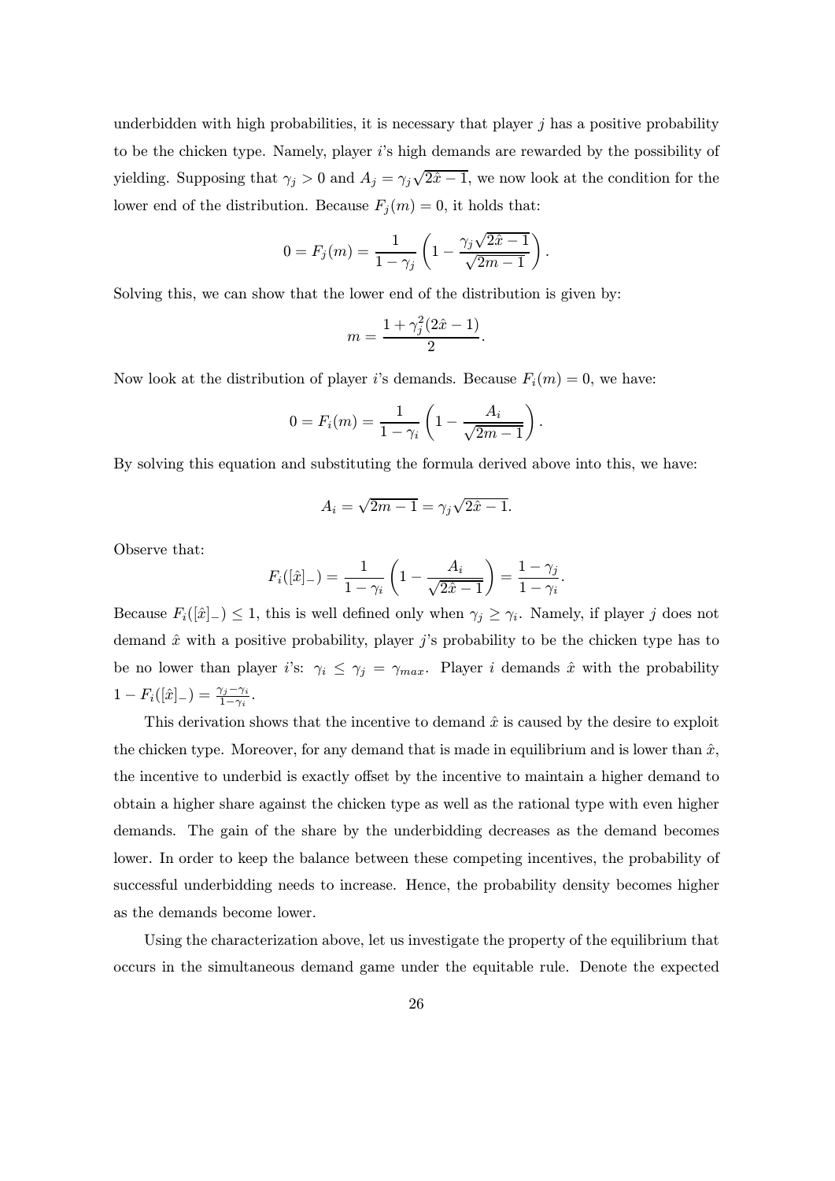underbidden with high probabilities, it is necessary that player $j$ has a positive probability to be the chicken type. Namely, player $i$'s high demands are rewarded by the possibility of yielding. Supposing that $\gamma_j > 0$ and $A_j = \gamma_j \sqrt{2\hat{x} - 1}$, we now look at the condition for the lower end of the distribution. Because $F_j(m) = 0$, it holds that:

$$0 = F_j(m) = \frac{1}{1 - \gamma_j} \left( 1 - \frac{\gamma_j \sqrt{2\hat{x} - 1}}{\sqrt{2m - 1}} \right).$$

Solving this, we can show that the lower end of the distribution is given by:

$$m = \frac{1 + \gamma_j^2 (2\hat{x} - 1)}{2}.$$

Now look at the distribution of player $i$'s demands. Because $F_i(m) = 0$, we have:

$$0 = F_i(m) = \frac{1}{1 - \gamma_i} \left( 1 - \frac{A_i}{\sqrt{2m - 1}} \right).$$

By solving this equation and substituting the formula derived above into this, we have:

$$A_i = \sqrt{2m - 1} = \gamma_j \sqrt{2\hat{x} - 1}.$$

Observe that:

$$F_i([\hat{x}]_-) = \frac{1}{1 - \gamma_i} \left( 1 - \frac{A_i}{\sqrt{2\hat{x} - 1}} \right) = \frac{1 - \gamma_j}{1 - \gamma_i}.$$

Because $F_i([\hat{x}]_-) \leq 1$, this is well defined only when $\gamma_j \geq \gamma_i$. Namely, if player $j$ does not demand $\hat{x}$ with a positive probability, player $j$'s probability to be the chicken type has to be no lower than player $i$'s: $\gamma_i \leq \gamma_j = \gamma_{max}$. Player $i$ demands $\hat{x}$ with the probability $1 - F_i([\hat{x}]_-) = \frac{\gamma_j - \gamma_i}{1 - \gamma_i}$.

This derivation shows that the incentive to demand $\hat{x}$ is caused by the desire to exploit the chicken type. Moreover, for any demand that is made in equilibrium and is lower than $\hat{x}$, the incentive to underbid is exactly offset by the incentive to maintain a higher demand to obtain a higher share against the chicken type as well as the rational type with even higher demands. The gain of the share by the underbidding decreases as the demand becomes lower. In order to keep the balance between these competing incentives, the probability of successful underbidding needs to increase. Hence, the probability density becomes higher as the demands become lower.

Using the characterization above, let us investigate the property of the equilibrium that occurs in the simultaneous demand game under the equitable rule. Denote the expected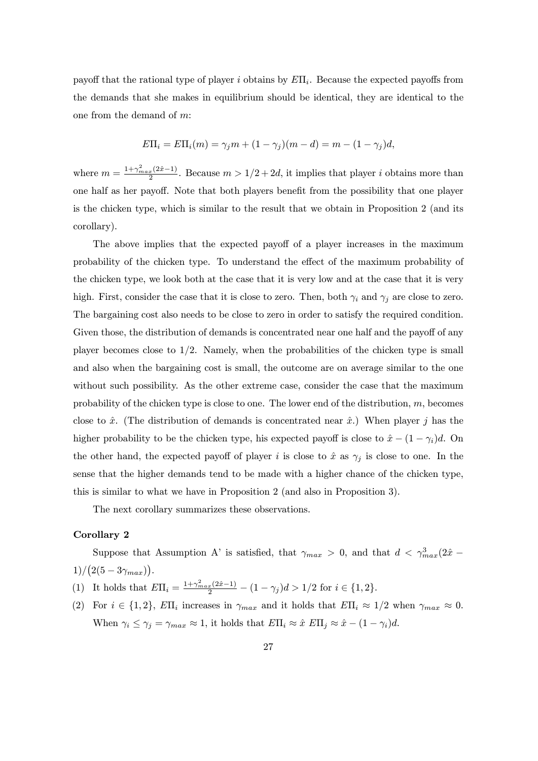payoff that the rational type of player $i$ obtains by $E\Pi_i$. Because the expected payoffs from the demands that she makes in equilibrium should be identical, they are identical to the one from the demand of $m$:

$$E\Pi_i = E\Pi_i(m) = \gamma_j m + (1-\gamma_j)(m-d) = m - (1-\gamma_j)d,$$

where $m = \frac{1+\gamma_{max}^2(2\hat{x}-1)}{2}$. Because $m > 1/2 + 2d$, it implies that player $i$ obtains more than one half as her payoff. Note that both players benefit from the possibility that one player is the chicken type, which is similar to the result that we obtain in Proposition 2 (and its corollary).

The above implies that the expected payoff of a player increases in the maximum probability of the chicken type. To understand the effect of the maximum probability of the chicken type, we look both at the case that it is very low and at the case that it is very high. First, consider the case that it is close to zero. Then, both $\gamma_i$ and $\gamma_j$ are close to zero. The bargaining cost also needs to be close to zero in order to satisfy the required condition. Given those, the distribution of demands is concentrated near one half and the payoff of any player becomes close to $1/2$. Namely, when the probabilities of the chicken type is small and also when the bargaining cost is small, the outcome are on average similar to the one without such possibility. As the other extreme case, consider the case that the maximum probability of the chicken type is close to one. The lower end of the distribution, $m$, becomes close to $\hat{x}$. (The distribution of demands is concentrated near $\hat{x}$.) When player $j$ has the higher probability to be the chicken type, his expected payoff is close to $\hat{x} - (1-\gamma_i)d$. On the other hand, the expected payoff of player $i$ is close to $\hat{x}$ as $\gamma_j$ is close to one. In the sense that the higher demands tend to be made with a higher chance of the chicken type, this is similar to what we have in Proposition 2 (and also in Proposition 3).

The next corollary summarizes these observations.

**Corollary 2**

Suppose that Assumption A' is satisfied, that $\gamma_{max} > 0$, and that $d < \gamma_{max}^3(2\hat{x} - 1)/\big(2(5-3\gamma_{max})\big)$.

(1) It holds that $E\Pi_i = \frac{1+\gamma_{max}^2(2\hat{x}-1)}{2} - (1-\gamma_j)d > 1/2$ for $i \in \{1,2\}$.

(2) For $i \in \{1,2\}$, $E\Pi_i$ increases in $\gamma_{max}$ and it holds that $E\Pi_i \approx 1/2$ when $\gamma_{max} \approx 0$. When $\gamma_i \leq \gamma_j = \gamma_{max} \approx 1$, it holds that $E\Pi_i \approx \hat{x}$ $E\Pi_j \approx \hat{x} - (1-\gamma_i)d$.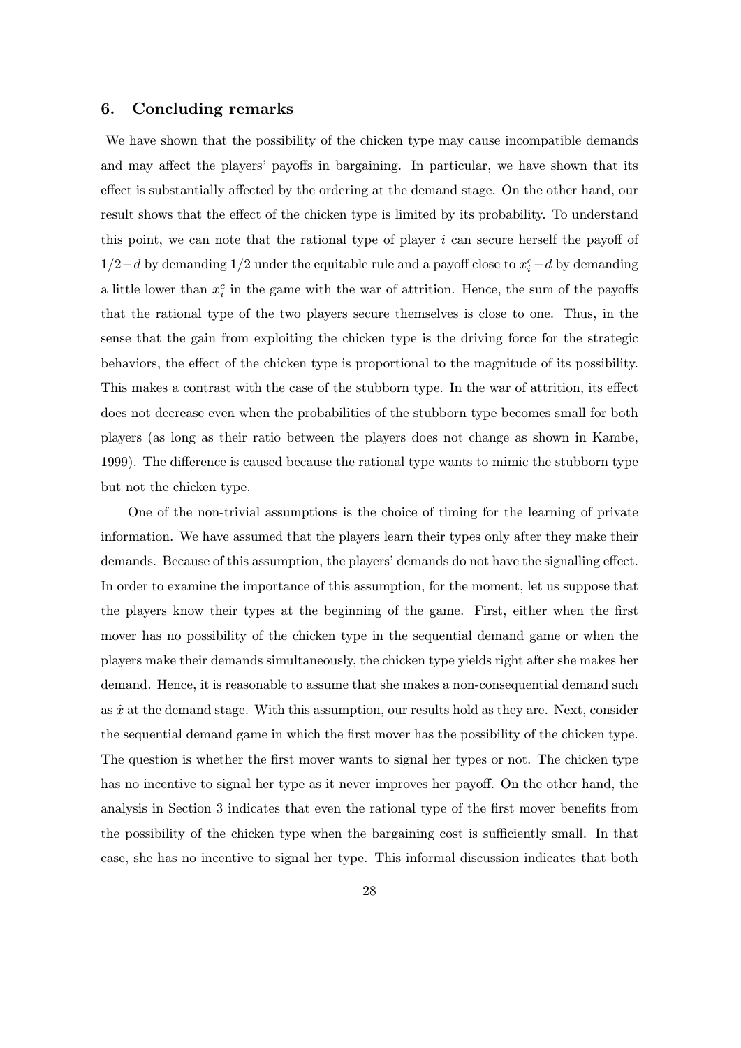## 6. Concluding remarks

We have shown that the possibility of the chicken type may cause incompatible demands and may affect the players' payoffs in bargaining. In particular, we have shown that its effect is substantially affected by the ordering at the demand stage. On the other hand, our result shows that the effect of the chicken type is limited by its probability. To understand this point, we can note that the rational type of player $i$ can secure herself the payoff of $1/2 - d$ by demanding $1/2$ under the equitable rule and a payoff close to $x_i^c - d$ by demanding a little lower than $x_i^c$ in the game with the war of attrition. Hence, the sum of the payoffs that the rational type of the two players secure themselves is close to one. Thus, in the sense that the gain from exploiting the chicken type is the driving force for the strategic behaviors, the effect of the chicken type is proportional to the magnitude of its possibility. This makes a contrast with the case of the stubborn type. In the war of attrition, its effect does not decrease even when the probabilities of the stubborn type becomes small for both players (as long as their ratio between the players does not change as shown in Kambe, 1999). The difference is caused because the rational type wants to mimic the stubborn type but not the chicken type.

One of the non-trivial assumptions is the choice of timing for the learning of private information. We have assumed that the players learn their types only after they make their demands. Because of this assumption, the players' demands do not have the signalling effect. In order to examine the importance of this assumption, for the moment, let us suppose that the players know their types at the beginning of the game. First, either when the first mover has no possibility of the chicken type in the sequential demand game or when the players make their demands simultaneously, the chicken type yields right after she makes her demand. Hence, it is reasonable to assume that she makes a non-consequential demand such as $\hat{x}$ at the demand stage. With this assumption, our results hold as they are. Next, consider the sequential demand game in which the first mover has the possibility of the chicken type. The question is whether the first mover wants to signal her types or not. The chicken type has no incentive to signal her type as it never improves her payoff. On the other hand, the analysis in Section 3 indicates that even the rational type of the first mover benefits from the possibility of the chicken type when the bargaining cost is sufficiently small. In that case, she has no incentive to signal her type. This informal discussion indicates that both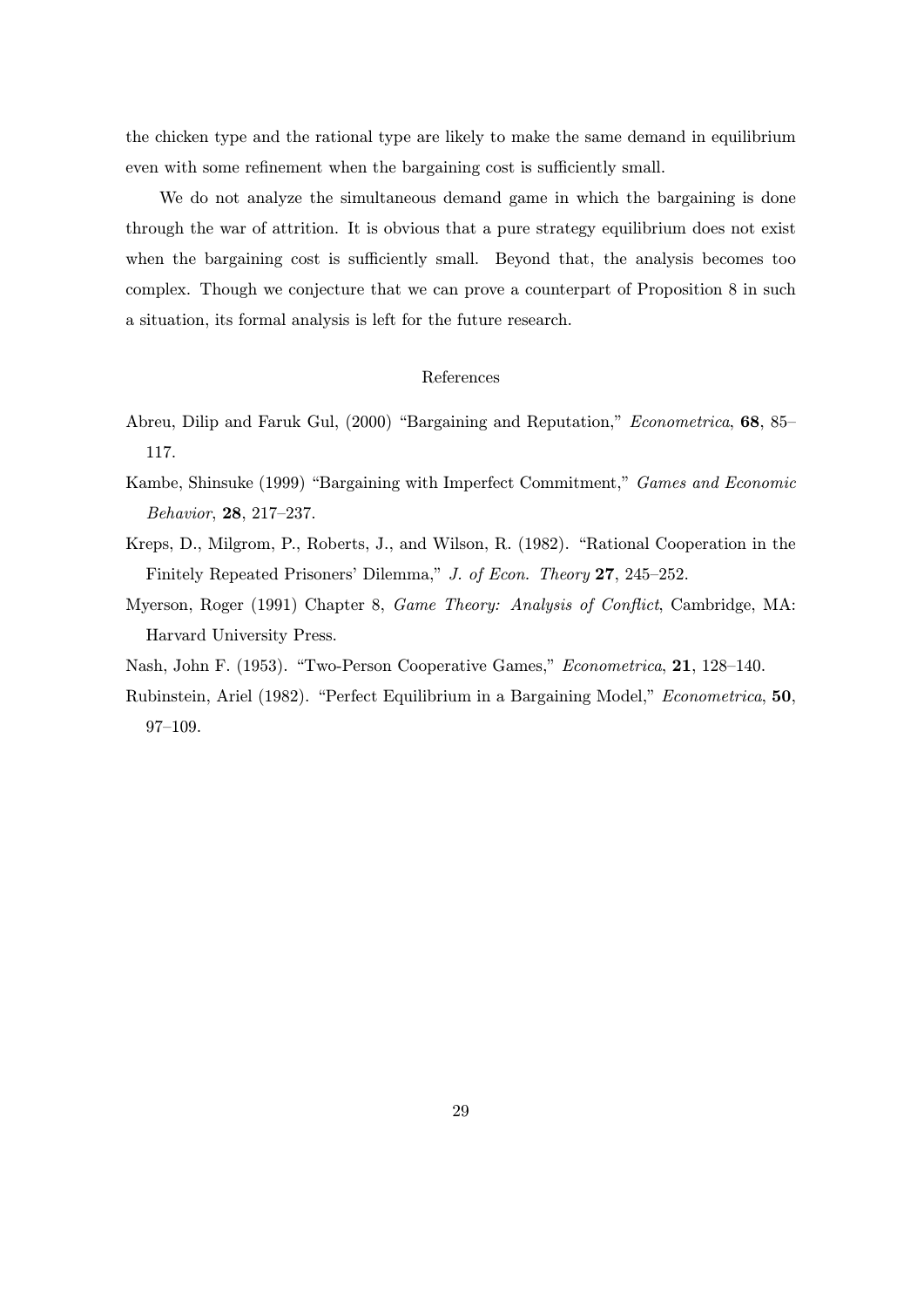the chicken type and the rational type are likely to make the same demand in equilibrium even with some refinement when the bargaining cost is sufficiently small.

We do not analyze the simultaneous demand game in which the bargaining is done through the war of attrition. It is obvious that a pure strategy equilibrium does not exist when the bargaining cost is sufficiently small. Beyond that, the analysis becomes too complex. Though we conjecture that we can prove a counterpart of Proposition 8 in such a situation, its formal analysis is left for the future research.

## References

Abreu, Dilip and Faruk Gul, (2000) "Bargaining and Reputation," *Econometrica*, **68**, 85–117.

Kambe, Shinsuke (1999) "Bargaining with Imperfect Commitment," *Games and Economic Behavior*, **28**, 217–237.

Kreps, D., Milgrom, P., Roberts, J., and Wilson, R. (1982). "Rational Cooperation in the Finitely Repeated Prisoners' Dilemma," *J. of Econ. Theory* **27**, 245–252.

Myerson, Roger (1991) Chapter 8, *Game Theory: Analysis of Conflict*, Cambridge, MA: Harvard University Press.

Nash, John F. (1953). "Two-Person Cooperative Games," *Econometrica*, **21**, 128–140.

Rubinstein, Ariel (1982). "Perfect Equilibrium in a Bargaining Model," *Econometrica*, **50**, 97–109.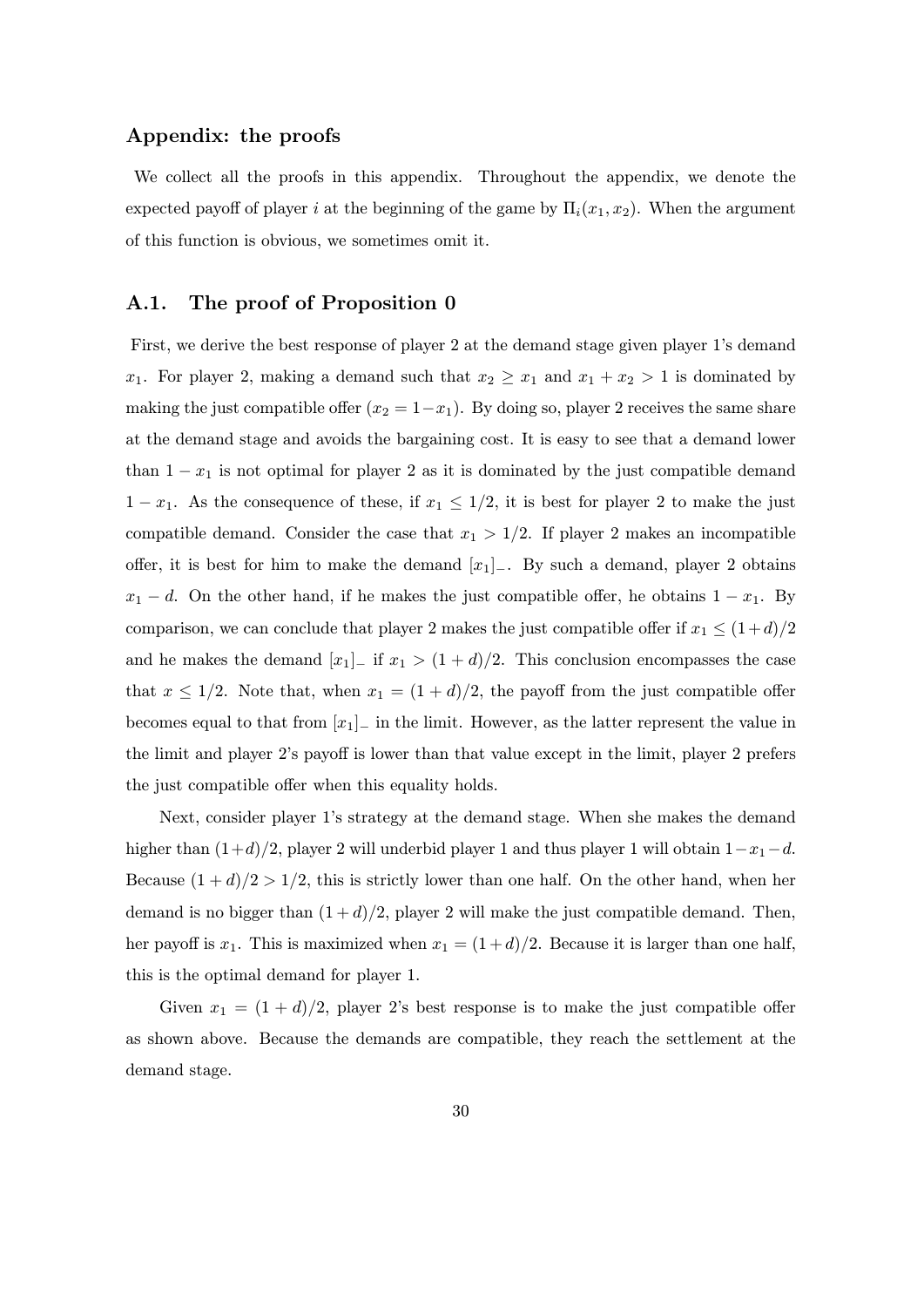## Appendix: the proofs

We collect all the proofs in this appendix. Throughout the appendix, we denote the expected payoff of player $i$ at the beginning of the game by $\Pi_i(x_1, x_2)$. When the argument of this function is obvious, we sometimes omit it.

### A.1. The proof of Proposition 0

First, we derive the best response of player 2 at the demand stage given player 1's demand $x_1$. For player 2, making a demand such that $x_2 \geq x_1$ and $x_1 + x_2 > 1$ is dominated by making the just compatible offer ($x_2 = 1 - x_1$). By doing so, player 2 receives the same share at the demand stage and avoids the bargaining cost. It is easy to see that a demand lower than $1 - x_1$ is not optimal for player 2 as it is dominated by the just compatible demand $1 - x_1$. As the consequence of these, if $x_1 \leq 1/2$, it is best for player 2 to make the just compatible demand. Consider the case that $x_1 > 1/2$. If player 2 makes an incompatible offer, it is best for him to make the demand $[x_1]_-$. By such a demand, player 2 obtains $x_1 - d$. On the other hand, if he makes the just compatible offer, he obtains $1 - x_1$. By comparison, we can conclude that player 2 makes the just compatible offer if $x_1 \leq (1+d)/2$ and he makes the demand $[x_1]_-$ if $x_1 > (1+d)/2$. This conclusion encompasses the case that $x \leq 1/2$. Note that, when $x_1 = (1+d)/2$, the payoff from the just compatible offer becomes equal to that from $[x_1]_-$ in the limit. However, as the latter represent the value in the limit and player 2's payoff is lower than that value except in the limit, player 2 prefers the just compatible offer when this equality holds.

Next, consider player 1's strategy at the demand stage. When she makes the demand higher than $(1+d)/2$, player 2 will underbid player 1 and thus player 1 will obtain $1 - x_1 - d$. Because $(1+d)/2 > 1/2$, this is strictly lower than one half. On the other hand, when her demand is no bigger than $(1+d)/2$, player 2 will make the just compatible demand. Then, her payoff is $x_1$. This is maximized when $x_1 = (1+d)/2$. Because it is larger than one half, this is the optimal demand for player 1.

Given $x_1 = (1+d)/2$, player 2's best response is to make the just compatible offer as shown above. Because the demands are compatible, they reach the settlement at the demand stage.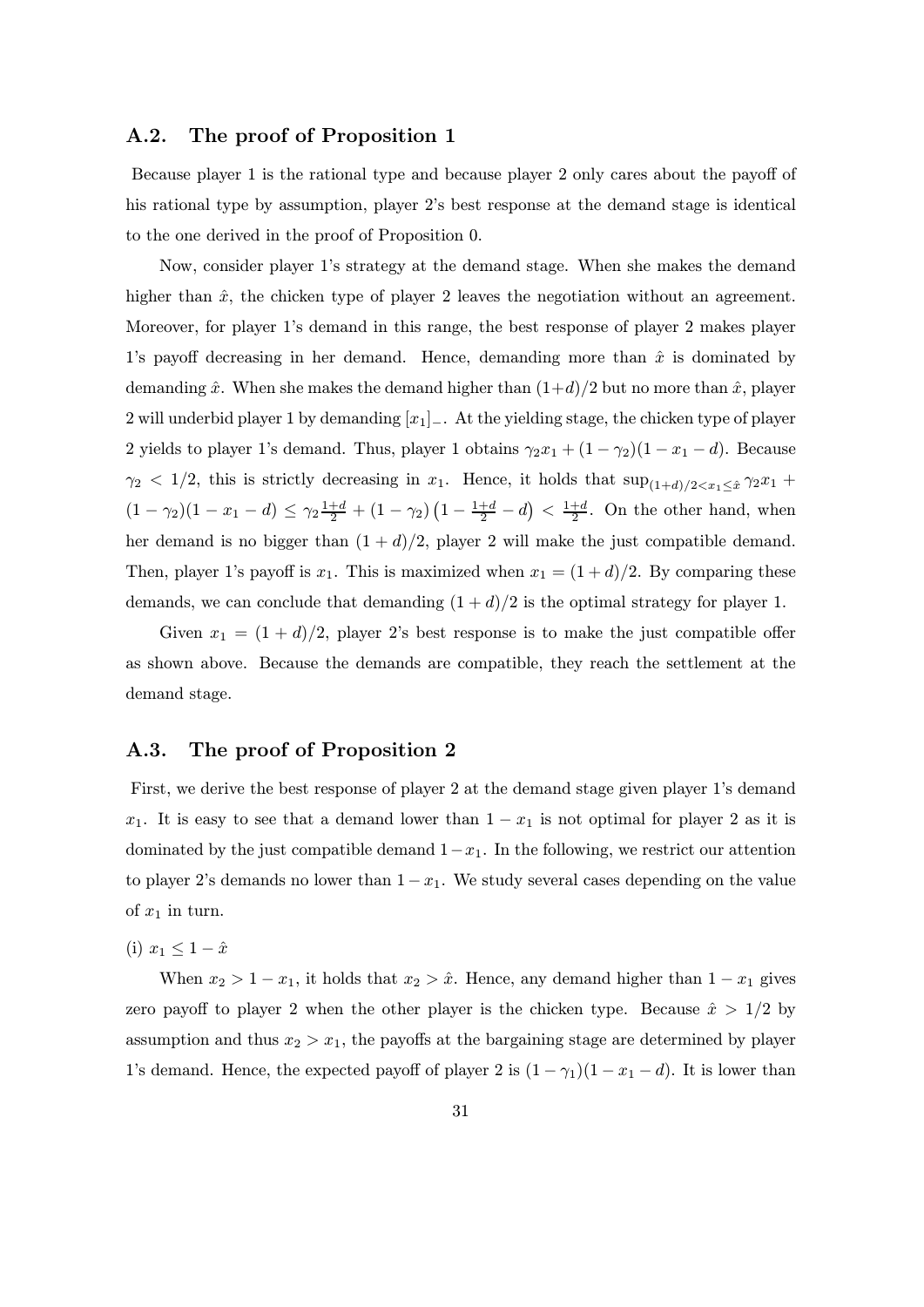## A.2. The proof of Proposition 1

Because player 1 is the rational type and because player 2 only cares about the payoff of his rational type by assumption, player 2's best response at the demand stage is identical to the one derived in the proof of Proposition 0.

Now, consider player 1's strategy at the demand stage. When she makes the demand higher than $\hat{x}$, the chicken type of player 2 leaves the negotiation without an agreement. Moreover, for player 1's demand in this range, the best response of player 2 makes player 1's payoff decreasing in her demand. Hence, demanding more than $\hat{x}$ is dominated by demanding $\hat{x}$. When she makes the demand higher than $(1+d)/2$ but no more than $\hat{x}$, player 2 will underbid player 1 by demanding $[x_1]_-$. At the yielding stage, the chicken type of player 2 yields to player 1's demand. Thus, player 1 obtains $\gamma_2 x_1 + (1-\gamma_2)(1-x_1-d)$. Because $\gamma_2 < 1/2$, this is strictly decreasing in $x_1$. Hence, it holds that $\sup_{(1+d)/2<x_1\leq\hat{x}} \gamma_2 x_1 + (1-\gamma_2)(1-x_1-d) \leq \gamma_2 \frac{1+d}{2} + (1-\gamma_2)\left(1-\frac{1+d}{2}-d\right) < \frac{1+d}{2}$. On the other hand, when her demand is no bigger than $(1+d)/2$, player 2 will make the just compatible demand. Then, player 1's payoff is $x_1$. This is maximized when $x_1 = (1+d)/2$. By comparing these demands, we can conclude that demanding $(1+d)/2$ is the optimal strategy for player 1.

Given $x_1 = (1+d)/2$, player 2's best response is to make the just compatible offer as shown above. Because the demands are compatible, they reach the settlement at the demand stage.

## A.3. The proof of Proposition 2

First, we derive the best response of player 2 at the demand stage given player 1's demand $x_1$. It is easy to see that a demand lower than $1-x_1$ is not optimal for player 2 as it is dominated by the just compatible demand $1-x_1$. In the following, we restrict our attention to player 2's demands no lower than $1-x_1$. We study several cases depending on the value of $x_1$ in turn.

(i) $x_1 \leq 1-\hat{x}$

When $x_2 > 1-x_1$, it holds that $x_2 > \hat{x}$. Hence, any demand higher than $1-x_1$ gives zero payoff to player 2 when the other player is the chicken type. Because $\hat{x} > 1/2$ by assumption and thus $x_2 > x_1$, the payoffs at the bargaining stage are determined by player 1's demand. Hence, the expected payoff of player 2 is $(1-\gamma_1)(1-x_1-d)$. It is lower than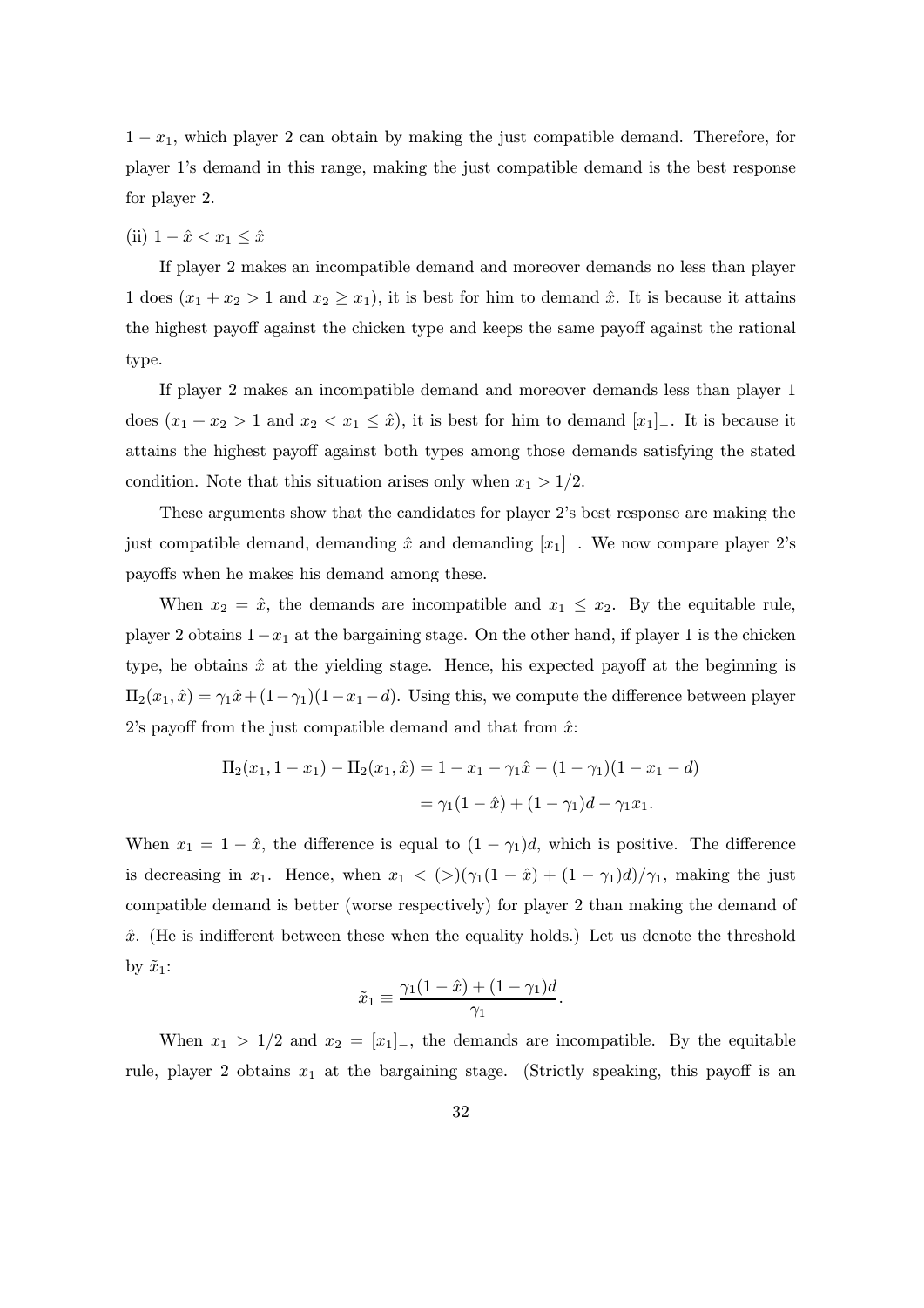$1 - x_1$, which player 2 can obtain by making the just compatible demand. Therefore, for player 1's demand in this range, making the just compatible demand is the best response for player 2.

(ii) $1 - \hat{x} < x_1 \leq \hat{x}$

If player 2 makes an incompatible demand and moreover demands no less than player 1 does ($x_1 + x_2 > 1$ and $x_2 \geq x_1$), it is best for him to demand $\hat{x}$. It is because it attains the highest payoff against the chicken type and keeps the same payoff against the rational type.

If player 2 makes an incompatible demand and moreover demands less than player 1 does ($x_1 + x_2 > 1$ and $x_2 < x_1 \leq \hat{x}$), it is best for him to demand $[x_1]_-$. It is because it attains the highest payoff against both types among those demands satisfying the stated condition. Note that this situation arises only when $x_1 > 1/2$.

These arguments show that the candidates for player 2's best response are making the just compatible demand, demanding $\hat{x}$ and demanding $[x_1]_-$. We now compare player 2's payoffs when he makes his demand among these.

When $x_2 = \hat{x}$, the demands are incompatible and $x_1 \leq x_2$. By the equitable rule, player 2 obtains $1 - x_1$ at the bargaining stage. On the other hand, if player 1 is the chicken type, he obtains $\hat{x}$ at the yielding stage. Hence, his expected payoff at the beginning is $\Pi_2(x_1, \hat{x}) = \gamma_1 \hat{x} + (1 - \gamma_1)(1 - x_1 - d)$. Using this, we compute the difference between player 2's payoff from the just compatible demand and that from $\hat{x}$:

$$\begin{aligned}\Pi_2(x_1, 1 - x_1) - \Pi_2(x_1, \hat{x}) &= 1 - x_1 - \gamma_1 \hat{x} - (1 - \gamma_1)(1 - x_1 - d) \\ &= \gamma_1(1 - \hat{x}) + (1 - \gamma_1)d - \gamma_1 x_1.\end{aligned}$$

When $x_1 = 1 - \hat{x}$, the difference is equal to $(1 - \gamma_1)d$, which is positive. The difference is decreasing in $x_1$. Hence, when $x_1 < (>) (\gamma_1(1 - \hat{x}) + (1 - \gamma_1)d)/\gamma_1$, making the just compatible demand is better (worse respectively) for player 2 than making the demand of $\hat{x}$. (He is indifferent between these when the equality holds.) Let us denote the threshold by $\tilde{x}_1$:

$$\tilde{x}_1 \equiv \frac{\gamma_1(1 - \hat{x}) + (1 - \gamma_1)d}{\gamma_1}.$$

When $x_1 > 1/2$ and $x_2 = [x_1]_-$, the demands are incompatible. By the equitable rule, player 2 obtains $x_1$ at the bargaining stage. (Strictly speaking, this payoff is an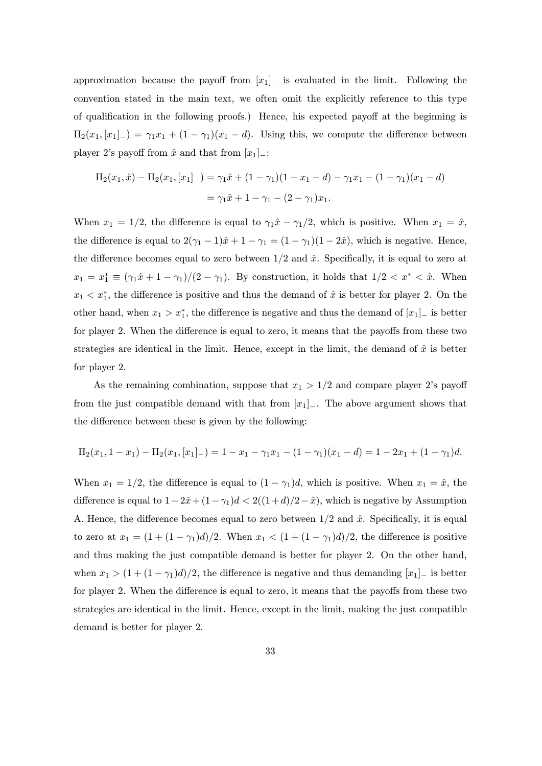approximation because the payoff from $[x_1]_-$ is evaluated in the limit. Following the convention stated in the main text, we often omit the explicitly reference to this type of qualification in the following proofs.) Hence, his expected payoff at the beginning is $\Pi_2(x_1, [x_1]_-) = \gamma_1 x_1 + (1-\gamma_1)(x_1 - d)$. Using this, we compute the difference between player 2's payoff from $\hat{x}$ and that from $[x_1]_-$:

$$\Pi_2(x_1, \hat{x}) - \Pi_2(x_1, [x_1]_-) = \gamma_1 \hat{x} + (1-\gamma_1)(1 - x_1 - d) - \gamma_1 x_1 - (1-\gamma_1)(x_1 - d)$$
$$= \gamma_1 \hat{x} + 1 - \gamma_1 - (2-\gamma_1)x_1.$$

When $x_1 = 1/2$, the difference is equal to $\gamma_1 \hat{x} - \gamma_1/2$, which is positive. When $x_1 = \hat{x}$, the difference is equal to $2(\gamma_1 - 1)\hat{x} + 1 - \gamma_1 = (1-\gamma_1)(1-2\hat{x})$, which is negative. Hence, the difference becomes equal to zero between $1/2$ and $\hat{x}$. Specifically, it is equal to zero at $x_1 = x_1^* \equiv (\gamma_1 \hat{x} + 1 - \gamma_1)/(2-\gamma_1)$. By construction, it holds that $1/2 < x^* < \hat{x}$. When $x_1 < x_1^*$, the difference is positive and thus the demand of $\hat{x}$ is better for player 2. On the other hand, when $x_1 > x_1^*$, the difference is negative and thus the demand of $[x_1]_-$ is better for player 2. When the difference is equal to zero, it means that the payoffs from these two strategies are identical in the limit. Hence, except in the limit, the demand of $\hat{x}$ is better for player 2.

As the remaining combination, suppose that $x_1 > 1/2$ and compare player 2's payoff from the just compatible demand with that from $[x_1]_-$. The above argument shows that the difference between these is given by the following:

$$\Pi_2(x_1, 1-x_1) - \Pi_2(x_1, [x_1]_-) = 1 - x_1 - \gamma_1 x_1 - (1-\gamma_1)(x_1 - d) = 1 - 2x_1 + (1-\gamma_1)d.$$

When $x_1 = 1/2$, the difference is equal to $(1-\gamma_1)d$, which is positive. When $x_1 = \hat{x}$, the difference is equal to $1 - 2\hat{x} + (1-\gamma_1)d < 2((1+d)/2 - \hat{x})$, which is negative by Assumption A. Hence, the difference becomes equal to zero between $1/2$ and $\hat{x}$. Specifically, it is equal to zero at $x_1 = (1 + (1-\gamma_1)d)/2$. When $x_1 < (1 + (1-\gamma_1)d)/2$, the difference is positive and thus making the just compatible demand is better for player 2. On the other hand, when $x_1 > (1 + (1-\gamma_1)d)/2$, the difference is negative and thus demanding $[x_1]_-$ is better for player 2. When the difference is equal to zero, it means that the payoffs from these two strategies are identical in the limit. Hence, except in the limit, making the just compatible demand is better for player 2.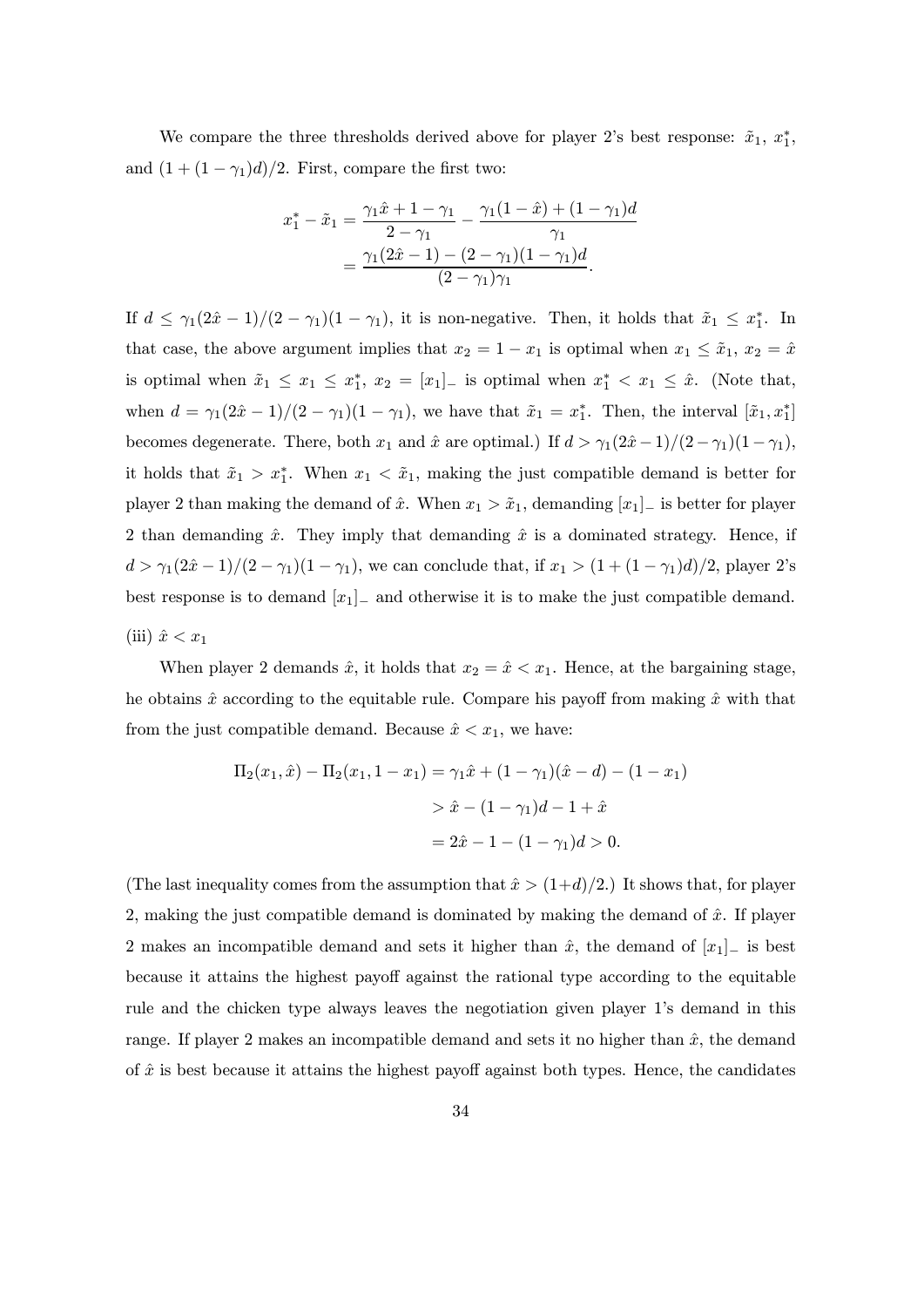We compare the three thresholds derived above for player 2's best response: $\tilde{x}_1$, $x_1^*$, and $(1 + (1 - \gamma_1)d)/2$. First, compare the first two:

$$
\begin{aligned}
x_1^* - \tilde{x}_1 &= \frac{\gamma_1 \hat{x} + 1 - \gamma_1}{2 - \gamma_1} - \frac{\gamma_1(1 - \hat{x}) + (1 - \gamma_1)d}{\gamma_1} \\
&= \frac{\gamma_1(2\hat{x} - 1) - (2 - \gamma_1)(1 - \gamma_1)d}{(2 - \gamma_1)\gamma_1}.
\end{aligned}
$$

If $d \leq \gamma_1(2\hat{x} - 1)/(2 - \gamma_1)(1 - \gamma_1)$, it is non-negative. Then, it holds that $\tilde{x}_1 \leq x_1^*$. In that case, the above argument implies that $x_2 = 1 - x_1$ is optimal when $x_1 \leq \tilde{x}_1$, $x_2 = \hat{x}$ is optimal when $\tilde{x}_1 \leq x_1 \leq x_1^*$, $x_2 = [x_1]_-$ is optimal when $x_1^* < x_1 \leq \hat{x}$. (Note that, when $d = \gamma_1(2\hat{x} - 1)/(2 - \gamma_1)(1 - \gamma_1)$, we have that $\tilde{x}_1 = x_1^*$. Then, the interval $[\tilde{x}_1, x_1^*]$ becomes degenerate. There, both $x_1$ and $\hat{x}$ are optimal.) If $d > \gamma_1(2\hat{x} - 1)/(2 - \gamma_1)(1 - \gamma_1)$, it holds that $\tilde{x}_1 > x_1^*$. When $x_1 < \tilde{x}_1$, making the just compatible demand is better for player 2 than making the demand of $\hat{x}$. When $x_1 > \tilde{x}_1$, demanding $[x_1]_-$ is better for player 2 than demanding $\hat{x}$. They imply that demanding $\hat{x}$ is a dominated strategy. Hence, if $d > \gamma_1(2\hat{x} - 1)/(2 - \gamma_1)(1 - \gamma_1)$, we can conclude that, if $x_1 > (1 + (1 - \gamma_1)d)/2$, player 2's best response is to demand $[x_1]_-$ and otherwise it is to make the just compatible demand.

(iii) $\hat{x} < x_1$

When player 2 demands $\hat{x}$, it holds that $x_2 = \hat{x} < x_1$. Hence, at the bargaining stage, he obtains $\hat{x}$ according to the equitable rule. Compare his payoff from making $\hat{x}$ with that from the just compatible demand. Because $\hat{x} < x_1$, we have:

$$
\begin{aligned}
\Pi_2(x_1, \hat{x}) - \Pi_2(x_1, 1 - x_1) &= \gamma_1 \hat{x} + (1 - \gamma_1)(\hat{x} - d) - (1 - x_1) \\
&> \hat{x} - (1 - \gamma_1)d - 1 + \hat{x} \\
&= 2\hat{x} - 1 - (1 - \gamma_1)d > 0.
\end{aligned}
$$

(The last inequality comes from the assumption that $\hat{x} > (1+d)/2$.) It shows that, for player 2, making the just compatible demand is dominated by making the demand of $\hat{x}$. If player 2 makes an incompatible demand and sets it higher than $\hat{x}$, the demand of $[x_1]_-$ is best because it attains the highest payoff against the rational type according to the equitable rule and the chicken type always leaves the negotiation given player 1's demand in this range. If player 2 makes an incompatible demand and sets it no higher than $\hat{x}$, the demand of $\hat{x}$ is best because it attains the highest payoff against both types. Hence, the candidates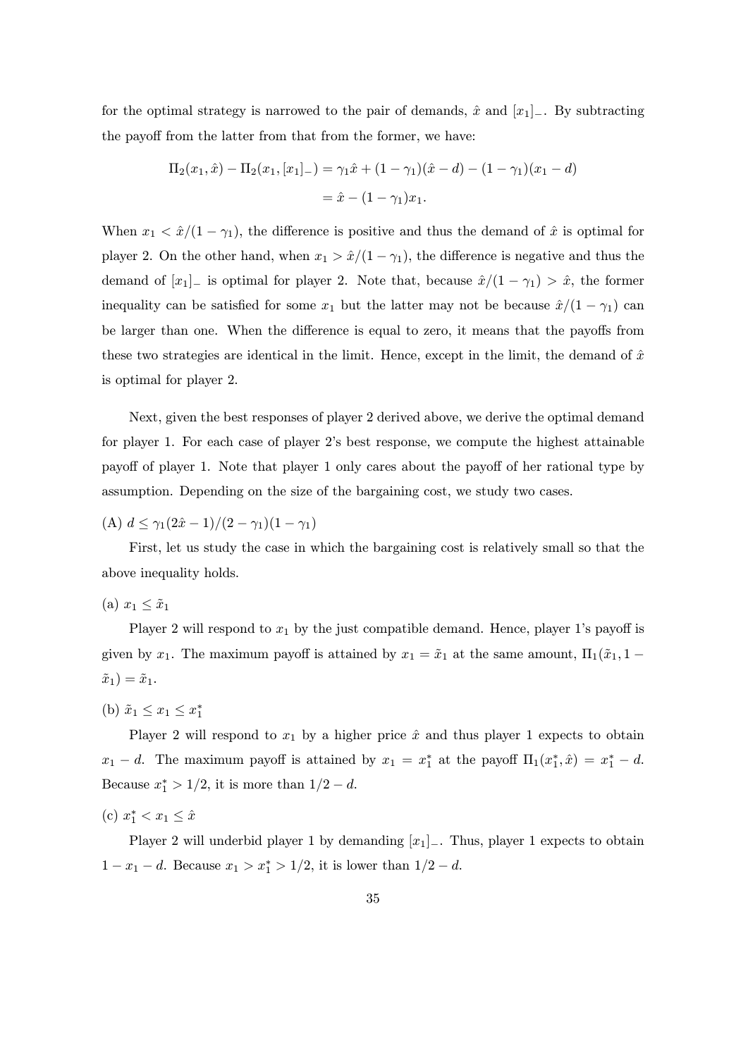for the optimal strategy is narrowed to the pair of demands, $\hat{x}$ and $[x_1]_-$. By subtracting the payoff from the latter from that from the former, we have:

$$\Pi_2(x_1, \hat{x}) - \Pi_2(x_1, [x_1]_-) = \gamma_1 \hat{x} + (1-\gamma_1)(\hat{x} - d) - (1-\gamma_1)(x_1 - d)$$
$$= \hat{x} - (1-\gamma_1)x_1.$$

When $x_1 < \hat{x}/(1-\gamma_1)$, the difference is positive and thus the demand of $\hat{x}$ is optimal for player 2. On the other hand, when $x_1 > \hat{x}/(1-\gamma_1)$, the difference is negative and thus the demand of $[x_1]_-$ is optimal for player 2. Note that, because $\hat{x}/(1-\gamma_1) > \hat{x}$, the former inequality can be satisfied for some $x_1$ but the latter may not be because $\hat{x}/(1-\gamma_1)$ can be larger than one. When the difference is equal to zero, it means that the payoffs from these two strategies are identical in the limit. Hence, except in the limit, the demand of $\hat{x}$ is optimal for player 2.

Next, given the best responses of player 2 derived above, we derive the optimal demand for player 1. For each case of player 2's best response, we compute the highest attainable payoff of player 1. Note that player 1 only cares about the payoff of her rational type by assumption. Depending on the size of the bargaining cost, we study two cases.

(A) $d \leq \gamma_1(2\hat{x}-1)/(2-\gamma_1)(1-\gamma_1)$

First, let us study the case in which the bargaining cost is relatively small so that the above inequality holds.

(a) $x_1 \leq \tilde{x}_1$

Player 2 will respond to $x_1$ by the just compatible demand. Hence, player 1's payoff is given by $x_1$. The maximum payoff is attained by $x_1 = \tilde{x}_1$ at the same amount, $\Pi_1(\tilde{x}_1, 1-\tilde{x}_1) = \tilde{x}_1$.

(b) $\tilde{x}_1 \leq x_1 \leq x_1^*$

Player 2 will respond to $x_1$ by a higher price $\hat{x}$ and thus player 1 expects to obtain $x_1 - d$. The maximum payoff is attained by $x_1 = x_1^*$ at the payoff $\Pi_1(x_1^*, \hat{x}) = x_1^* - d$. Because $x_1^* > 1/2$, it is more than $1/2 - d$.

(c) $x_1^* < x_1 \leq \hat{x}$

Player 2 will underbid player 1 by demanding $[x_1]_-$. Thus, player 1 expects to obtain $1 - x_1 - d$. Because $x_1 > x_1^* > 1/2$, it is lower than $1/2 - d$.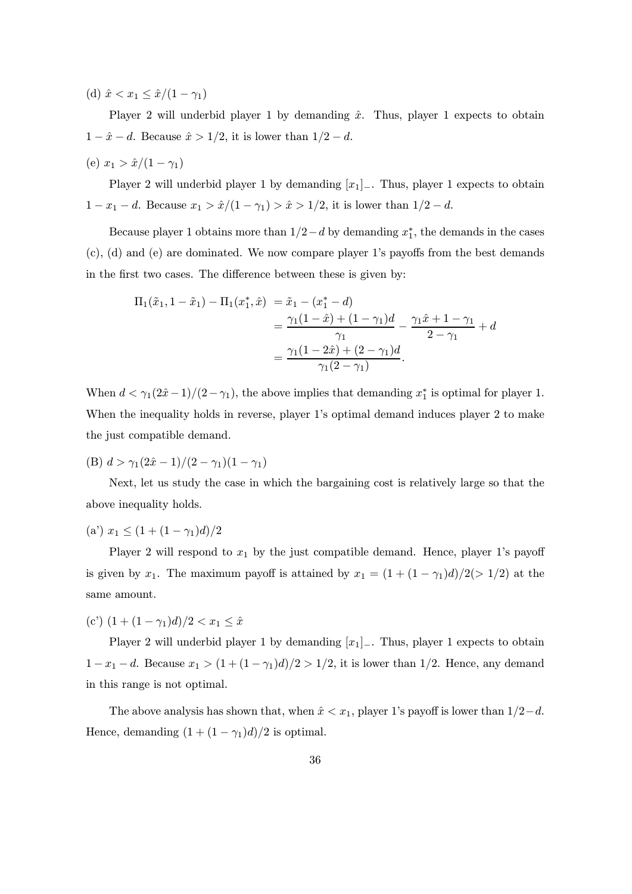(d) $\hat{x} < x_1 \leq \hat{x}/(1-\gamma_1)$

Player 2 will underbid player 1 by demanding $\hat{x}$. Thus, player 1 expects to obtain $1 - \hat{x} - d$. Because $\hat{x} > 1/2$, it is lower than $1/2 - d$.

(e) $x_1 > \hat{x}/(1-\gamma_1)$

Player 2 will underbid player 1 by demanding $[x_1]_-$. Thus, player 1 expects to obtain $1 - x_1 - d$. Because $x_1 > \hat{x}/(1-\gamma_1) > \hat{x} > 1/2$, it is lower than $1/2 - d$.

Because player 1 obtains more than $1/2 - d$ by demanding $x_1^*$, the demands in the cases (c), (d) and (e) are dominated. We now compare player 1's payoffs from the best demands in the first two cases. The difference between these is given by:

$$
\begin{aligned}
\Pi_1(\tilde{x}_1, 1-\tilde{x}_1) - \Pi_1(x_1^*, \hat{x}) &= \tilde{x}_1 - (x_1^* - d) \\
&= \frac{\gamma_1(1-\hat{x}) + (1-\gamma_1)d}{\gamma_1} - \frac{\gamma_1\hat{x} + 1 - \gamma_1}{2-\gamma_1} + d \\
&= \frac{\gamma_1(1-2\hat{x}) + (2-\gamma_1)d}{\gamma_1(2-\gamma_1)}.
\end{aligned}
$$

When $d < \gamma_1(2\hat{x}-1)/(2-\gamma_1)$, the above implies that demanding $x_1^*$ is optimal for player 1. When the inequality holds in reverse, player 1's optimal demand induces player 2 to make the just compatible demand.

(B) $d > \gamma_1(2\hat{x}-1)/(2-\gamma_1)(1-\gamma_1)$

Next, let us study the case in which the bargaining cost is relatively large so that the above inequality holds.

(a') $x_1 \leq (1 + (1-\gamma_1)d)/2$

Player 2 will respond to $x_1$ by the just compatible demand. Hence, player 1's payoff is given by $x_1$. The maximum payoff is attained by $x_1 = (1 + (1-\gamma_1)d)/2 (> 1/2)$ at the same amount.

(c') $(1 + (1-\gamma_1)d)/2 < x_1 \leq \hat{x}$

Player 2 will underbid player 1 by demanding $[x_1]_-$. Thus, player 1 expects to obtain $1 - x_1 - d$. Because $x_1 > (1 + (1-\gamma_1)d)/2 > 1/2$, it is lower than $1/2$. Hence, any demand in this range is not optimal.

The above analysis has shown that, when $\hat{x} < x_1$, player 1's payoff is lower than $1/2 - d$. Hence, demanding $(1 + (1-\gamma_1)d)/2$ is optimal.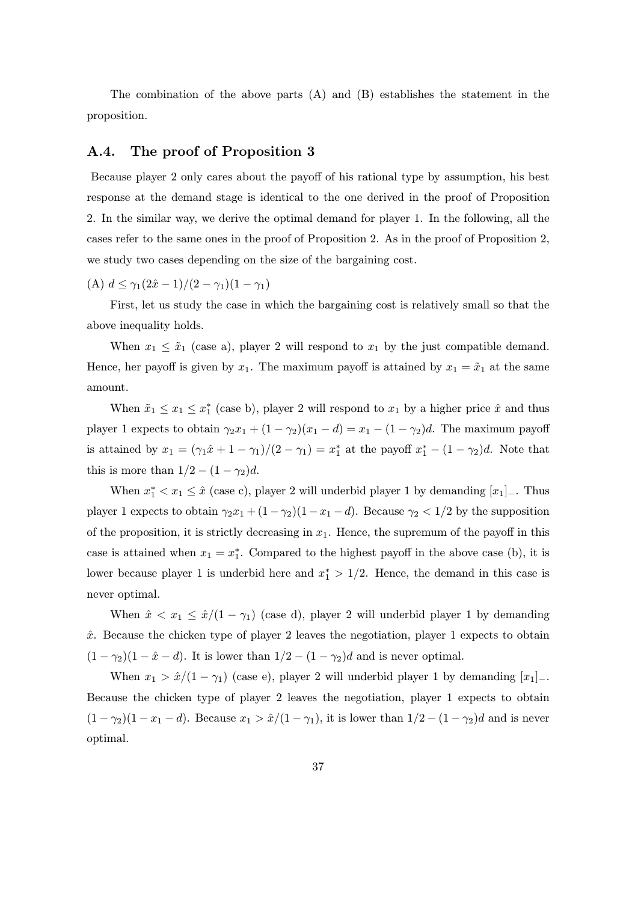The combination of the above parts (A) and (B) establishes the statement in the proposition.

## A.4. The proof of Proposition 3

Because player 2 only cares about the payoff of his rational type by assumption, his best response at the demand stage is identical to the one derived in the proof of Proposition 2. In the similar way, we derive the optimal demand for player 1. In the following, all the cases refer to the same ones in the proof of Proposition 2. As in the proof of Proposition 2, we study two cases depending on the size of the bargaining cost.

(A) $d \leq \gamma_1(2\hat{x}-1)/(2-\gamma_1)(1-\gamma_1)$

First, let us study the case in which the bargaining cost is relatively small so that the above inequality holds.

When $x_1 \leq \tilde{x}_1$ (case a), player 2 will respond to $x_1$ by the just compatible demand. Hence, her payoff is given by $x_1$. The maximum payoff is attained by $x_1 = \tilde{x}_1$ at the same amount.

When $\tilde{x}_1 \leq x_1 \leq x_1^*$ (case b), player 2 will respond to $x_1$ by a higher price $\hat{x}$ and thus player 1 expects to obtain $\gamma_2 x_1 + (1-\gamma_2)(x_1 - d) = x_1 - (1-\gamma_2)d$. The maximum payoff is attained by $x_1 = (\gamma_1\hat{x} + 1 - \gamma_1)/(2-\gamma_1) = x_1^*$ at the payoff $x_1^* - (1-\gamma_2)d$. Note that this is more than $1/2 - (1-\gamma_2)d$.

When $x_1^* < x_1 \leq \hat{x}$ (case c), player 2 will underbid player 1 by demanding $[x_1]_-$. Thus player 1 expects to obtain $\gamma_2 x_1 + (1-\gamma_2)(1 - x_1 - d)$. Because $\gamma_2 < 1/2$ by the supposition of the proposition, it is strictly decreasing in $x_1$. Hence, the supremum of the payoff in this case is attained when $x_1 = x_1^*$. Compared to the highest payoff in the above case (b), it is lower because player 1 is underbid here and $x_1^* > 1/2$. Hence, the demand in this case is never optimal.

When $\hat{x} < x_1 \leq \hat{x}/(1-\gamma_1)$ (case d), player 2 will underbid player 1 by demanding $\hat{x}$. Because the chicken type of player 2 leaves the negotiation, player 1 expects to obtain $(1-\gamma_2)(1-\hat{x}-d)$. It is lower than $1/2 - (1-\gamma_2)d$ and is never optimal.

When $x_1 > \hat{x}/(1-\gamma_1)$ (case e), player 2 will underbid player 1 by demanding $[x_1]_-$. Because the chicken type of player 2 leaves the negotiation, player 1 expects to obtain $(1-\gamma_2)(1-x_1-d)$. Because $x_1 > \hat{x}/(1-\gamma_1)$, it is lower than $1/2 - (1-\gamma_2)d$ and is never optimal.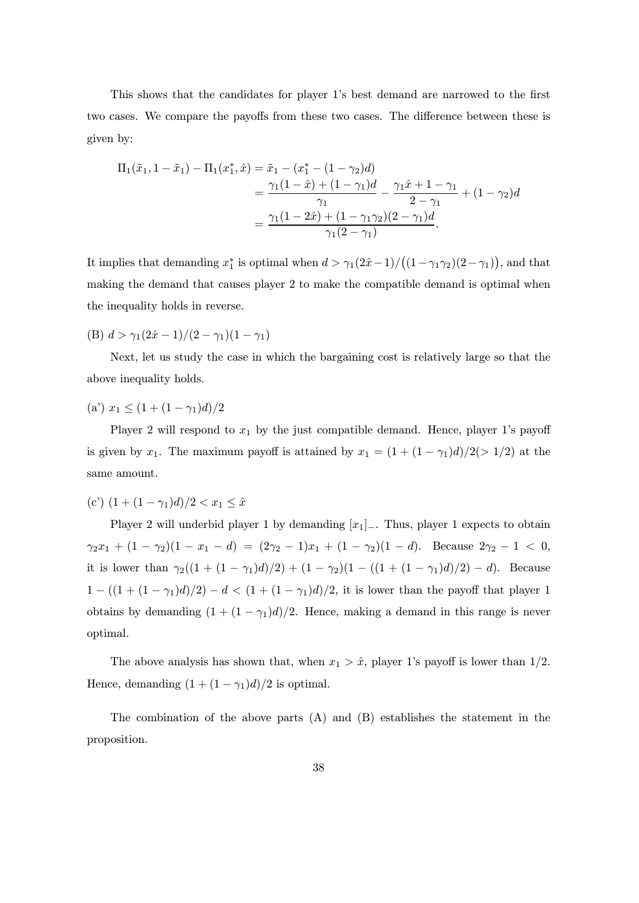This shows that the candidates for player 1's best demand are narrowed to the first two cases. We compare the payoffs from these two cases. The difference between these is given by:

$$
\begin{aligned}
\Pi_1(\tilde{x}_1, 1-\tilde{x}_1) - \Pi_1(x_1^*, \hat{x}) &= \tilde{x}_1 - (x_1^* - (1-\gamma_2)d) \\
&= \frac{\gamma_1(1-\hat{x}) + (1-\gamma_1)d}{\gamma_1} - \frac{\gamma_1\hat{x} + 1 - \gamma_1}{2-\gamma_1} + (1-\gamma_2)d \\
&= \frac{\gamma_1(1-2\hat{x}) + (1-\gamma_1\gamma_2)(2-\gamma_1)d}{\gamma_1(2-\gamma_1)}.
\end{aligned}
$$

It implies that demanding $x_1^*$ is optimal when $d > \gamma_1(2\hat{x}-1)/\big((1-\gamma_1\gamma_2)(2-\gamma_1)\big)$, and that making the demand that causes player 2 to make the compatible demand is optimal when the inequality holds in reverse.

(B) $d > \gamma_1(2\hat{x}-1)/(2-\gamma_1)(1-\gamma_1)$

Next, let us study the case in which the bargaining cost is relatively large so that the above inequality holds.

(a') $x_1 \leq (1+(1-\gamma_1)d)/2$

Player 2 will respond to $x_1$ by the just compatible demand. Hence, player 1's payoff is given by $x_1$. The maximum payoff is attained by $x_1 = (1+(1-\gamma_1)d)/2 (> 1/2)$ at the same amount.

(c') $(1+(1-\gamma_1)d)/2 < x_1 \leq \hat{x}$

Player 2 will underbid player 1 by demanding $[x_1]_-$. Thus, player 1 expects to obtain $\gamma_2 x_1 + (1-\gamma_2)(1-x_1-d) = (2\gamma_2-1)x_1 + (1-\gamma_2)(1-d)$. Because $2\gamma_2 - 1 < 0$, it is lower than $\gamma_2((1+(1-\gamma_1)d)/2) + (1-\gamma_2)(1-((1+(1-\gamma_1)d)/2)-d)$. Because $1-((1+(1-\gamma_1)d)/2) - d < (1+(1-\gamma_1)d)/2$, it is lower than the payoff that player 1 obtains by demanding $(1+(1-\gamma_1)d)/2$. Hence, making a demand in this range is never optimal.

The above analysis has shown that, when $x_1 > \hat{x}$, player 1's payoff is lower than $1/2$. Hence, demanding $(1+(1-\gamma_1)d)/2$ is optimal.

The combination of the above parts (A) and (B) establishes the statement in the proposition.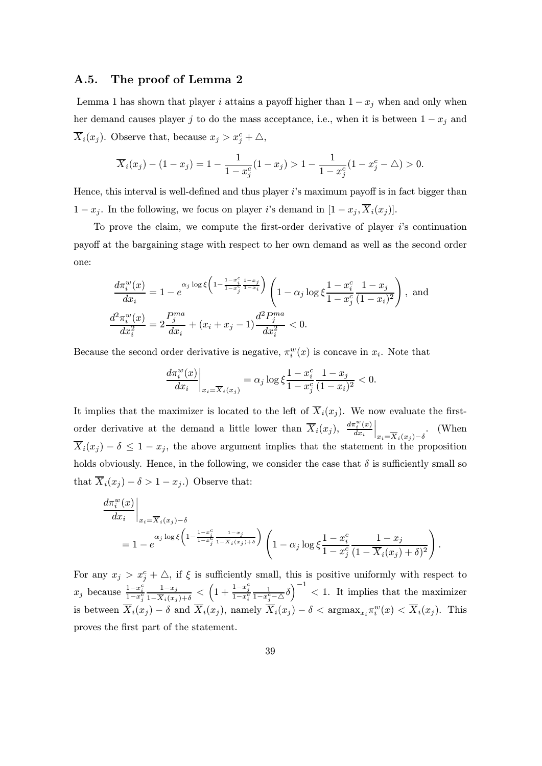### A.5. The proof of Lemma 2

Lemma 1 has shown that player $i$ attains a payoff higher than $1 - x_j$ when and only when her demand causes player $j$ to do the mass acceptance, i.e., when it is between $1 - x_j$ and $\overline{X}_i(x_j)$. Observe that, because $x_j > x_j^c + \triangle$,

$$\overline{X}_i(x_j) - (1 - x_j) = 1 - \frac{1}{1 - x_j^c}(1 - x_j) > 1 - \frac{1}{1 - x_j^c}(1 - x_j^c - \triangle) > 0.$$

Hence, this interval is well-defined and thus player $i$'s maximum payoff is in fact bigger than $1 - x_j$. In the following, we focus on player $i$'s demand in $[1 - x_j, \overline{X}_i(x_j)]$.

To prove the claim, we compute the first-order derivative of player $i$'s continuation payoff at the bargaining stage with respect to her own demand as well as the second order one:

$$\frac{d\pi_i^w(x)}{dx_i} = 1 - e^{\alpha_j \log \xi \left(1 - \frac{1 - x_i^c}{1 - x_j^c} \frac{1 - x_j}{1 - x_i}\right)} \left(1 - \alpha_j \log \xi \frac{1 - x_i^c}{1 - x_j^c} \frac{1 - x_j}{(1 - x_i)^2}\right), \text{ and}$$

$$\frac{d^2\pi_i^w(x)}{dx_i^2} = 2\frac{P_j^{ma}}{dx_i} + (x_i + x_j - 1)\frac{d^2 P_j^{ma}}{dx_i^2} < 0.$$

Because the second order derivative is negative, $\pi_i^w(x)$ is concave in $x_i$. Note that

$$\left.\frac{d\pi_i^w(x)}{dx_i}\right|_{x_i = \overline{X}_i(x_j)} = \alpha_j \log \xi \frac{1 - x_i^c}{1 - x_j^c} \frac{1 - x_j}{(1 - x_i)^2} < 0.$$

It implies that the maximizer is located to the left of $\overline{X}_i(x_j)$. We now evaluate the first-order derivative at the demand a little lower than $\overline{X}_i(x_j)$, $\left.\frac{d\pi_i^w(x)}{dx_i}\right|_{x_i = \overline{X}_i(x_j) - \delta}$. (When $\overline{X}_i(x_j) - \delta \le 1 - x_j$, the above argument implies that the statement in the proposition holds obviously. Hence, in the following, we consider the case that $\delta$ is sufficiently small so that $\overline{X}_i(x_j) - \delta > 1 - x_j$.) Observe that:

$$\begin{aligned}
&\left.\frac{d\pi_i^w(x)}{dx_i}\right|_{x_i = \overline{X}_i(x_j) - \delta} \\
&= 1 - e^{\alpha_j \log \xi \left(1 - \frac{1 - x_i^c}{1 - x_j^c} \frac{1 - x_j}{1 - \overline{X}_i(x_j) + \delta}\right)} \left(1 - \alpha_j \log \xi \frac{1 - x_i^c}{1 - x_j^c} \frac{1 - x_j}{(1 - \overline{X}_i(x_j) + \delta)^2}\right).
\end{aligned}$$

For any $x_j > x_j^c + \triangle$, if $\xi$ is sufficiently small, this is positive uniformly with respect to $x_j$ because $\frac{1 - x_i^c}{1 - x_j^c} \frac{1 - x_j}{1 - \overline{X}_i(x_j) + \delta} < \left(1 + \frac{1 - x_j^c}{1 - x_i^c} \frac{1}{1 - x_j^c - \triangle}\delta\right)^{-1} < 1$. It implies that the maximizer is between $\overline{X}_i(x_j) - \delta$ and $\overline{X}_i(x_j)$, namely $\overline{X}_i(x_j) - \delta < \text{argmax}_{x_i} \pi_i^w(x) < \overline{X}_i(x_j)$. This proves the first part of the statement.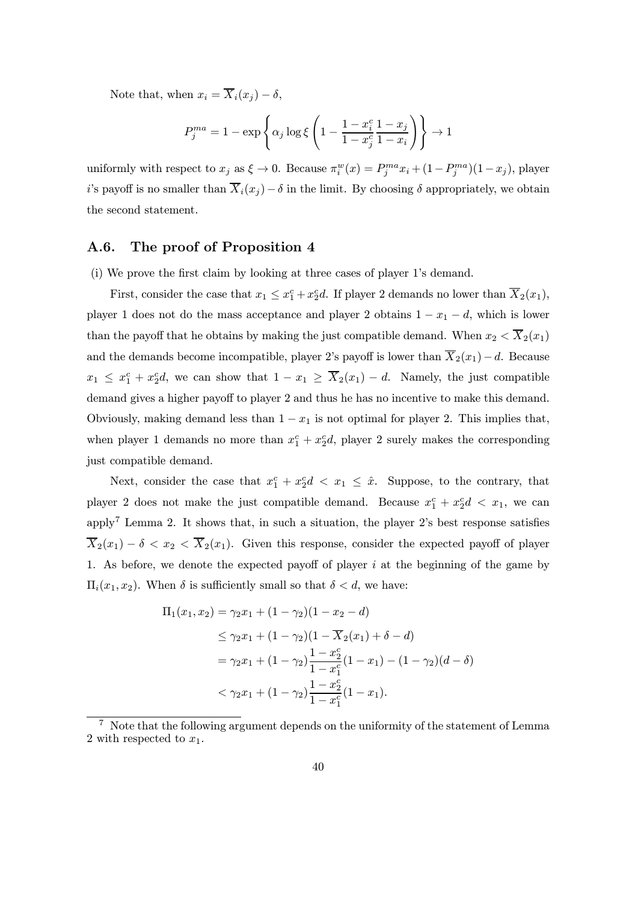Note that, when $x_i = \overline{X}_i(x_j) - \delta$,

$$P_j^{ma} = 1 - \exp\left\{\alpha_j \log \xi \left(1 - \frac{1 - x_i^c}{1 - x_j^c}\frac{1 - x_j}{1 - x_i}\right)\right\} \to 1$$

uniformly with respect to $x_j$ as $\xi \to 0$. Because $\pi_i^w(x) = P_j^{ma} x_i + (1 - P_j^{ma})(1 - x_j)$, player $i$'s payoff is no smaller than $\overline{X}_i(x_j) - \delta$ in the limit. By choosing $\delta$ appropriately, we obtain the second statement.

## A.6. The proof of Proposition 4

(i) We prove the first claim by looking at three cases of player 1's demand.

First, consider the case that $x_1 \leq x_1^c + x_2^c d$. If player 2 demands no lower than $\overline{X}_2(x_1)$, player 1 does not do the mass acceptance and player 2 obtains $1 - x_1 - d$, which is lower than the payoff that he obtains by making the just compatible demand. When $x_2 < \overline{X}_2(x_1)$ and the demands become incompatible, player 2's payoff is lower than $\overline{X}_2(x_1) - d$. Because $x_1 \leq x_1^c + x_2^c d$, we can show that $1 - x_1 \geq \overline{X}_2(x_1) - d$. Namely, the just compatible demand gives a higher payoff to player 2 and thus he has no incentive to make this demand. Obviously, making demand less than $1 - x_1$ is not optimal for player 2. This implies that, when player 1 demands no more than $x_1^c + x_2^c d$, player 2 surely makes the corresponding just compatible demand.

Next, consider the case that $x_1^c + x_2^c d < x_1 \leq \hat{x}$. Suppose, to the contrary, that player 2 does not make the just compatible demand. Because $x_1^c + x_2^c d < x_1$, we can apply[7] Lemma 2. It shows that, in such a situation, the player 2's best response satisfies $\overline{X}_2(x_1) - \delta < x_2 < \overline{X}_2(x_1)$. Given this response, consider the expected payoff of player 1. As before, we denote the expected payoff of player $i$ at the beginning of the game by $\Pi_i(x_1, x_2)$. When $\delta$ is sufficiently small so that $\delta < d$, we have:

$$\begin{aligned}
\Pi_1(x_1, x_2) &= \gamma_2 x_1 + (1 - \gamma_2)(1 - x_2 - d) \\
&\leq \gamma_2 x_1 + (1 - \gamma_2)(1 - \overline{X}_2(x_1) + \delta - d) \\
&= \gamma_2 x_1 + (1 - \gamma_2)\frac{1 - x_2^c}{1 - x_1^c}(1 - x_1) - (1 - \gamma_2)(d - \delta) \\
&< \gamma_2 x_1 + (1 - \gamma_2)\frac{1 - x_2^c}{1 - x_1^c}(1 - x_1).
\end{aligned}$$

[7] Note that the following argument depends on the uniformity of the statement of Lemma 2 with respected to $x_1$.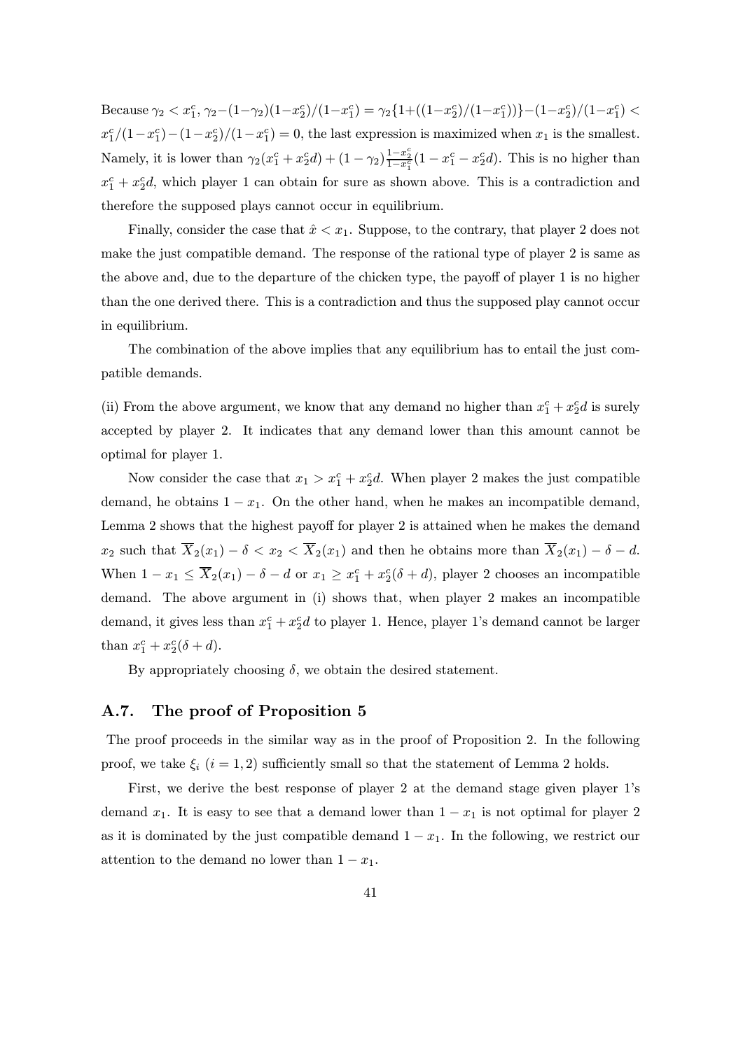Because $\gamma_2 < x_1^c$, $\gamma_2 - (1-\gamma_2)(1-x_2^c)/(1-x_1^c) = \gamma_2\{1+((1-x_2^c)/(1-x_1^c))\} - (1-x_2^c)/(1-x_1^c) < x_1^c/(1-x_1^c) - (1-x_2^c)/(1-x_1^c) = 0$, the last expression is maximized when $x_1$ is the smallest. Namely, it is lower than $\gamma_2(x_1^c + x_2^c d) + (1-\gamma_2)\frac{1-x_2^c}{1-x_1^c}(1 - x_1^c - x_2^c d)$. This is no higher than $x_1^c + x_2^c d$, which player 1 can obtain for sure as shown above. This is a contradiction and therefore the supposed plays cannot occur in equilibrium.

Finally, consider the case that $\hat{x} < x_1$. Suppose, to the contrary, that player 2 does not make the just compatible demand. The response of the rational type of player 2 is same as the above and, due to the departure of the chicken type, the payoff of player 1 is no higher than the one derived there. This is a contradiction and thus the supposed play cannot occur in equilibrium.

The combination of the above implies that any equilibrium has to entail the just compatible demands.

(ii) From the above argument, we know that any demand no higher than $x_1^c + x_2^c d$ is surely accepted by player 2. It indicates that any demand lower than this amount cannot be optimal for player 1.

Now consider the case that $x_1 > x_1^c + x_2^c d$. When player 2 makes the just compatible demand, he obtains $1 - x_1$. On the other hand, when he makes an incompatible demand, Lemma 2 shows that the highest payoff for player 2 is attained when he makes the demand $x_2$ such that $\overline{X}_2(x_1) - \delta < x_2 < \overline{X}_2(x_1)$ and then he obtains more than $\overline{X}_2(x_1) - \delta - d$. When $1 - x_1 \leq \overline{X}_2(x_1) - \delta - d$ or $x_1 \geq x_1^c + x_2^c(\delta + d)$, player 2 chooses an incompatible demand. The above argument in (i) shows that, when player 2 makes an incompatible demand, it gives less than $x_1^c + x_2^c d$ to player 1. Hence, player 1's demand cannot be larger than $x_1^c + x_2^c(\delta + d)$.

By appropriately choosing $\delta$, we obtain the desired statement.

## A.7. The proof of Proposition 5

The proof proceeds in the similar way as in the proof of Proposition 2. In the following proof, we take $\xi_i$ $(i = 1, 2)$ sufficiently small so that the statement of Lemma 2 holds.

First, we derive the best response of player 2 at the demand stage given player 1's demand $x_1$. It is easy to see that a demand lower than $1 - x_1$ is not optimal for player 2 as it is dominated by the just compatible demand $1 - x_1$. In the following, we restrict our attention to the demand no lower than $1 - x_1$.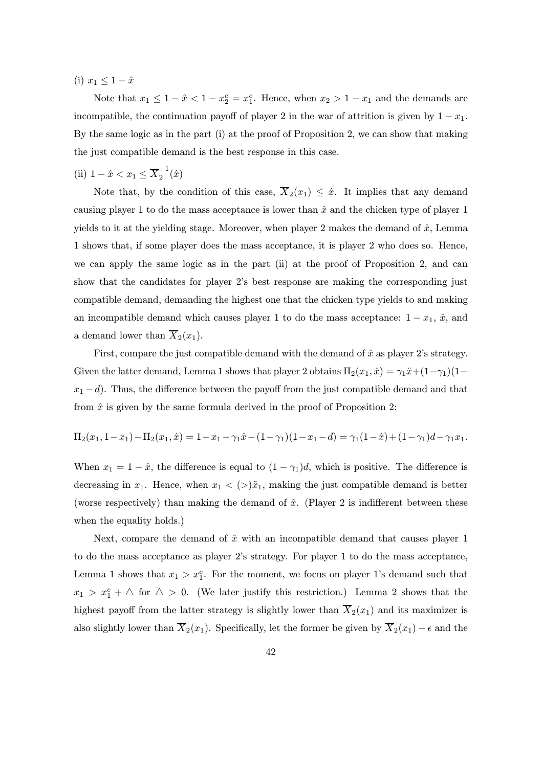(i) $x_1 \leq 1 - \hat{x}$

Note that $x_1 \leq 1 - \hat{x} < 1 - x_2^c = x_1^c$. Hence, when $x_2 > 1 - x_1$ and the demands are incompatible, the continuation payoff of player 2 in the war of attrition is given by $1 - x_1$. By the same logic as in the part (i) at the proof of Proposition 2, we can show that making the just compatible demand is the best response in this case.

(ii) $1 - \hat{x} < x_1 \leq \overline{X}_2^{-1}(\hat{x})$

Note that, by the condition of this case, $\overline{X}_2(x_1) \leq \hat{x}$. It implies that any demand causing player 1 to do the mass acceptance is lower than $\hat{x}$ and the chicken type of player 1 yields to it at the yielding stage. Moreover, when player 2 makes the demand of $\hat{x}$, Lemma 1 shows that, if some player does the mass acceptance, it is player 2 who does so. Hence, we can apply the same logic as in the part (ii) at the proof of Proposition 2, and can show that the candidates for player 2's best response are making the corresponding just compatible demand, demanding the highest one that the chicken type yields to and making an incompatible demand which causes player 1 to do the mass acceptance: $1 - x_1$, $\hat{x}$, and a demand lower than $\overline{X}_2(x_1)$.

First, compare the just compatible demand with the demand of $\hat{x}$ as player 2's strategy. Given the latter demand, Lemma 1 shows that player 2 obtains $\Pi_2(x_1, \hat{x}) = \gamma_1 \hat{x} + (1-\gamma_1)(1 - x_1 - d)$. Thus, the difference between the payoff from the just compatible demand and that from $\hat{x}$ is given by the same formula derived in the proof of Proposition 2:

$$\Pi_2(x_1, 1-x_1) - \Pi_2(x_1, \hat{x}) = 1 - x_1 - \gamma_1 \hat{x} - (1-\gamma_1)(1-x_1-d) = \gamma_1(1-\hat{x}) + (1-\gamma_1)d - \gamma_1 x_1.$$

When $x_1 = 1 - \hat{x}$, the difference is equal to $(1-\gamma_1)d$, which is positive. The difference is decreasing in $x_1$. Hence, when $x_1 < (>) \tilde{x}_1$, making the just compatible demand is better (worse respectively) than making the demand of $\hat{x}$. (Player 2 is indifferent between these when the equality holds.)

Next, compare the demand of $\hat{x}$ with an incompatible demand that causes player 1 to do the mass acceptance as player 2's strategy. For player 1 to do the mass acceptance, Lemma 1 shows that $x_1 > x_1^c$. For the moment, we focus on player 1's demand such that $x_1 > x_1^c + \triangle$ for $\triangle > 0$. (We later justify this restriction.) Lemma 2 shows that the highest payoff from the latter strategy is slightly lower than $\overline{X}_2(x_1)$ and its maximizer is also slightly lower than $\overline{X}_2(x_1)$. Specifically, let the former be given by $\overline{X}_2(x_1) - \epsilon$ and the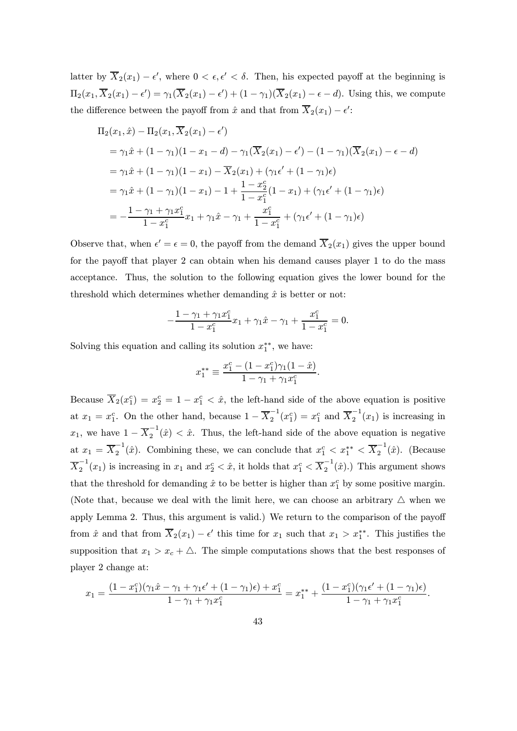latter by $\overline{X}_2(x_1) - \epsilon'$, where $0 < \epsilon, \epsilon' < \delta$. Then, his expected payoff at the beginning is $\Pi_2(x_1, \overline{X}_2(x_1) - \epsilon') = \gamma_1(\overline{X}_2(x_1) - \epsilon') + (1-\gamma_1)(\overline{X}_2(x_1) - \epsilon - d)$. Using this, we compute the difference between the payoff from $\hat{x}$ and that from $\overline{X}_2(x_1) - \epsilon'$:

$$
\begin{aligned}
&\Pi_2(x_1, \hat{x}) - \Pi_2(x_1, \overline{X}_2(x_1) - \epsilon') \\
&= \gamma_1 \hat{x} + (1-\gamma_1)(1 - x_1 - d) - \gamma_1(\overline{X}_2(x_1) - \epsilon') - (1-\gamma_1)(\overline{X}_2(x_1) - \epsilon - d) \\
&= \gamma_1 \hat{x} + (1-\gamma_1)(1 - x_1) - \overline{X}_2(x_1) + (\gamma_1 \epsilon' + (1-\gamma_1)\epsilon) \\
&= \gamma_1 \hat{x} + (1-\gamma_1)(1 - x_1) - 1 + \frac{1 - x_2^c}{1 - x_1^c}(1 - x_1) + (\gamma_1 \epsilon' + (1-\gamma_1)\epsilon) \\
&= -\frac{1 - \gamma_1 + \gamma_1 x_1^c}{1 - x_1^c} x_1 + \gamma_1 \hat{x} - \gamma_1 + \frac{x_1^c}{1 - x_1^c} + (\gamma_1 \epsilon' + (1-\gamma_1)\epsilon)
\end{aligned}
$$

Observe that, when $\epsilon' = \epsilon = 0$, the payoff from the demand $\overline{X}_2(x_1)$ gives the upper bound for the payoff that player 2 can obtain when his demand causes player 1 to do the mass acceptance. Thus, the solution to the following equation gives the lower bound for the threshold which determines whether demanding $\hat{x}$ is better or not:

$$
-\frac{1 - \gamma_1 + \gamma_1 x_1^c}{1 - x_1^c} x_1 + \gamma_1 \hat{x} - \gamma_1 + \frac{x_1^c}{1 - x_1^c} = 0.
$$

Solving this equation and calling its solution $x_1^{**}$, we have:

$$
x_1^{**} \equiv \frac{x_1^c - (1 - x_1^c)\gamma_1(1 - \hat{x})}{1 - \gamma_1 + \gamma_1 x_1^c}.
$$

Because $\overline{X}_2(x_1^c) = x_2^c = 1 - x_1^c < \hat{x}$, the left-hand side of the above equation is positive at $x_1 = x_1^c$. On the other hand, because $1 - \overline{X}_2^{-1}(x_1^c) = x_1^c$ and $\overline{X}_2^{-1}(x_1)$ is increasing in $x_1$, we have $1 - \overline{X}_2^{-1}(\hat{x}) < \hat{x}$. Thus, the left-hand side of the above equation is negative at $x_1 = \overline{X}_2^{-1}(\hat{x})$. Combining these, we can conclude that $x_1^c < x_1^{**} < \overline{X}_2^{-1}(\hat{x})$. (Because $\overline{X}_2^{-1}(x_1)$ is increasing in $x_1$ and $x_2^c < \hat{x}$, it holds that $x_1^c < \overline{X}_2^{-1}(\hat{x})$.) This argument shows that the threshold for demanding $\hat{x}$ to be better is higher than $x_1^c$ by some positive margin. (Note that, because we deal with the limit here, we can choose an arbitrary $\triangle$ when we apply Lemma 2. Thus, this argument is valid.) We return to the comparison of the payoff from $\hat{x}$ and that from $\overline{X}_2(x_1) - \epsilon'$ this time for $x_1$ such that $x_1 > x_1^{**}$. This justifies the supposition that $x_1 > x_c + \triangle$. The simple computations shows that the best responses of player 2 change at:

$$
x_1 = \frac{(1 - x_1^c)(\gamma_1 \hat{x} - \gamma_1 + \gamma_1 \epsilon' + (1-\gamma_1)\epsilon) + x_1^c}{1 - \gamma_1 + \gamma_1 x_1^c} = x_1^{**} + \frac{(1 - x_1^c)(\gamma_1 \epsilon' + (1-\gamma_1)\epsilon)}{1 - \gamma_1 + \gamma_1 x_1^c}.
$$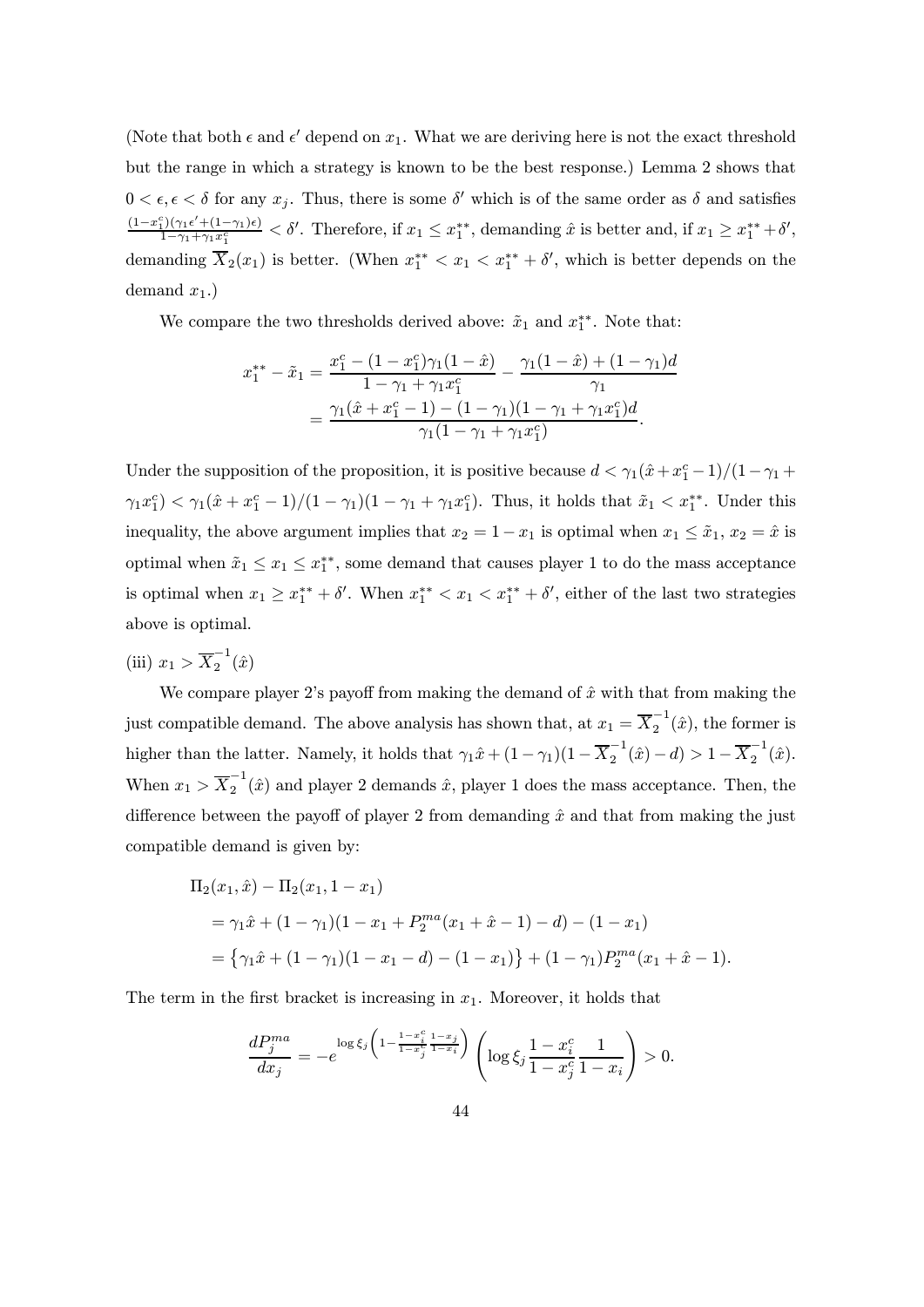(Note that both $\epsilon$ and $\epsilon'$ depend on $x_1$. What we are deriving here is not the exact threshold but the range in which a strategy is known to be the best response.) Lemma 2 shows that $0 < \epsilon, \epsilon < \delta$ for any $x_j$. Thus, there is some $\delta'$ which is of the same order as $\delta$ and satisfies $\frac{(1-x_1^c)(\gamma_1\epsilon'+(1-\gamma_1)\epsilon)}{1-\gamma_1+\gamma_1 x_1^c} < \delta'$. Therefore, if $x_1 \leq x_1^{**}$, demanding $\hat{x}$ is better and, if $x_1 \geq x_1^{**}+\delta'$, demanding $\overline{X}_2(x_1)$ is better. (When $x_1^{**} < x_1 < x_1^{**}+\delta'$, which is better depends on the demand $x_1$.)

We compare the two thresholds derived above: $\tilde{x}_1$ and $x_1^{**}$. Note that:

$$
\begin{aligned}
x_1^{**} - \tilde{x}_1 &= \frac{x_1^c - (1-x_1^c)\gamma_1(1-\hat{x})}{1-\gamma_1+\gamma_1 x_1^c} - \frac{\gamma_1(1-\hat{x}) + (1-\gamma_1)d}{\gamma_1} \\
&= \frac{\gamma_1(\hat{x}+x_1^c-1) - (1-\gamma_1)(1-\gamma_1+\gamma_1 x_1^c)d}{\gamma_1(1-\gamma_1+\gamma_1 x_1^c)}.
\end{aligned}
$$

Under the supposition of the proposition, it is positive because $d < \gamma_1(\hat{x}+x_1^c-1)/(1-\gamma_1+\gamma_1 x_1^c) < \gamma_1(\hat{x}+x_1^c-1)/(1-\gamma_1)(1-\gamma_1+\gamma_1 x_1^c)$. Thus, it holds that $\tilde{x}_1 < x_1^{**}$. Under this inequality, the above argument implies that $x_2 = 1-x_1$ is optimal when $x_1 \leq \tilde{x}_1$, $x_2 = \hat{x}$ is optimal when $\tilde{x}_1 \leq x_1 \leq x_1^{**}$, some demand that causes player 1 to do the mass acceptance is optimal when $x_1 \geq x_1^{**}+\delta'$. When $x_1^{**} < x_1 < x_1^{**}+\delta'$, either of the last two strategies above is optimal.

(iii) $x_1 > \overline{X}_2^{-1}(\hat{x})$

We compare player 2's payoff from making the demand of $\hat{x}$ with that from making the just compatible demand. The above analysis has shown that, at $x_1 = \overline{X}_2^{-1}(\hat{x})$, the former is higher than the latter. Namely, it holds that $\gamma_1\hat{x} + (1-\gamma_1)(1-\overline{X}_2^{-1}(\hat{x}) - d) > 1 - \overline{X}_2^{-1}(\hat{x})$. When $x_1 > \overline{X}_2^{-1}(\hat{x})$ and player 2 demands $\hat{x}$, player 1 does the mass acceptance. Then, the difference between the payoff of player 2 from demanding $\hat{x}$ and that from making the just compatible demand is given by:

$$
\begin{aligned}
&\Pi_2(x_1, \hat{x}) - \Pi_2(x_1, 1-x_1) \\
&= \gamma_1\hat{x} + (1-\gamma_1)(1-x_1+P_2^{ma}(x_1+\hat{x}-1)-d) - (1-x_1) \\
&= \left\{\gamma_1\hat{x} + (1-\gamma_1)(1-x_1-d) - (1-x_1)\right\} + (1-\gamma_1)P_2^{ma}(x_1+\hat{x}-1).
\end{aligned}
$$

The term in the first bracket is increasing in $x_1$. Moreover, it holds that

$$
\frac{dP_j^{ma}}{dx_j} = -e^{\log\xi_j\left(1-\frac{1-x_i^c}{1-x_j^c}\frac{1-x_j}{1-x_i}\right)}\left(\log\xi_j\frac{1-x_i^c}{1-x_j^c}\frac{1}{1-x_i}\right) > 0.
$$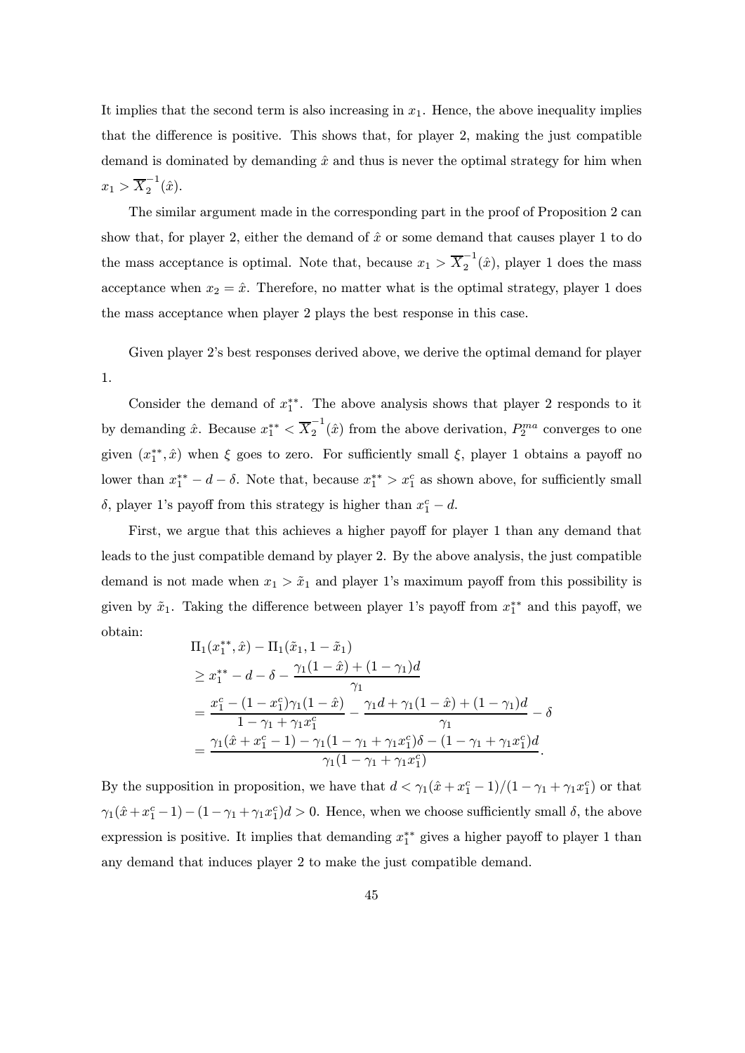It implies that the second term is also increasing in $x_1$. Hence, the above inequality implies that the difference is positive. This shows that, for player 2, making the just compatible demand is dominated by demanding $\hat{x}$ and thus is never the optimal strategy for him when $x_1 > \overline{X}_2^{-1}(\hat{x})$.

The similar argument made in the corresponding part in the proof of Proposition 2 can show that, for player 2, either the demand of $\hat{x}$ or some demand that causes player 1 to do the mass acceptance is optimal. Note that, because $x_1 > \overline{X}_2^{-1}(\hat{x})$, player 1 does the mass acceptance when $x_2 = \hat{x}$. Therefore, no matter what is the optimal strategy, player 1 does the mass acceptance when player 2 plays the best response in this case.

Given player 2's best responses derived above, we derive the optimal demand for player 1.

Consider the demand of $x_1^{**}$. The above analysis shows that player 2 responds to it by demanding $\hat{x}$. Because $x_1^{**} < \overline{X}_2^{-1}(\hat{x})$ from the above derivation, $P_2^{ma}$ converges to one given $(x_1^{**}, \hat{x})$ when $\xi$ goes to zero. For sufficiently small $\xi$, player 1 obtains a payoff no lower than $x_1^{**} - d - \delta$. Note that, because $x_1^{**} > x_1^c$ as shown above, for sufficiently small $\delta$, player 1's payoff from this strategy is higher than $x_1^c - d$.

First, we argue that this achieves a higher payoff for player 1 than any demand that leads to the just compatible demand by player 2. By the above analysis, the just compatible demand is not made when $x_1 > \tilde{x}_1$ and player 1's maximum payoff from this possibility is given by $\tilde{x}_1$. Taking the difference between player 1's payoff from $x_1^{**}$ and this payoff, we obtain:

$$
\begin{aligned}
&\Pi_1(x_1^{**}, \hat{x}) - \Pi_1(\tilde{x}_1, 1 - \tilde{x}_1) \\
&\geq x_1^{**} - d - \delta - \frac{\gamma_1(1-\hat{x}) + (1-\gamma_1)d}{\gamma_1} \\
&= \frac{x_1^c - (1-x_1^c)\gamma_1(1-\hat{x})}{1-\gamma_1+\gamma_1 x_1^c} - \frac{\gamma_1 d + \gamma_1(1-\hat{x}) + (1-\gamma_1)d}{\gamma_1} - \delta \\
&= \frac{\gamma_1(\hat{x} + x_1^c - 1) - \gamma_1(1-\gamma_1+\gamma_1 x_1^c)\delta - (1-\gamma_1+\gamma_1 x_1^c)d}{\gamma_1(1-\gamma_1+\gamma_1 x_1^c)}.
\end{aligned}
$$

By the supposition in proposition, we have that $d < \gamma_1(\hat{x} + x_1^c - 1)/(1 - \gamma_1 + \gamma_1 x_1^c)$ or that $\gamma_1(\hat{x} + x_1^c - 1) - (1 - \gamma_1 + \gamma_1 x_1^c)d > 0$. Hence, when we choose sufficiently small $\delta$, the above expression is positive. It implies that demanding $x_1^{**}$ gives a higher payoff to player 1 than any demand that induces player 2 to make the just compatible demand.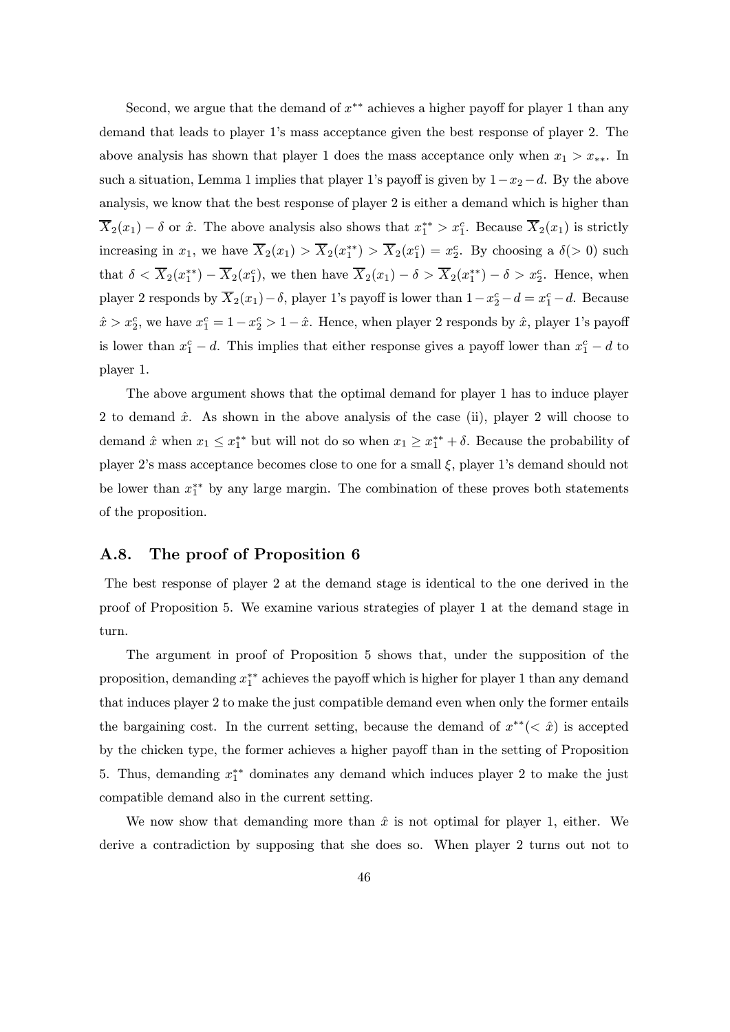Second, we argue that the demand of $x^{**}$ achieves a higher payoff for player 1 than any demand that leads to player 1's mass acceptance given the best response of player 2. The above analysis has shown that player 1 does the mass acceptance only when $x_1 > x_{**}$. In such a situation, Lemma 1 implies that player 1's payoff is given by $1 - x_2 - d$. By the above analysis, we know that the best response of player 2 is either a demand which is higher than $\overline{X}_2(x_1) - \delta$ or $\hat{x}$. The above analysis also shows that $x_1^{**} > x_1^c$. Because $\overline{X}_2(x_1)$ is strictly increasing in $x_1$, we have $\overline{X}_2(x_1) > \overline{X}_2(x_1^{**}) > \overline{X}_2(x_1^c) = x_2^c$. By choosing a $\delta(> 0)$ such that $\delta < \overline{X}_2(x_1^{**}) - \overline{X}_2(x_1^c)$, we then have $\overline{X}_2(x_1) - \delta > \overline{X}_2(x_1^{**}) - \delta > x_2^c$. Hence, when player 2 responds by $\overline{X}_2(x_1) - \delta$, player 1's payoff is lower than $1 - x_2^c - d = x_1^c - d$. Because $\hat{x} > x_2^c$, we have $x_1^c = 1 - x_2^c > 1 - \hat{x}$. Hence, when player 2 responds by $\hat{x}$, player 1's payoff is lower than $x_1^c - d$. This implies that either response gives a payoff lower than $x_1^c - d$ to player 1.

The above argument shows that the optimal demand for player 1 has to induce player 2 to demand $\hat{x}$. As shown in the above analysis of the case (ii), player 2 will choose to demand $\hat{x}$ when $x_1 \leq x_1^{**}$ but will not do so when $x_1 \geq x_1^{**} + \delta$. Because the probability of player 2's mass acceptance becomes close to one for a small $\xi$, player 1's demand should not be lower than $x_1^{**}$ by any large margin. The combination of these proves both statements of the proposition.

## A.8. The proof of Proposition 6

The best response of player 2 at the demand stage is identical to the one derived in the proof of Proposition 5. We examine various strategies of player 1 at the demand stage in turn.

The argument in proof of Proposition 5 shows that, under the supposition of the proposition, demanding $x_1^{**}$ achieves the payoff which is higher for player 1 than any demand that induces player 2 to make the just compatible demand even when only the former entails the bargaining cost. In the current setting, because the demand of $x^{**}(< \hat{x})$ is accepted by the chicken type, the former achieves a higher payoff than in the setting of Proposition 5. Thus, demanding $x_1^{**}$ dominates any demand which induces player 2 to make the just compatible demand also in the current setting.

We now show that demanding more than $\hat{x}$ is not optimal for player 1, either. We derive a contradiction by supposing that she does so. When player 2 turns out not to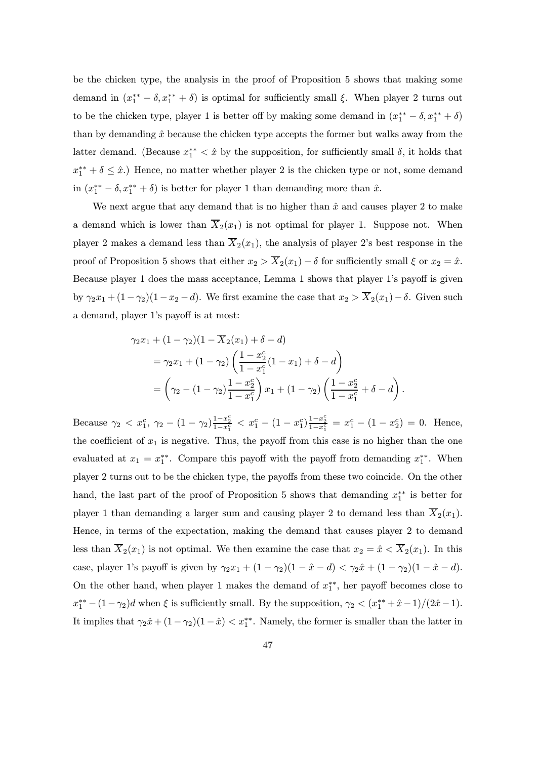be the chicken type, the analysis in the proof of Proposition 5 shows that making some demand in $(x_1^{**} - \delta, x_1^{**} + \delta)$ is optimal for sufficiently small $\xi$. When player 2 turns out to be the chicken type, player 1 is better off by making some demand in $(x_1^{**} - \delta, x_1^{**} + \delta)$ than by demanding $\hat{x}$ because the chicken type accepts the former but walks away from the latter demand. (Because $x_1^{**} < \hat{x}$ by the supposition, for sufficiently small $\delta$, it holds that $x_1^{**} + \delta \leq \hat{x}$.) Hence, no matter whether player 2 is the chicken type or not, some demand in $(x_1^{**} - \delta, x_1^{**} + \delta)$ is better for player 1 than demanding more than $\hat{x}$.

We next argue that any demand that is no higher than $\hat{x}$ and causes player 2 to make a demand which is lower than $\overline{X}_2(x_1)$ is not optimal for player 1. Suppose not. When player 2 makes a demand less than $\overline{X}_2(x_1)$, the analysis of player 2's best response in the proof of Proposition 5 shows that either $x_2 > \overline{X}_2(x_1) - \delta$ for sufficiently small $\xi$ or $x_2 = \hat{x}$. Because player 1 does the mass acceptance, Lemma 1 shows that player 1's payoff is given by $\gamma_2 x_1 + (1 - \gamma_2)(1 - x_2 - d)$. We first examine the case that $x_2 > \overline{X}_2(x_1) - \delta$. Given such a demand, player 1's payoff is at most:

$$
\begin{aligned}
&\gamma_2 x_1 + (1 - \gamma_2)(1 - \overline{X}_2(x_1) + \delta - d) \\
&\quad = \gamma_2 x_1 + (1 - \gamma_2)\left(\frac{1 - x_2^c}{1 - x_1^c}(1 - x_1) + \delta - d\right) \\
&\quad = \left(\gamma_2 - (1 - \gamma_2)\frac{1 - x_2^c}{1 - x_1^c}\right) x_1 + (1 - \gamma_2)\left(\frac{1 - x_2^c}{1 - x_1^c} + \delta - d\right).
\end{aligned}
$$

Because $\gamma_2 < x_1^c$, $\gamma_2 - (1 - \gamma_2)\frac{1 - x_2^c}{1 - x_1^c} < x_1^c - (1 - x_1^c)\frac{1 - x_2^c}{1 - x_1^c} = x_1^c - (1 - x_2^c) = 0$. Hence, the coefficient of $x_1$ is negative. Thus, the payoff from this case is no higher than the one evaluated at $x_1 = x_1^{**}$. Compare this payoff with the payoff from demanding $x_1^{**}$. When player 2 turns out to be the chicken type, the payoffs from these two coincide. On the other hand, the last part of the proof of Proposition 5 shows that demanding $x_1^{**}$ is better for player 1 than demanding a larger sum and causing player 2 to demand less than $\overline{X}_2(x_1)$. Hence, in terms of the expectation, making the demand that causes player 2 to demand less than $\overline{X}_2(x_1)$ is not optimal. We then examine the case that $x_2 = \hat{x} < \overline{X}_2(x_1)$. In this case, player 1's payoff is given by $\gamma_2 x_1 + (1 - \gamma_2)(1 - \hat{x} - d) < \gamma_2 \hat{x} + (1 - \gamma_2)(1 - \hat{x} - d)$. On the other hand, when player 1 makes the demand of $x_1^{**}$, her payoff becomes close to $x_1^{**} - (1 - \gamma_2)d$ when $\xi$ is sufficiently small. By the supposition, $\gamma_2 < (x_1^{**} + \hat{x} - 1)/(2\hat{x} - 1)$. It implies that $\gamma_2 \hat{x} + (1 - \gamma_2)(1 - \hat{x}) < x_1^{**}$. Namely, the former is smaller than the latter in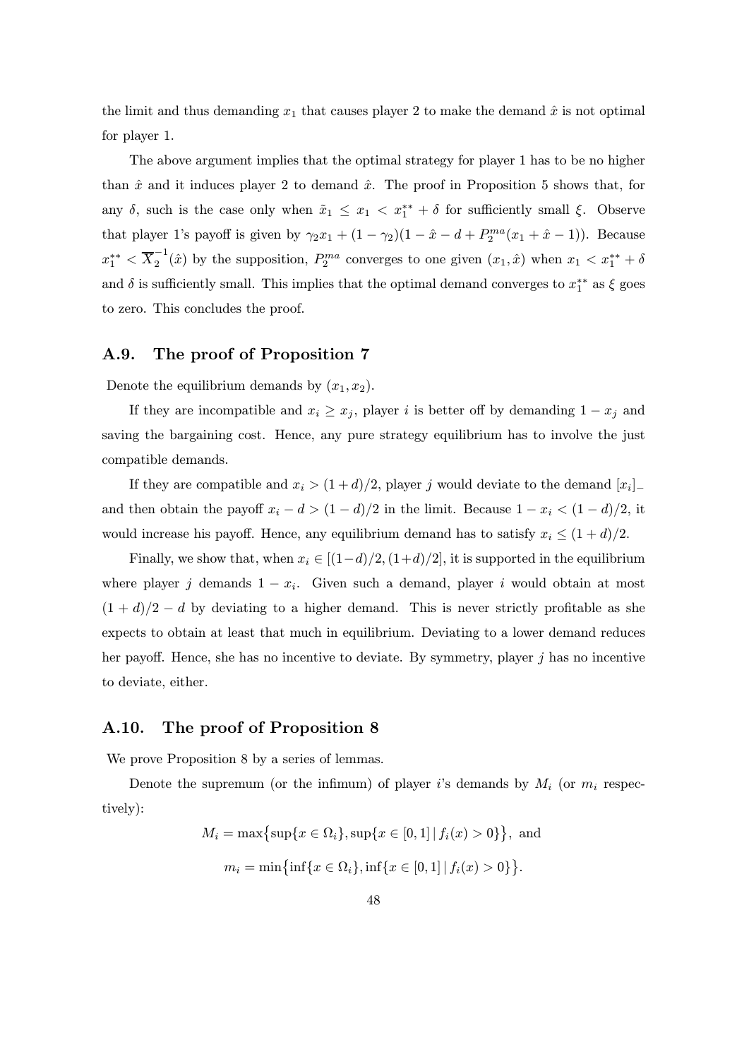the limit and thus demanding $x_1$ that causes player 2 to make the demand $\hat{x}$ is not optimal for player 1.

The above argument implies that the optimal strategy for player 1 has to be no higher than $\hat{x}$ and it induces player 2 to demand $\hat{x}$. The proof in Proposition 5 shows that, for any $\delta$, such is the case only when $\tilde{x}_1 \leq x_1 < x_1^{**} + \delta$ for sufficiently small $\xi$. Observe that player 1's payoff is given by $\gamma_2 x_1 + (1 - \gamma_2)(1 - \hat{x} - d + P_2^{ma}(x_1 + \hat{x} - 1))$. Because $x_1^{**} < \overline{X}_2^{-1}(\hat{x})$ by the supposition, $P_2^{ma}$ converges to one given $(x_1, \hat{x})$ when $x_1 < x_1^{**} + \delta$ and $\delta$ is sufficiently small. This implies that the optimal demand converges to $x_1^{**}$ as $\xi$ goes to zero. This concludes the proof.

## A.9. The proof of Proposition 7

Denote the equilibrium demands by $(x_1, x_2)$.

If they are incompatible and $x_i \geq x_j$, player $i$ is better off by demanding $1 - x_j$ and saving the bargaining cost. Hence, any pure strategy equilibrium has to involve the just compatible demands.

If they are compatible and $x_i > (1+d)/2$, player $j$ would deviate to the demand $[x_i]_-$ and then obtain the payoff $x_i - d > (1-d)/2$ in the limit. Because $1 - x_i < (1-d)/2$, it would increase his payoff. Hence, any equilibrium demand has to satisfy $x_i \leq (1+d)/2$.

Finally, we show that, when $x_i \in [(1-d)/2, (1+d)/2]$, it is supported in the equilibrium where player $j$ demands $1 - x_i$. Given such a demand, player $i$ would obtain at most $(1+d)/2 - d$ by deviating to a higher demand. This is never strictly profitable as she expects to obtain at least that much in equilibrium. Deviating to a lower demand reduces her payoff. Hence, she has no incentive to deviate. By symmetry, player $j$ has no incentive to deviate, either.

## A.10. The proof of Proposition 8

We prove Proposition 8 by a series of lemmas.

Denote the supremum (or the infimum) of player $i$'s demands by $M_i$ (or $m_i$ respectively):

$$M_i = \max\{\sup\{x \in \Omega_i\}, \sup\{x \in [0,1] \mid f_i(x) > 0\}\}, \text{ and}$$

$$m_i = \min\{\inf\{x \in \Omega_i\}, \inf\{x \in [0,1] \mid f_i(x) > 0\}\}.$$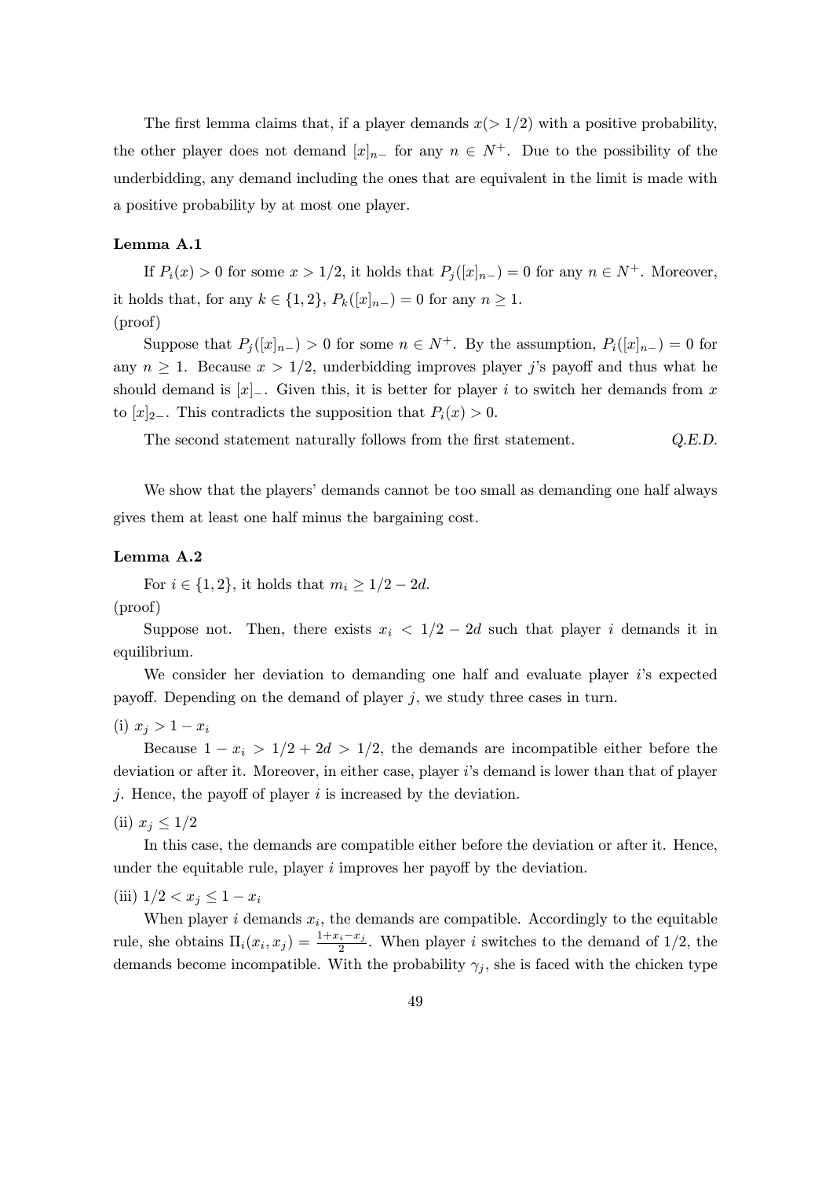The first lemma claims that, if a player demands $x(> 1/2)$ with a positive probability, the other player does not demand $[x]_{n-}$ for any $n \in N^+$. Due to the possibility of the underbidding, any demand including the ones that are equivalent in the limit is made with a positive probability by at most one player.

**Lemma A.1**

If $P_i(x) > 0$ for some $x > 1/2$, it holds that $P_j([x]_{n-}) = 0$ for any $n \in N^+$. Moreover, it holds that, for any $k \in \{1, 2\}$, $P_k([x]_{n-}) = 0$ for any $n \geq 1$.

(proof)

Suppose that $P_j([x]_{n-}) > 0$ for some $n \in N^+$. By the assumption, $P_i([x]_{n-}) = 0$ for any $n \geq 1$. Because $x > 1/2$, underbidding improves player $j$'s payoff and thus what he should demand is $[x]_-$. Given this, it is better for player $i$ to switch her demands from $x$ to $[x]_{2-}$. This contradicts the supposition that $P_i(x) > 0$.

The second statement naturally follows from the first statement. *Q.E.D.*

We show that the players' demands cannot be too small as demanding one half always gives them at least one half minus the bargaining cost.

**Lemma A.2**

For $i \in \{1, 2\}$, it holds that $m_i \geq 1/2 - 2d$.

(proof)

Suppose not. Then, there exists $x_i < 1/2 - 2d$ such that player $i$ demands it in equilibrium.

We consider her deviation to demanding one half and evaluate player $i$'s expected payoff. Depending on the demand of player $j$, we study three cases in turn.

(i) $x_j > 1 - x_i$

Because $1 - x_i > 1/2 + 2d > 1/2$, the demands are incompatible either before the deviation or after it. Moreover, in either case, player $i$'s demand is lower than that of player $j$. Hence, the payoff of player $i$ is increased by the deviation.

(ii) $x_j \leq 1/2$

In this case, the demands are compatible either before the deviation or after it. Hence, under the equitable rule, player $i$ improves her payoff by the deviation.

(iii) $1/2 < x_j \leq 1 - x_i$

When player $i$ demands $x_i$, the demands are compatible. Accordingly to the equitable rule, she obtains $\Pi_i(x_i, x_j) = \frac{1+x_i-x_j}{2}$. When player $i$ switches to the demand of $1/2$, the demands become incompatible. With the probability $\gamma_j$, she is faced with the chicken type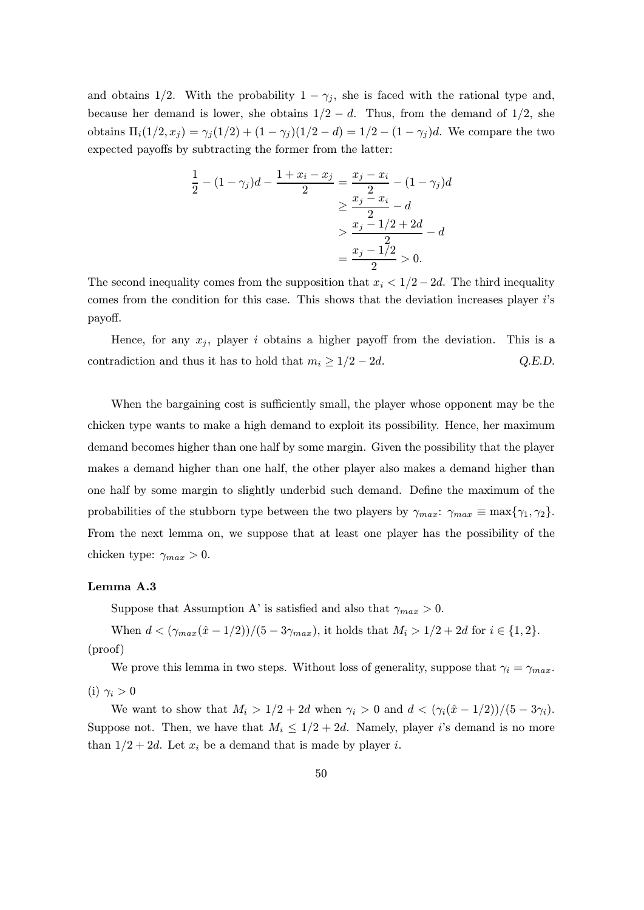and obtains $1/2$. With the probability $1 - \gamma_j$, she is faced with the rational type and, because her demand is lower, she obtains $1/2 - d$. Thus, from the demand of $1/2$, she obtains $\Pi_i(1/2, x_j) = \gamma_j(1/2) + (1 - \gamma_j)(1/2 - d) = 1/2 - (1 - \gamma_j)d$. We compare the two expected payoffs by subtracting the former from the latter:

$$
\begin{aligned}
\frac{1}{2} - (1 - \gamma_j)d - \frac{1 + x_i - x_j}{2} &= \frac{x_j - x_i}{2} - (1 - \gamma_j)d \\
&\geq \frac{x_j - x_i}{2} - d \\
&> \frac{x_j - 1/2 + 2d}{2} - d \\
&= \frac{x_j - 1/2}{2} > 0.
\end{aligned}
$$

The second inequality comes from the supposition that $x_i < 1/2 - 2d$. The third inequality comes from the condition for this case. This shows that the deviation increases player $i$'s payoff.

Hence, for any $x_j$, player $i$ obtains a higher payoff from the deviation. This is a contradiction and thus it has to hold that $m_i \geq 1/2 - 2d$. *Q.E.D.*

When the bargaining cost is sufficiently small, the player whose opponent may be the chicken type wants to make a high demand to exploit its possibility. Hence, her maximum demand becomes higher than one half by some margin. Given the possibility that the player makes a demand higher than one half, the other player also makes a demand higher than one half by some margin to slightly underbid such demand. Define the maximum of the probabilities of the stubborn type between the two players by $\gamma_{max}$: $\gamma_{max} \equiv \max\{\gamma_1, \gamma_2\}$. From the next lemma on, we suppose that at least one player has the possibility of the chicken type: $\gamma_{max} > 0$.

#### Lemma A.3

Suppose that Assumption A' is satisfied and also that $\gamma_{max} > 0$.

When $d < (\gamma_{max}(\hat{x} - 1/2))/(5 - 3\gamma_{max})$, it holds that $M_i > 1/2 + 2d$ for $i \in \{1, 2\}$.

(proof)

We prove this lemma in two steps. Without loss of generality, suppose that $\gamma_i = \gamma_{max}$.

(i) $\gamma_i > 0$

We want to show that $M_i > 1/2 + 2d$ when $\gamma_i > 0$ and $d < (\gamma_i(\hat{x} - 1/2))/(5 - 3\gamma_i)$. Suppose not. Then, we have that $M_i \leq 1/2 + 2d$. Namely, player $i$'s demand is no more than $1/2 + 2d$. Let $x_i$ be a demand that is made by player $i$.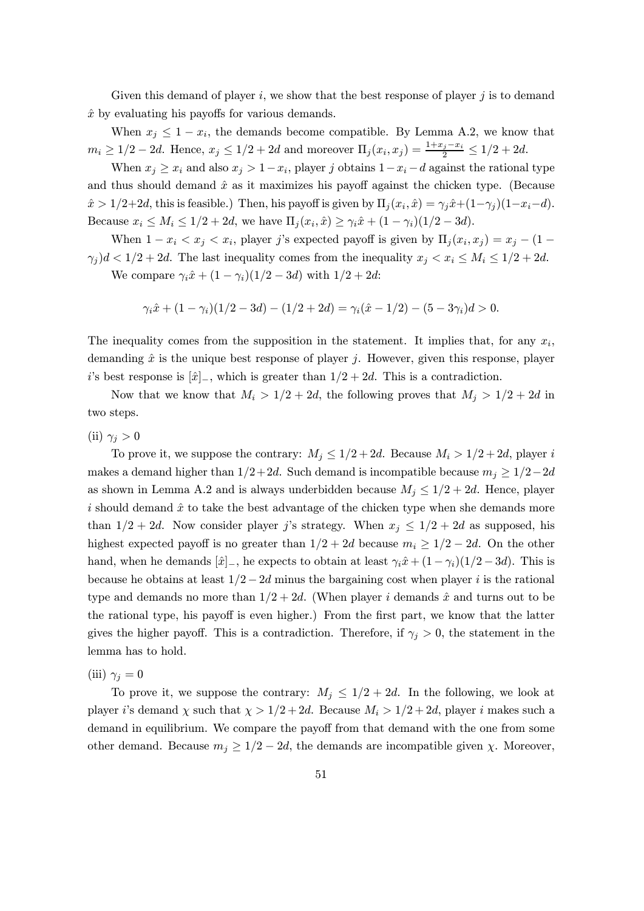Given this demand of player $i$, we show that the best response of player $j$ is to demand $\hat{x}$ by evaluating his payoffs for various demands.

When $x_j \le 1 - x_i$, the demands become compatible. By Lemma A.2, we know that $m_i \ge 1/2 - 2d$. Hence, $x_j \le 1/2 + 2d$ and moreover $\Pi_j(x_i, x_j) = \frac{1+x_j-x_i}{2} \le 1/2 + 2d$.

When $x_j \ge x_i$ and also $x_j > 1 - x_i$, player $j$ obtains $1 - x_i - d$ against the rational type and thus should demand $\hat{x}$ as it maximizes his payoff against the chicken type. (Because $\hat{x} > 1/2 + 2d$, this is feasible.) Then, his payoff is given by $\Pi_j(x_i, \hat{x}) = \gamma_j \hat{x} + (1-\gamma_j)(1-x_i-d)$. Because $x_i \le M_i \le 1/2 + 2d$, we have $\Pi_j(x_i, \hat{x}) \ge \gamma_i \hat{x} + (1-\gamma_i)(1/2 - 3d)$.

When $1 - x_i < x_j < x_i$, player $j$'s expected payoff is given by $\Pi_j(x_i, x_j) = x_j - (1 - \gamma_j)d < 1/2 + 2d$. The last inequality comes from the inequality $x_j < x_i \le M_i \le 1/2 + 2d$.

We compare $\gamma_i \hat{x} + (1-\gamma_i)(1/2 - 3d)$ with $1/2 + 2d$:

$$\gamma_i \hat{x} + (1-\gamma_i)(1/2 - 3d) - (1/2 + 2d) = \gamma_i(\hat{x} - 1/2) - (5 - 3\gamma_i)d > 0.$$

The inequality comes from the supposition in the statement. It implies that, for any $x_i$, demanding $\hat{x}$ is the unique best response of player $j$. However, given this response, player $i$'s best response is $[\hat{x}]_-$, which is greater than $1/2 + 2d$. This is a contradiction.

Now that we know that $M_i > 1/2 + 2d$, the following proves that $M_j > 1/2 + 2d$ in two steps.

(ii) $\gamma_j > 0$

To prove it, we suppose the contrary: $M_j \le 1/2 + 2d$. Because $M_i > 1/2 + 2d$, player $i$ makes a demand higher than $1/2 + 2d$. Such demand is incompatible because $m_j \ge 1/2 - 2d$ as shown in Lemma A.2 and is always underbidden because $M_j \le 1/2 + 2d$. Hence, player $i$ should demand $\hat{x}$ to take the best advantage of the chicken type when she demands more than $1/2 + 2d$. Now consider player $j$'s strategy. When $x_j \le 1/2 + 2d$ as supposed, his highest expected payoff is no greater than $1/2 + 2d$ because $m_i \ge 1/2 - 2d$. On the other hand, when he demands $[\hat{x}]_-$, he expects to obtain at least $\gamma_i \hat{x} + (1-\gamma_i)(1/2 - 3d)$. This is because he obtains at least $1/2 - 2d$ minus the bargaining cost when player $i$ is the rational type and demands no more than $1/2 + 2d$. (When player $i$ demands $\hat{x}$ and turns out to be the rational type, his payoff is even higher.) From the first part, we know that the latter gives the higher payoff. This is a contradiction. Therefore, if $\gamma_j > 0$, the statement in the lemma has to hold.

(iii) $\gamma_j = 0$

To prove it, we suppose the contrary: $M_j \le 1/2 + 2d$. In the following, we look at player $i$'s demand $\chi$ such that $\chi > 1/2 + 2d$. Because $M_i > 1/2 + 2d$, player $i$ makes such a demand in equilibrium. We compare the payoff from that demand with the one from some other demand. Because $m_j \ge 1/2 - 2d$, the demands are incompatible given $\chi$. Moreover,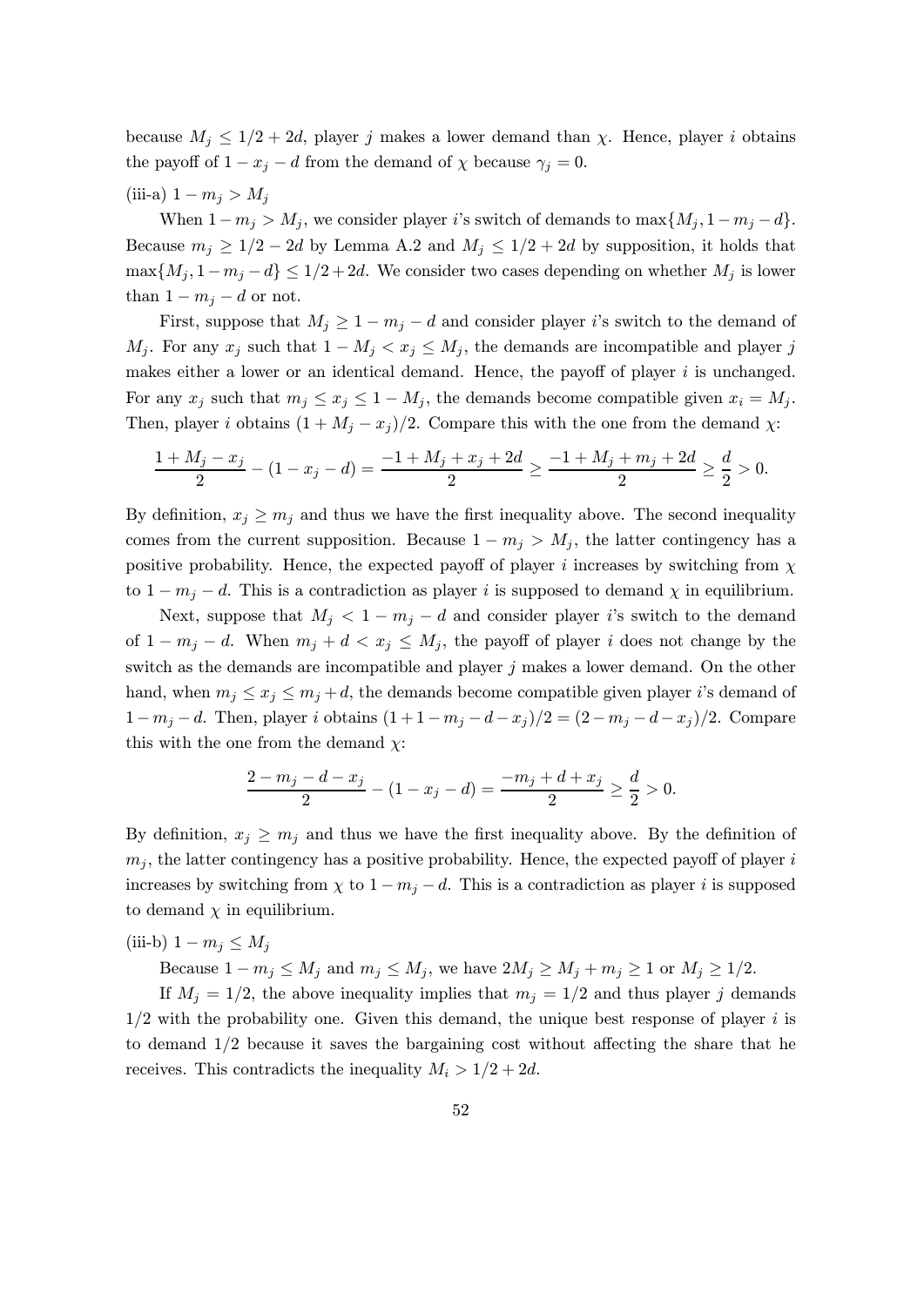because $M_j \leq 1/2 + 2d$, player $j$ makes a lower demand than $\chi$. Hence, player $i$ obtains the payoff of $1 - x_j - d$ from the demand of $\chi$ because $\gamma_j = 0$.

(iii-a) $1 - m_j > M_j$

When $1 - m_j > M_j$, we consider player $i$'s switch of demands to $\max\{M_j, 1 - m_j - d\}$. Because $m_j \geq 1/2 - 2d$ by Lemma A.2 and $M_j \leq 1/2 + 2d$ by supposition, it holds that $\max\{M_j, 1 - m_j - d\} \leq 1/2 + 2d$. We consider two cases depending on whether $M_j$ is lower than $1 - m_j - d$ or not.

First, suppose that $M_j \geq 1 - m_j - d$ and consider player $i$'s switch to the demand of $M_j$. For any $x_j$ such that $1 - M_j < x_j \leq M_j$, the demands are incompatible and player $j$ makes either a lower or an identical demand. Hence, the payoff of player $i$ is unchanged. For any $x_j$ such that $m_j \leq x_j \leq 1 - M_j$, the demands become compatible given $x_i = M_j$. Then, player $i$ obtains $(1 + M_j - x_j)/2$. Compare this with the one from the demand $\chi$:

$$\frac{1 + M_j - x_j}{2} - (1 - x_j - d) = \frac{-1 + M_j + x_j + 2d}{2} \geq \frac{-1 + M_j + m_j + 2d}{2} \geq \frac{d}{2} > 0.$$

By definition, $x_j \geq m_j$ and thus we have the first inequality above. The second inequality comes from the current supposition. Because $1 - m_j > M_j$, the latter contingency has a positive probability. Hence, the expected payoff of player $i$ increases by switching from $\chi$ to $1 - m_j - d$. This is a contradiction as player $i$ is supposed to demand $\chi$ in equilibrium.

Next, suppose that $M_j < 1 - m_j - d$ and consider player $i$'s switch to the demand of $1 - m_j - d$. When $m_j + d < x_j \leq M_j$, the payoff of player $i$ does not change by the switch as the demands are incompatible and player $j$ makes a lower demand. On the other hand, when $m_j \leq x_j \leq m_j + d$, the demands become compatible given player $i$'s demand of $1 - m_j - d$. Then, player $i$ obtains $(1 + 1 - m_j - d - x_j)/2 = (2 - m_j - d - x_j)/2$. Compare this with the one from the demand $\chi$:

$$\frac{2 - m_j - d - x_j}{2} - (1 - x_j - d) = \frac{-m_j + d + x_j}{2} \geq \frac{d}{2} > 0.$$

By definition, $x_j \geq m_j$ and thus we have the first inequality above. By the definition of $m_j$, the latter contingency has a positive probability. Hence, the expected payoff of player $i$ increases by switching from $\chi$ to $1 - m_j - d$. This is a contradiction as player $i$ is supposed to demand $\chi$ in equilibrium.

(iii-b) $1 - m_j \leq M_j$

Because $1 - m_j \leq M_j$ and $m_j \leq M_j$, we have $2M_j \geq M_j + m_j \geq 1$ or $M_j \geq 1/2$.

If $M_j = 1/2$, the above inequality implies that $m_j = 1/2$ and thus player $j$ demands $1/2$ with the probability one. Given this demand, the unique best response of player $i$ is to demand $1/2$ because it saves the bargaining cost without affecting the share that he receives. This contradicts the inequality $M_i > 1/2 + 2d$.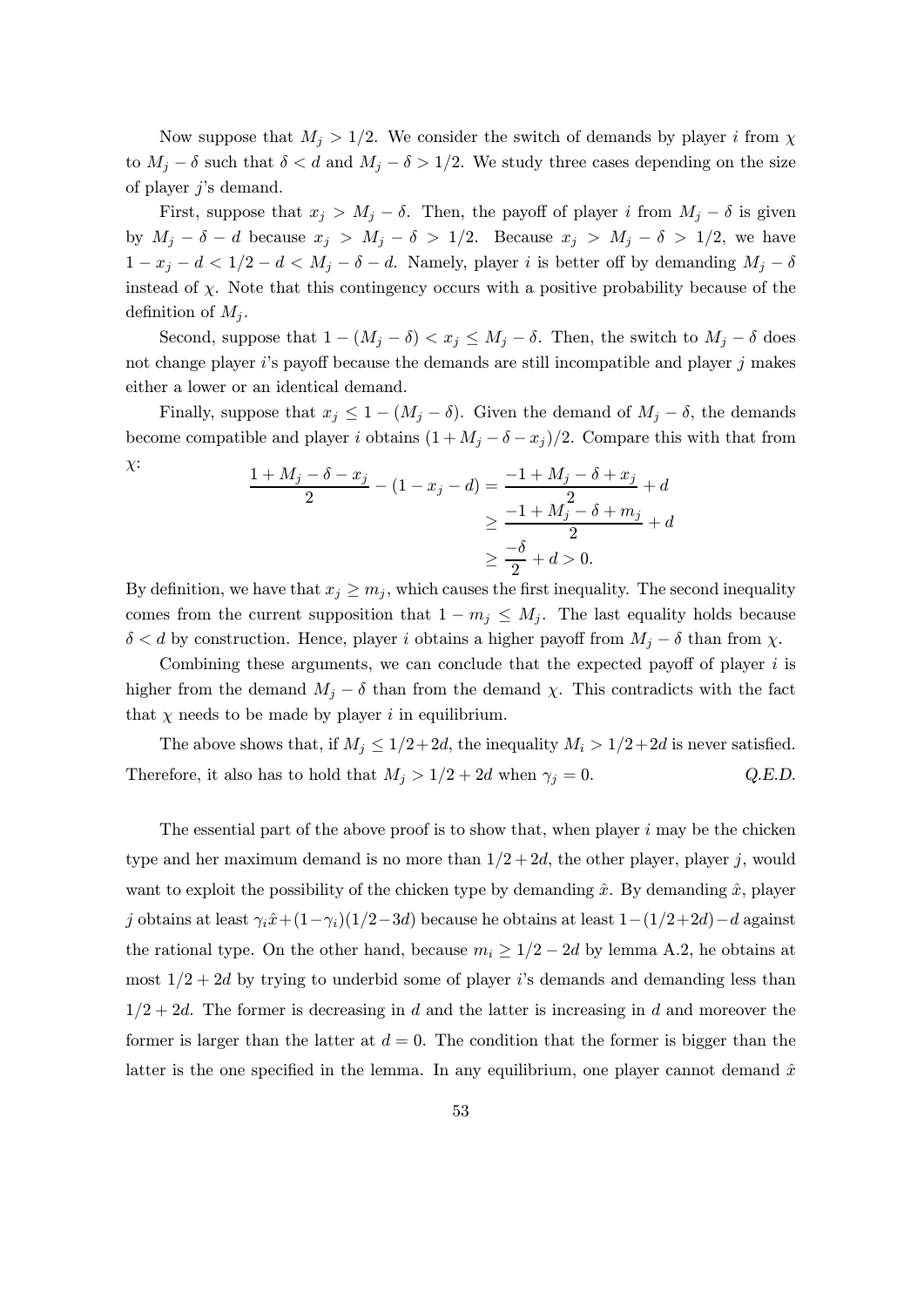Now suppose that $M_j > 1/2$. We consider the switch of demands by player $i$ from $\chi$ to $M_j - \delta$ such that $\delta < d$ and $M_j - \delta > 1/2$. We study three cases depending on the size of player $j$'s demand.

First, suppose that $x_j > M_j - \delta$. Then, the payoff of player $i$ from $M_j - \delta$ is given by $M_j - \delta - d$ because $x_j > M_j - \delta > 1/2$. Because $x_j > M_j - \delta > 1/2$, we have $1 - x_j - d < 1/2 - d < M_j - \delta - d$. Namely, player $i$ is better off by demanding $M_j - \delta$ instead of $\chi$. Note that this contingency occurs with a positive probability because of the definition of $M_j$.

Second, suppose that $1 - (M_j - \delta) < x_j \leq M_j - \delta$. Then, the switch to $M_j - \delta$ does not change player $i$'s payoff because the demands are still incompatible and player $j$ makes either a lower or an identical demand.

Finally, suppose that $x_j \leq 1 - (M_j - \delta)$. Given the demand of $M_j - \delta$, the demands become compatible and player $i$ obtains $(1 + M_j - \delta - x_j)/2$. Compare this with that from $\chi$:

$$
\begin{aligned}
\frac{1 + M_j - \delta - x_j}{2} - (1 - x_j - d) &= \frac{-1 + M_j - \delta + x_j}{2} + d \\
&\geq \frac{-1 + M_j - \delta + m_j}{2} + d \\
&\geq \frac{-\delta}{2} + d > 0.
\end{aligned}
$$

By definition, we have that $x_j \geq m_j$, which causes the first inequality. The second inequality comes from the current supposition that $1 - m_j \leq M_j$. The last equality holds because $\delta < d$ by construction. Hence, player $i$ obtains a higher payoff from $M_j - \delta$ than from $\chi$.

Combining these arguments, we can conclude that the expected payoff of player $i$ is higher from the demand $M_j - \delta$ than from the demand $\chi$. This contradicts with the fact that $\chi$ needs to be made by player $i$ in equilibrium.

The above shows that, if $M_j \leq 1/2 + 2d$, the inequality $M_i > 1/2 + 2d$ is never satisfied. Therefore, it also has to hold that $M_j > 1/2 + 2d$ when $\gamma_j = 0$. *Q.E.D.*

The essential part of the above proof is to show that, when player $i$ may be the chicken type and her maximum demand is no more than $1/2 + 2d$, the other player, player $j$, would want to exploit the possibility of the chicken type by demanding $\hat{x}$. By demanding $\hat{x}$, player $j$ obtains at least $\gamma_i \hat{x} + (1 - \gamma_i)(1/2 - 3d)$ because he obtains at least $1 - (1/2 + 2d) - d$ against the rational type. On the other hand, because $m_i \geq 1/2 - 2d$ by lemma A.2, he obtains at most $1/2 + 2d$ by trying to underbid some of player $i$'s demands and demanding less than $1/2 + 2d$. The former is decreasing in $d$ and the latter is increasing in $d$ and moreover the former is larger than the latter at $d = 0$. The condition that the former is bigger than the latter is the one specified in the lemma. In any equilibrium, one player cannot demand $\hat{x}$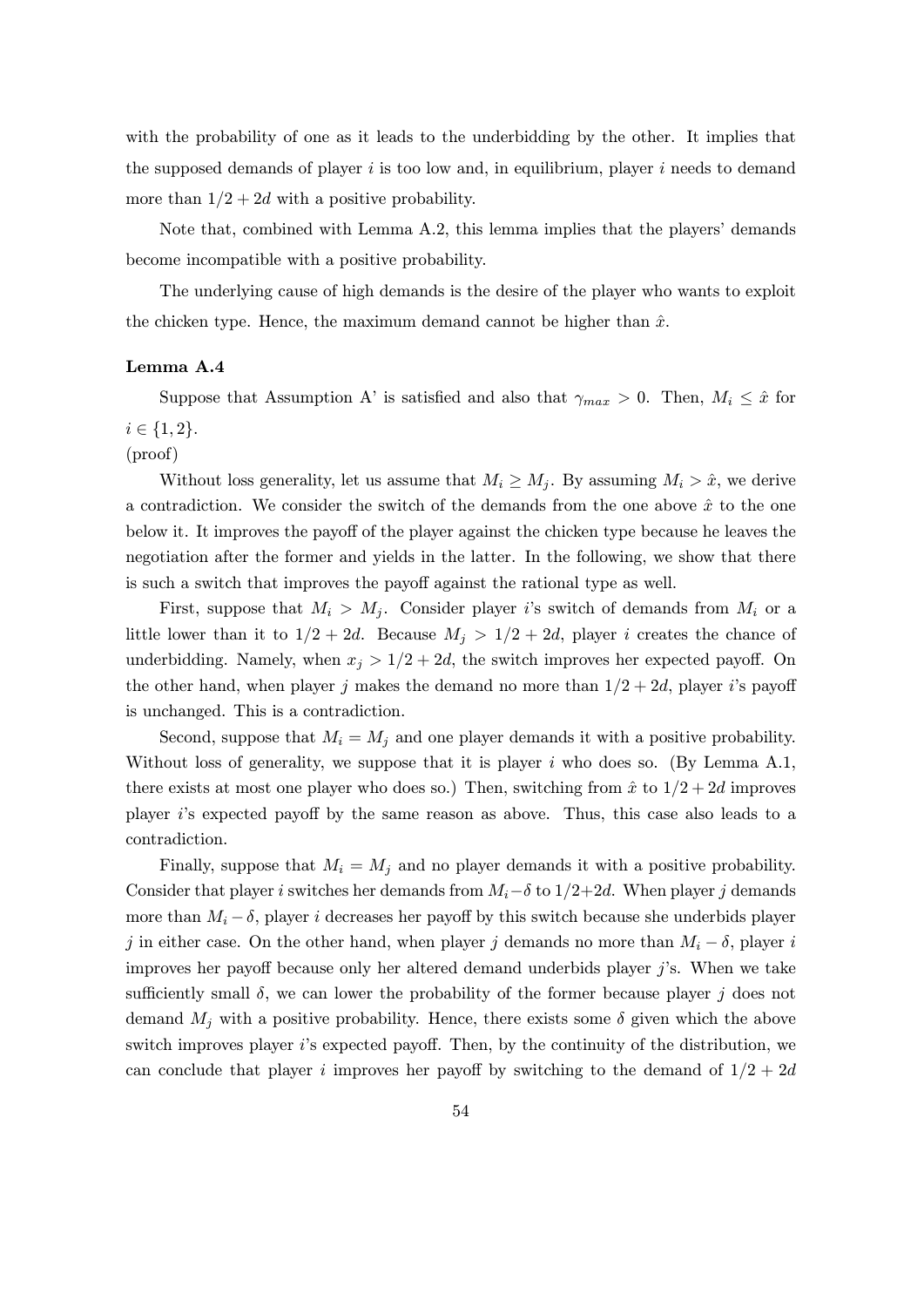with the probability of one as it leads to the underbidding by the other. It implies that the supposed demands of player $i$ is too low and, in equilibrium, player $i$ needs to demand more than $1/2 + 2d$ with a positive probability.

Note that, combined with Lemma A.2, this lemma implies that the players' demands become incompatible with a positive probability.

The underlying cause of high demands is the desire of the player who wants to exploit the chicken type. Hence, the maximum demand cannot be higher than $\hat{x}$.

**Lemma A.4**

Suppose that Assumption A' is satisfied and also that $\gamma_{max} > 0$. Then, $M_i \leq \hat{x}$ for $i \in \{1, 2\}$.

(proof)

Without loss generality, let us assume that $M_i \geq M_j$. By assuming $M_i > \hat{x}$, we derive a contradiction. We consider the switch of the demands from the one above $\hat{x}$ to the one below it. It improves the payoff of the player against the chicken type because he leaves the negotiation after the former and yields in the latter. In the following, we show that there is such a switch that improves the payoff against the rational type as well.

First, suppose that $M_i > M_j$. Consider player $i$'s switch of demands from $M_i$ or a little lower than it to $1/2 + 2d$. Because $M_j > 1/2 + 2d$, player $i$ creates the chance of underbidding. Namely, when $x_j > 1/2 + 2d$, the switch improves her expected payoff. On the other hand, when player $j$ makes the demand no more than $1/2 + 2d$, player $i$'s payoff is unchanged. This is a contradiction.

Second, suppose that $M_i = M_j$ and one player demands it with a positive probability. Without loss of generality, we suppose that it is player $i$ who does so. (By Lemma A.1, there exists at most one player who does so.) Then, switching from $\hat{x}$ to $1/2 + 2d$ improves player $i$'s expected payoff by the same reason as above. Thus, this case also leads to a contradiction.

Finally, suppose that $M_i = M_j$ and no player demands it with a positive probability. Consider that player $i$ switches her demands from $M_i - \delta$ to $1/2 + 2d$. When player $j$ demands more than $M_i - \delta$, player $i$ decreases her payoff by this switch because she underbids player $j$ in either case. On the other hand, when player $j$ demands no more than $M_i - \delta$, player $i$ improves her payoff because only her altered demand underbids player $j$'s. When we take sufficiently small $\delta$, we can lower the probability of the former because player $j$ does not demand $M_j$ with a positive probability. Hence, there exists some $\delta$ given which the above switch improves player $i$'s expected payoff. Then, by the continuity of the distribution, we can conclude that player $i$ improves her payoff by switching to the demand of $1/2 + 2d$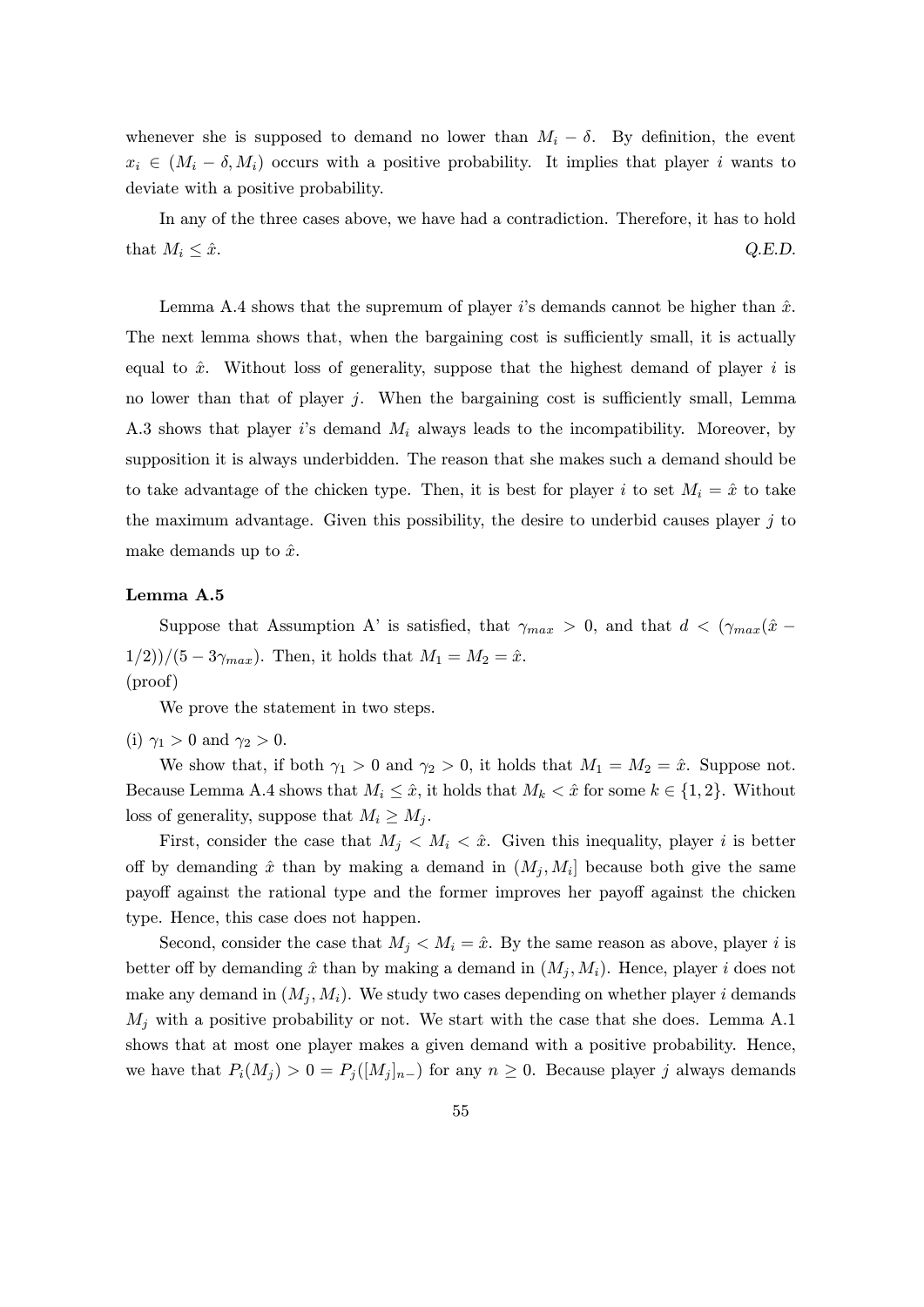whenever she is supposed to demand no lower than $M_i - \delta$. By definition, the event $x_i \in (M_i - \delta, M_i)$ occurs with a positive probability. It implies that player $i$ wants to deviate with a positive probability.

In any of the three cases above, we have had a contradiction. Therefore, it has to hold that $M_i \leq \hat{x}$. *Q.E.D.*

Lemma A.4 shows that the supremum of player $i$'s demands cannot be higher than $\hat{x}$. The next lemma shows that, when the bargaining cost is sufficiently small, it is actually equal to $\hat{x}$. Without loss of generality, suppose that the highest demand of player $i$ is no lower than that of player $j$. When the bargaining cost is sufficiently small, Lemma A.3 shows that player $i$'s demand $M_i$ always leads to the incompatibility. Moreover, by supposition it is always underbidden. The reason that she makes such a demand should be to take advantage of the chicken type. Then, it is best for player $i$ to set $M_i = \hat{x}$ to take the maximum advantage. Given this possibility, the desire to underbid causes player $j$ to make demands up to $\hat{x}$.

**Lemma A.5**

Suppose that Assumption A' is satisfied, that $\gamma_{max} > 0$, and that $d < (\gamma_{max}(\hat{x} - 1/2))/(5 - 3\gamma_{max})$. Then, it holds that $M_1 = M_2 = \hat{x}$.

(proof)

We prove the statement in two steps.

(i) $\gamma_1 > 0$ and $\gamma_2 > 0$.

We show that, if both $\gamma_1 > 0$ and $\gamma_2 > 0$, it holds that $M_1 = M_2 = \hat{x}$. Suppose not. Because Lemma A.4 shows that $M_i \leq \hat{x}$, it holds that $M_k < \hat{x}$ for some $k \in \{1, 2\}$. Without loss of generality, suppose that $M_i \geq M_j$.

First, consider the case that $M_j < M_i < \hat{x}$. Given this inequality, player $i$ is better off by demanding $\hat{x}$ than by making a demand in $(M_j, M_i]$ because both give the same payoff against the rational type and the former improves her payoff against the chicken type. Hence, this case does not happen.

Second, consider the case that $M_j < M_i = \hat{x}$. By the same reason as above, player $i$ is better off by demanding $\hat{x}$ than by making a demand in $(M_j, M_i)$. Hence, player $i$ does not make any demand in $(M_j, M_i)$. We study two cases depending on whether player $i$ demands $M_j$ with a positive probability or not. We start with the case that she does. Lemma A.1 shows that at most one player makes a given demand with a positive probability. Hence, we have that $P_i(M_j) > 0 = P_j([M_j]_{n-})$ for any $n \geq 0$. Because player $j$ always demands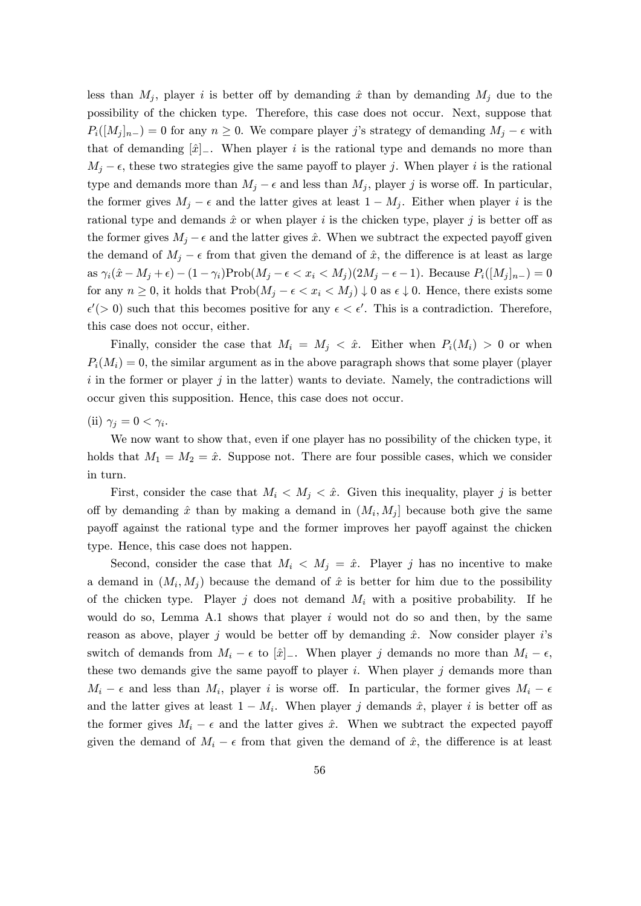less than $M_j$, player $i$ is better off by demanding $\hat{x}$ than by demanding $M_j$ due to the possibility of the chicken type. Therefore, this case does not occur. Next, suppose that $P_i([M_j]_{n-}) = 0$ for any $n \geq 0$. We compare player $j$'s strategy of demanding $M_j - \epsilon$ with that of demanding $[\hat{x}]_-$. When player $i$ is the rational type and demands no more than $M_j - \epsilon$, these two strategies give the same payoff to player $j$. When player $i$ is the rational type and demands more than $M_j - \epsilon$ and less than $M_j$, player $j$ is worse off. In particular, the former gives $M_j - \epsilon$ and the latter gives at least $1 - M_j$. Either when player $i$ is the rational type and demands $\hat{x}$ or when player $i$ is the chicken type, player $j$ is better off as the former gives $M_j - \epsilon$ and the latter gives $\hat{x}$. When we subtract the expected payoff given the demand of $M_j - \epsilon$ from that given the demand of $\hat{x}$, the difference is at least as large as $\gamma_i(\hat{x} - M_j + \epsilon) - (1 - \gamma_i)\text{Prob}(M_j - \epsilon < x_i < M_j)(2M_j - \epsilon - 1)$. Because $P_i([M_j]_{n-}) = 0$ for any $n \geq 0$, it holds that $\text{Prob}(M_j - \epsilon < x_i < M_j) \downarrow 0$ as $\epsilon \downarrow 0$. Hence, there exists some $\epsilon' (> 0)$ such that this becomes positive for any $\epsilon < \epsilon'$. This is a contradiction. Therefore, this case does not occur, either.

Finally, consider the case that $M_i = M_j < \hat{x}$. Either when $P_i(M_i) > 0$ or when $P_i(M_i) = 0$, the similar argument as in the above paragraph shows that some player (player $i$ in the former or player $j$ in the latter) wants to deviate. Namely, the contradictions will occur given this supposition. Hence, this case does not occur.

(ii) $\gamma_j = 0 < \gamma_i$.

We now want to show that, even if one player has no possibility of the chicken type, it holds that $M_1 = M_2 = \hat{x}$. Suppose not. There are four possible cases, which we consider in turn.

First, consider the case that $M_i < M_j < \hat{x}$. Given this inequality, player $j$ is better off by demanding $\hat{x}$ than by making a demand in $(M_i, M_j]$ because both give the same payoff against the rational type and the former improves her payoff against the chicken type. Hence, this case does not happen.

Second, consider the case that $M_i < M_j = \hat{x}$. Player $j$ has no incentive to make a demand in $(M_i, M_j)$ because the demand of $\hat{x}$ is better for him due to the possibility of the chicken type. Player $j$ does not demand $M_i$ with a positive probability. If he would do so, Lemma A.1 shows that player $i$ would not do so and then, by the same reason as above, player $j$ would be better off by demanding $\hat{x}$. Now consider player $i$'s switch of demands from $M_i - \epsilon$ to $[\hat{x}]_-$. When player $j$ demands no more than $M_i - \epsilon$, these two demands give the same payoff to player $i$. When player $j$ demands more than $M_i - \epsilon$ and less than $M_i$, player $i$ is worse off. In particular, the former gives $M_i - \epsilon$ and the latter gives at least $1 - M_i$. When player $j$ demands $\hat{x}$, player $i$ is better off as the former gives $M_i - \epsilon$ and the latter gives $\hat{x}$. When we subtract the expected payoff given the demand of $M_i - \epsilon$ from that given the demand of $\hat{x}$, the difference is at least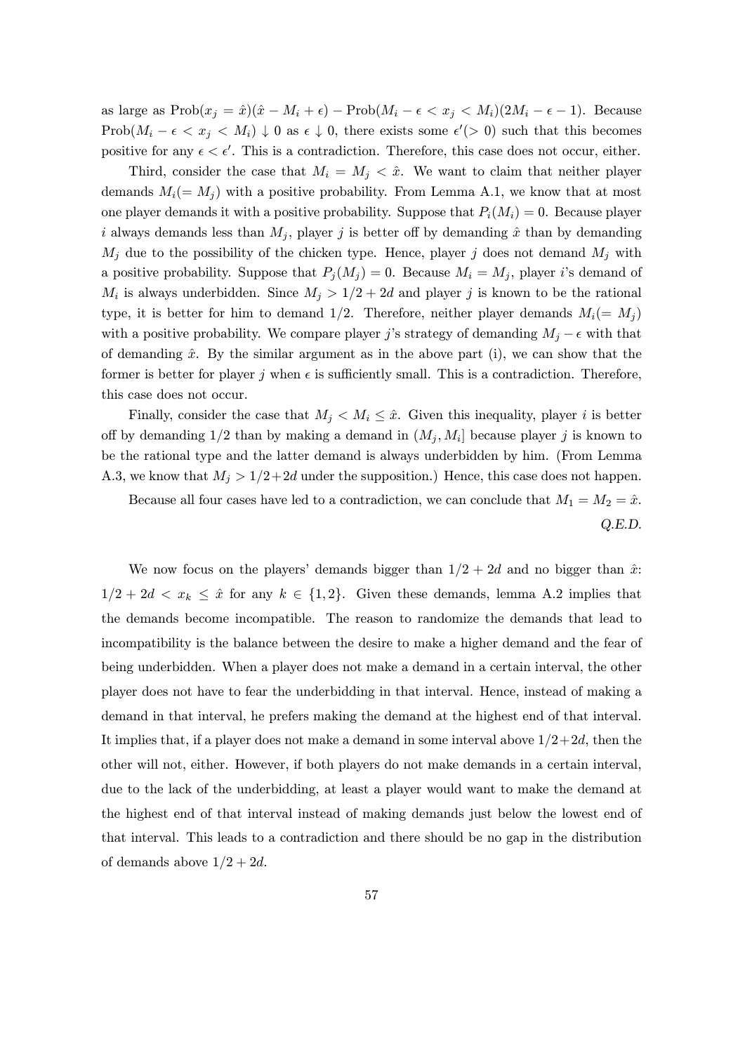as large as $\text{Prob}(x_j = \hat{x})(\hat{x} - M_i + \epsilon) - \text{Prob}(M_i - \epsilon < x_j < M_i)(2M_i - \epsilon - 1)$. Because $\text{Prob}(M_i - \epsilon < x_j < M_i) \downarrow 0$ as $\epsilon \downarrow 0$, there exists some $\epsilon'(> 0)$ such that this becomes positive for any $\epsilon < \epsilon'$. This is a contradiction. Therefore, this case does not occur, either.

Third, consider the case that $M_i = M_j < \hat{x}$. We want to claim that neither player demands $M_i(= M_j)$ with a positive probability. From Lemma A.1, we know that at most one player demands it with a positive probability. Suppose that $P_i(M_i) = 0$. Because player $i$ always demands less than $M_j$, player $j$ is better off by demanding $\hat{x}$ than by demanding $M_j$ due to the possibility of the chicken type. Hence, player $j$ does not demand $M_j$ with a positive probability. Suppose that $P_j(M_j) = 0$. Because $M_i = M_j$, player $i$'s demand of $M_i$ is always underbidden. Since $M_j > 1/2 + 2d$ and player $j$ is known to be the rational type, it is better for him to demand $1/2$. Therefore, neither player demands $M_i(= M_j)$ with a positive probability. We compare player $j$'s strategy of demanding $M_j - \epsilon$ with that of demanding $\hat{x}$. By the similar argument as in the above part (i), we can show that the former is better for player $j$ when $\epsilon$ is sufficiently small. This is a contradiction. Therefore, this case does not occur.

Finally, consider the case that $M_j < M_i \leq \hat{x}$. Given this inequality, player $i$ is better off by demanding $1/2$ than by making a demand in $(M_j, M_i]$ because player $j$ is known to be the rational type and the latter demand is always underbidden by him. (From Lemma A.3, we know that $M_j > 1/2 + 2d$ under the supposition.) Hence, this case does not happen.

Because all four cases have led to a contradiction, we can conclude that $M_1 = M_2 = \hat{x}$.

*Q.E.D.*

We now focus on the players' demands bigger than $1/2 + 2d$ and no bigger than $\hat{x}$: $1/2 + 2d < x_k \leq \hat{x}$ for any $k \in \{1, 2\}$. Given these demands, lemma A.2 implies that the demands become incompatible. The reason to randomize the demands that lead to incompatibility is the balance between the desire to make a higher demand and the fear of being underbidden. When a player does not make a demand in a certain interval, the other player does not have to fear the underbidding in that interval. Hence, instead of making a demand in that interval, he prefers making the demand at the highest end of that interval. It implies that, if a player does not make a demand in some interval above $1/2 + 2d$, then the other will not, either. However, if both players do not make demands in a certain interval, due to the lack of the underbidding, at least a player would want to make the demand at the highest end of that interval instead of making demands just below the lowest end of that interval. This leads to a contradiction and there should be no gap in the distribution of demands above $1/2 + 2d$.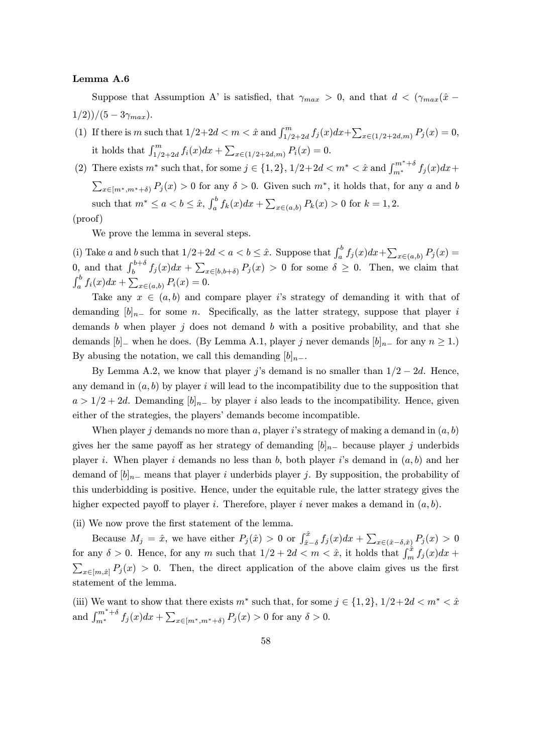**Lemma A.6**

Suppose that Assumption A' is satisfied, that $\gamma_{max} > 0$, and that $d < (\gamma_{max}(\hat{x} - 1/2))/(5 - 3\gamma_{max})$.

(1) If there is $m$ such that $1/2+2d < m < \hat{x}$ and $\int_{1/2+2d}^{m} f_j(x)dx + \sum_{x\in(1/2+2d,m)} P_j(x) = 0$, it holds that $\int_{1/2+2d}^{m} f_i(x)dx + \sum_{x\in(1/2+2d,m)} P_i(x) = 0$.

(2) There exists $m^*$ such that, for some $j \in \{1, 2\}$, $1/2+2d < m^* < \hat{x}$ and $\int_{m^*}^{m^*+\delta} f_j(x)dx + \sum_{x\in[m^*,m^*+\delta)} P_j(x) > 0$ for any $\delta > 0$. Given such $m^*$, it holds that, for any $a$ and $b$ such that $m^* \leq a < b \leq \hat{x}$, $\int_a^b f_k(x)dx + \sum_{x\in(a,b)} P_k(x) > 0$ for $k = 1, 2$.

(proof)

We prove the lemma in several steps.

(i) Take $a$ and $b$ such that $1/2+2d < a < b \leq \hat{x}$. Suppose that $\int_a^b f_j(x)dx + \sum_{x\in(a,b)} P_j(x) = 0$, and that $\int_b^{b+\delta} f_j(x)dx + \sum_{x\in[b,b+\delta)} P_j(x) > 0$ for some $\delta \geq 0$. Then, we claim that $\int_a^b f_i(x)dx + \sum_{x\in(a,b)} P_i(x) = 0$.

Take any $x \in (a, b)$ and compare player $i$'s strategy of demanding it with that of demanding $[b]_{n-}$ for some $n$. Specifically, as the latter strategy, suppose that player $i$ demands $b$ when player $j$ does not demand $b$ with a positive probability, and that she demands $[b]_-$ when he does. (By Lemma A.1, player $j$ never demands $[b]_{n-}$ for any $n \geq 1$.) By abusing the notation, we call this demanding $[b]_{n-}$.

By Lemma A.2, we know that player $j$'s demand is no smaller than $1/2 - 2d$. Hence, any demand in $(a, b)$ by player $i$ will lead to the incompatibility due to the supposition that $a > 1/2 + 2d$. Demanding $[b]_{n-}$ by player $i$ also leads to the incompatibility. Hence, given either of the strategies, the players' demands become incompatible.

When player $j$ demands no more than $a$, player $i$'s strategy of making a demand in $(a, b)$ gives her the same payoff as her strategy of demanding $[b]_{n-}$ because player $j$ underbids player $i$. When player $i$ demands no less than $b$, both player $i$'s demand in $(a, b)$ and her demand of $[b]_{n-}$ means that player $i$ underbids player $j$. By supposition, the probability of this underbidding is positive. Hence, under the equitable rule, the latter strategy gives the higher expected payoff to player $i$. Therefore, player $i$ never makes a demand in $(a, b)$.

(ii) We now prove the first statement of the lemma.

Because $M_j = \hat{x}$, we have either $P_j(\hat{x}) > 0$ or $\int_{\hat{x}-\delta}^{\hat{x}} f_j(x)dx + \sum_{x\in(\hat{x}-\delta,\hat{x})} P_j(x) > 0$ for any $\delta > 0$. Hence, for any $m$ such that $1/2 + 2d < m < \hat{x}$, it holds that $\int_m^{\hat{x}} f_j(x)dx + \sum_{x\in[m,\hat{x}]} P_j(x) > 0$. Then, the direct application of the above claim gives us the first statement of the lemma.

(iii) We want to show that there exists $m^*$ such that, for some $j \in \{1, 2\}$, $1/2+2d < m^* < \hat{x}$ and $\int_{m^*}^{m^*+\delta} f_j(x)dx + \sum_{x\in[m^*,m^*+\delta)} P_j(x) > 0$ for any $\delta > 0$.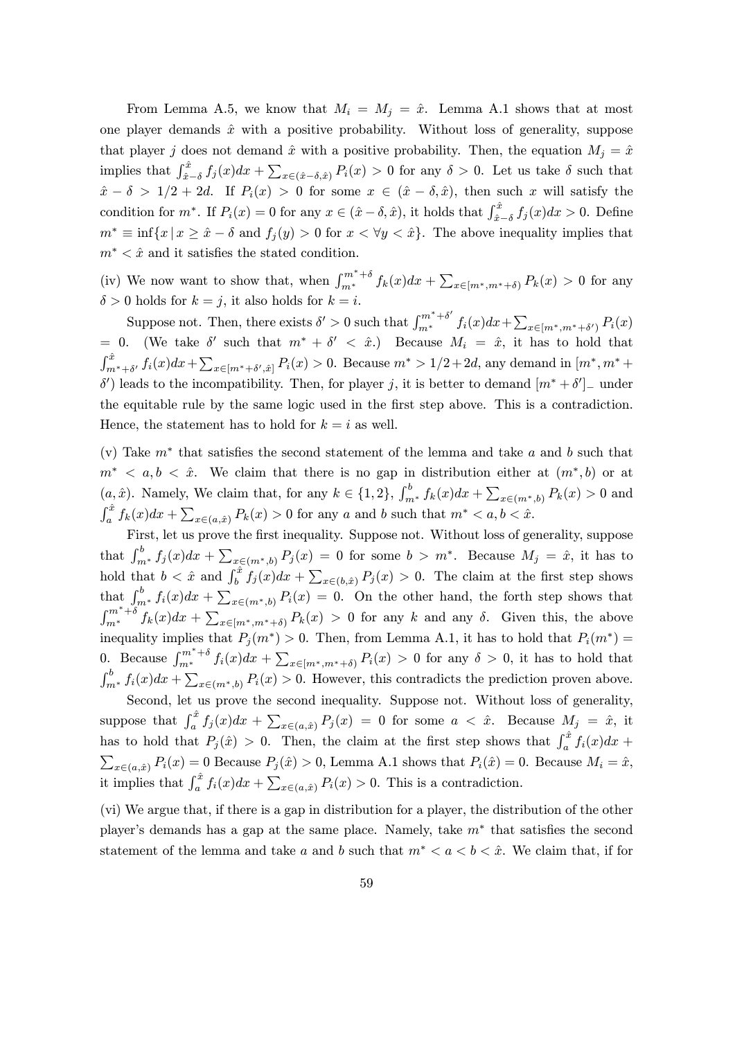From Lemma A.5, we know that $M_i = M_j = \hat{x}$. Lemma A.1 shows that at most one player demands $\hat{x}$ with a positive probability. Without loss of generality, suppose that player $j$ does not demand $\hat{x}$ with a positive probability. Then, the equation $M_j = \hat{x}$ implies that $\int_{\hat{x}-\delta}^{\hat{x}} f_j(x)dx + \sum_{x\in(\hat{x}-\delta,\hat{x})} P_i(x) > 0$ for any $\delta > 0$. Let us take $\delta$ such that $\hat{x} - \delta > 1/2 + 2d$. If $P_i(x) > 0$ for some $x \in (\hat{x} - \delta, \hat{x})$, then such $x$ will satisfy the condition for $m^*$. If $P_i(x) = 0$ for any $x \in (\hat{x} - \delta, \hat{x})$, it holds that $\int_{\hat{x}-\delta}^{\hat{x}} f_j(x)dx > 0$. Define $m^* \equiv \inf\{x \,|\, x \geq \hat{x} - \delta \text{ and } f_j(y) > 0 \text{ for } x < \forall y < \hat{x}\}$. The above inequality implies that $m^* < \hat{x}$ and it satisfies the stated condition.

(iv) We now want to show that, when $\int_{m^*}^{m^*+\delta} f_k(x)dx + \sum_{x\in[m^*,m^*+\delta)} P_k(x) > 0$ for any $\delta > 0$ holds for $k = j$, it also holds for $k = i$.

Suppose not. Then, there exists $\delta' > 0$ such that $\int_{m^*}^{m^*+\delta'} f_i(x)dx + \sum_{x\in[m^*,m^*+\delta')} P_i(x) = 0$. (We take $\delta'$ such that $m^* + \delta' < \hat{x}$.) Because $M_i = \hat{x}$, it has to hold that $\int_{m^*+\delta'}^{\hat{x}} f_i(x)dx + \sum_{x\in[m^*+\delta',\hat{x}]} P_i(x) > 0$. Because $m^* > 1/2 + 2d$, any demand in $[m^*, m^* + \delta')$ leads to the incompatibility. Then, for player $j$, it is better to demand $[m^* + \delta']_-$ under the equitable rule by the same logic used in the first step above. This is a contradiction. Hence, the statement has to hold for $k = i$ as well.

(v) Take $m^*$ that satisfies the second statement of the lemma and take $a$ and $b$ such that $m^* < a, b < \hat{x}$. We claim that there is no gap in distribution either at $(m^*, b)$ or at $(a, \hat{x})$. Namely, We claim that, for any $k \in \{1, 2\}$, $\int_{m^*}^{b} f_k(x)dx + \sum_{x\in(m^*,b)} P_k(x) > 0$ and $\int_{a}^{\hat{x}} f_k(x)dx + \sum_{x\in(a,\hat{x})} P_k(x) > 0$ for any $a$ and $b$ such that $m^* < a, b < \hat{x}$.

First, let us prove the first inequality. Suppose not. Without loss of generality, suppose that $\int_{m^*}^{b} f_j(x)dx + \sum_{x\in(m^*,b)} P_j(x) = 0$ for some $b > m^*$. Because $M_j = \hat{x}$, it has to hold that $b < \hat{x}$ and $\int_{b}^{\hat{x}} f_j(x)dx + \sum_{x\in(b,\hat{x})} P_j(x) > 0$. The claim at the first step shows that $\int_{m^*}^{b} f_i(x)dx + \sum_{x\in(m^*,b)} P_i(x) = 0$. On the other hand, the forth step shows that $\int_{m^*}^{m^*+\delta} f_k(x)dx + \sum_{x\in[m^*,m^*+\delta)} P_k(x) > 0$ for any $k$ and any $\delta$. Given this, the above inequality implies that $P_j(m^*) > 0$. Then, from Lemma A.1, it has to hold that $P_i(m^*) = 0$. Because $\int_{m^*}^{m^*+\delta} f_i(x)dx + \sum_{x\in[m^*,m^*+\delta)} P_i(x) > 0$ for any $\delta > 0$, it has to hold that $\int_{m^*}^{b} f_i(x)dx + \sum_{x\in(m^*,b)} P_i(x) > 0$. However, this contradicts the prediction proven above.

Second, let us prove the second inequality. Suppose not. Without loss of generality, suppose that $\int_{a}^{\hat{x}} f_j(x)dx + \sum_{x\in(a,\hat{x})} P_j(x) = 0$ for some $a < \hat{x}$. Because $M_j = \hat{x}$, it has to hold that $P_j(\hat{x}) > 0$. Then, the claim at the first step shows that $\int_{a}^{\hat{x}} f_i(x)dx + \sum_{x\in(a,\hat{x})} P_i(x) = 0$ Because $P_j(\hat{x}) > 0$, Lemma A.1 shows that $P_i(\hat{x}) = 0$. Because $M_i = \hat{x}$, it implies that $\int_{a}^{\hat{x}} f_i(x)dx + \sum_{x\in(a,\hat{x})} P_i(x) > 0$. This is a contradiction.

(vi) We argue that, if there is a gap in distribution for a player, the distribution of the other player's demands has a gap at the same place. Namely, take $m^*$ that satisfies the second statement of the lemma and take $a$ and $b$ such that $m^* < a < b < \hat{x}$. We claim that, if for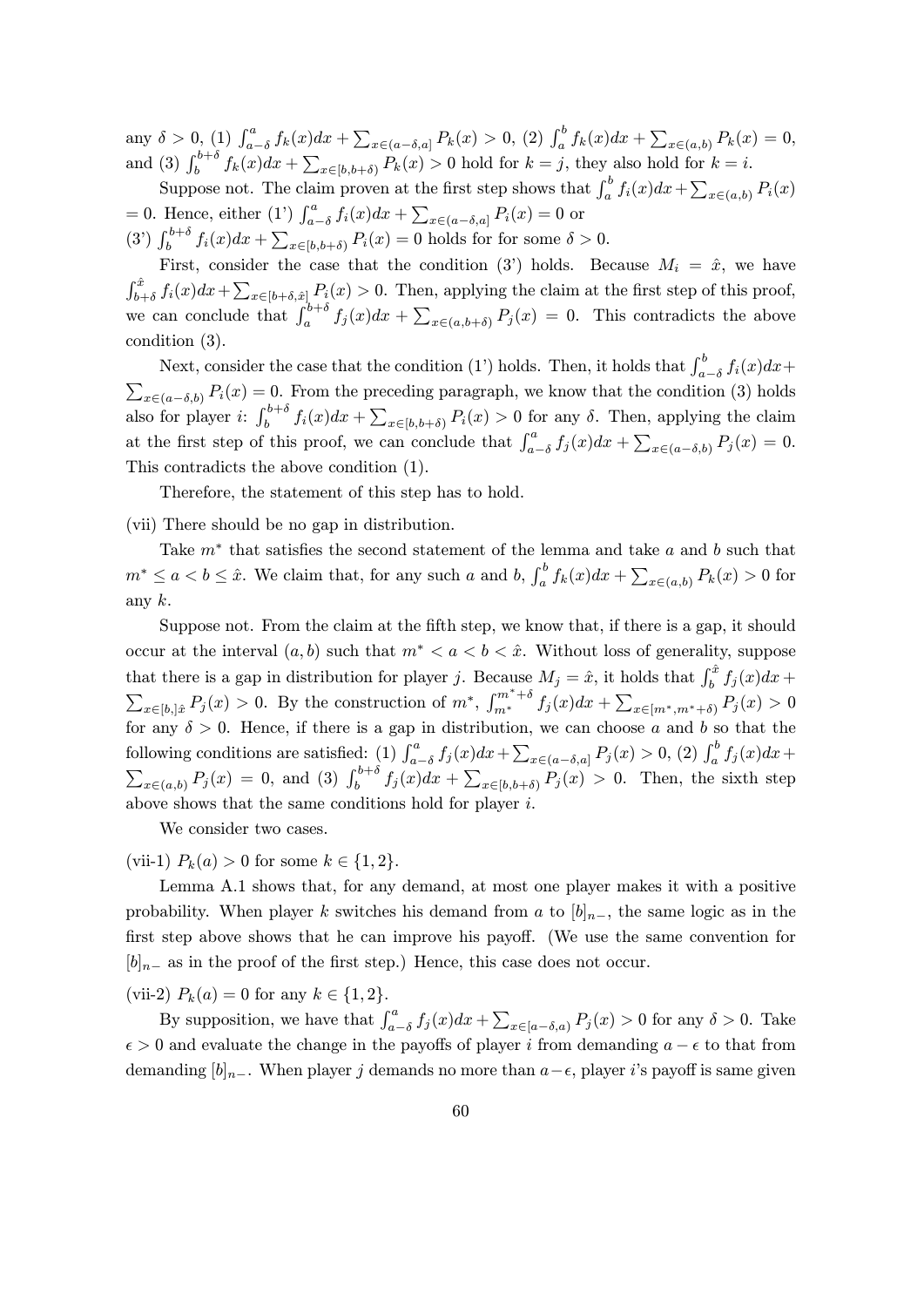any $\delta > 0$, (1) $\int_{a-\delta}^{a} f_k(x)dx + \sum_{x\in(a-\delta,a]} P_k(x) > 0$, (2) $\int_a^b f_k(x)dx + \sum_{x\in(a,b)} P_k(x) = 0$, and (3) $\int_b^{b+\delta} f_k(x)dx + \sum_{x\in[b,b+\delta)} P_k(x) > 0$ hold for $k = j$, they also hold for $k = i$.

Suppose not. The claim proven at the first step shows that $\int_a^b f_i(x)dx + \sum_{x\in(a,b)} P_i(x) = 0$. Hence, either (1') $\int_{a-\delta}^{a} f_i(x)dx + \sum_{x\in(a-\delta,a]} P_i(x) = 0$ or (3') $\int_b^{b+\delta} f_i(x)dx + \sum_{x\in[b,b+\delta)} P_i(x) = 0$ holds for for some $\delta > 0$.

First, consider the case that the condition (3') holds. Because $M_i = \hat{x}$, we have $\int_{b+\delta}^{\hat{x}} f_i(x)dx + \sum_{x\in[b+\delta,\hat{x}]} P_i(x) > 0$. Then, applying the claim at the first step of this proof, we can conclude that $\int_a^{b+\delta} f_j(x)dx + \sum_{x\in(a,b+\delta)} P_j(x) = 0$. This contradicts the above condition (3).

Next, consider the case that the condition (1') holds. Then, it holds that $\int_{a-\delta}^{b} f_i(x)dx + \sum_{x\in(a-\delta,b)} P_i(x) = 0$. From the preceding paragraph, we know that the condition (3) holds also for player $i$: $\int_b^{b+\delta} f_i(x)dx + \sum_{x\in[b,b+\delta)} P_i(x) > 0$ for any $\delta$. Then, applying the claim at the first step of this proof, we can conclude that $\int_{a-\delta}^{a} f_j(x)dx + \sum_{x\in(a-\delta,b)} P_j(x) = 0$. This contradicts the above condition (1).

Therefore, the statement of this step has to hold.

(vii) There should be no gap in distribution.

Take $m^*$ that satisfies the second statement of the lemma and take $a$ and $b$ such that $m^* \le a < b \le \hat{x}$. We claim that, for any such $a$ and $b$, $\int_a^b f_k(x)dx + \sum_{x\in(a,b)} P_k(x) > 0$ for any $k$.

Suppose not. From the claim at the fifth step, we know that, if there is a gap, it should occur at the interval $(a, b)$ such that $m^* < a < b < \hat{x}$. Without loss of generality, suppose that there is a gap in distribution for player $j$. Because $M_j = \hat{x}$, it holds that $\int_b^{\hat{x}} f_j(x)dx + \sum_{x\in[b,]\hat{x}} P_j(x) > 0$. By the construction of $m^*$, $\int_{m^*}^{m^*+\delta} f_j(x)dx + \sum_{x\in[m^*,m^*+\delta)} P_j(x) > 0$ for any $\delta > 0$. Hence, if there is a gap in distribution, we can choose $a$ and $b$ so that the following conditions are satisfied: (1) $\int_{a-\delta}^{a} f_j(x)dx + \sum_{x\in(a-\delta,a]} P_j(x) > 0$, (2) $\int_a^b f_j(x)dx + \sum_{x\in(a,b)} P_j(x) = 0$, and (3) $\int_b^{b+\delta} f_j(x)dx + \sum_{x\in[b,b+\delta)} P_j(x) > 0$. Then, the sixth step above shows that the same conditions hold for player $i$.

We consider two cases.

(vii-1) $P_k(a) > 0$ for some $k \in \{1, 2\}$.

Lemma A.1 shows that, for any demand, at most one player makes it with a positive probability. When player $k$ switches his demand from $a$ to $[b]_{n-}$, the same logic as in the first step above shows that he can improve his payoff. (We use the same convention for $[b]_{n-}$ as in the proof of the first step.) Hence, this case does not occur.

(vii-2) $P_k(a) = 0$ for any $k \in \{1, 2\}$.

By supposition, we have that $\int_{a-\delta}^{a} f_j(x)dx + \sum_{x\in[a-\delta,a)} P_j(x) > 0$ for any $\delta > 0$. Take $\epsilon > 0$ and evaluate the change in the payoffs of player $i$ from demanding $a - \epsilon$ to that from demanding $[b]_{n-}$. When player $j$ demands no more than $a-\epsilon$, player $i$'s payoff is same given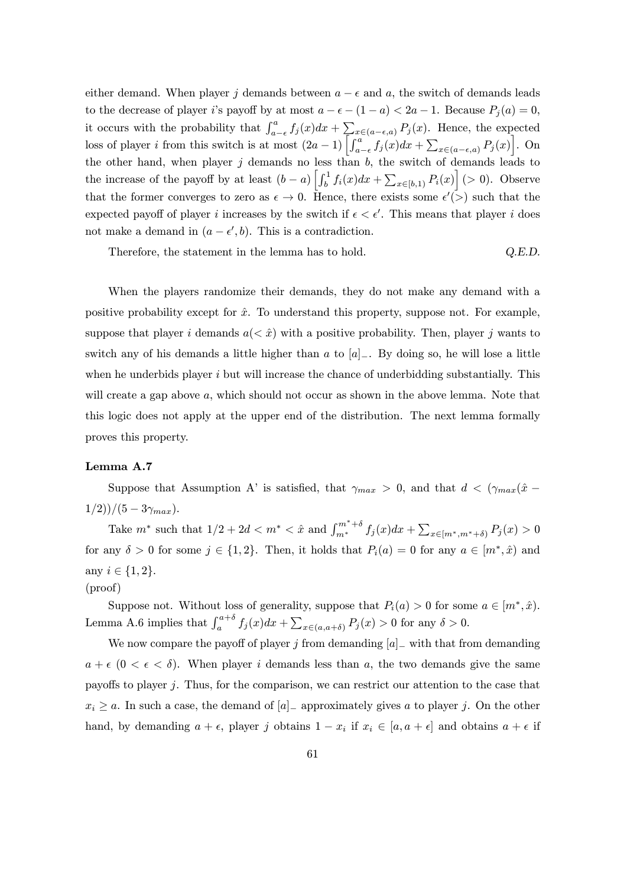either demand. When player $j$ demands between $a - \epsilon$ and $a$, the switch of demands leads to the decrease of player $i$'s payoff by at most $a - \epsilon - (1 - a) < 2a - 1$. Because $P_j(a) = 0$, it occurs with the probability that $\int_{a-\epsilon}^{a} f_j(x)dx + \sum_{x \in (a-\epsilon,a)} P_j(x)$. Hence, the expected loss of player $i$ from this switch is at most $(2a - 1)\left[\int_{a-\epsilon}^{a} f_j(x)dx + \sum_{x \in (a-\epsilon,a)} P_j(x)\right]$. On the other hand, when player $j$ demands no less than $b$, the switch of demands leads to the increase of the payoff by at least $(b - a)\left[\int_{b}^{1} f_i(x)dx + \sum_{x \in [b,1)} P_i(x)\right]$ $(> 0)$. Observe that the former converges to zero as $\epsilon \to 0$. Hence, there exists some $\epsilon'(>)$ such that the expected payoff of player $i$ increases by the switch if $\epsilon < \epsilon'$. This means that player $i$ does not make a demand in $(a - \epsilon', b)$. This is a contradiction.

Therefore, the statement in the lemma has to hold. *Q.E.D.*

When the players randomize their demands, they do not make any demand with a positive probability except for $\hat{x}$. To understand this property, suppose not. For example, suppose that player $i$ demands $a(< \hat{x})$ with a positive probability. Then, player $j$ wants to switch any of his demands a little higher than $a$ to $[a]_-$. By doing so, he will lose a little when he underbids player $i$ but will increase the chance of underbidding substantially. This will create a gap above $a$, which should not occur as shown in the above lemma. Note that this logic does not apply at the upper end of the distribution. The next lemma formally proves this property.

**Lemma A.7**

Suppose that Assumption A' is satisfied, that $\gamma_{max} > 0$, and that $d < (\gamma_{max}(\hat{x} - 1/2))/(5 - 3\gamma_{max})$.

Take $m^*$ such that $1/2 + 2d < m^* < \hat{x}$ and $\int_{m^*}^{m^*+\delta} f_j(x)dx + \sum_{x \in [m^*, m^*+\delta)} P_j(x) > 0$ for any $\delta > 0$ for some $j \in \{1, 2\}$. Then, it holds that $P_i(a) = 0$ for any $a \in [m^*, \hat{x})$ and any $i \in \{1, 2\}$.

(proof)

Suppose not. Without loss of generality, suppose that $P_i(a) > 0$ for some $a \in [m^*, \hat{x})$. Lemma A.6 implies that $\int_{a}^{a+\delta} f_j(x)dx + \sum_{x \in (a,a+\delta)} P_j(x) > 0$ for any $\delta > 0$.

We now compare the payoff of player $j$ from demanding $[a]_-$ with that from demanding $a + \epsilon$ $(0 < \epsilon < \delta)$. When player $i$ demands less than $a$, the two demands give the same payoffs to player $j$. Thus, for the comparison, we can restrict our attention to the case that $x_i \geq a$. In such a case, the demand of $[a]_-$ approximately gives $a$ to player $j$. On the other hand, by demanding $a + \epsilon$, player $j$ obtains $1 - x_i$ if $x_i \in [a, a + \epsilon]$ and obtains $a + \epsilon$ if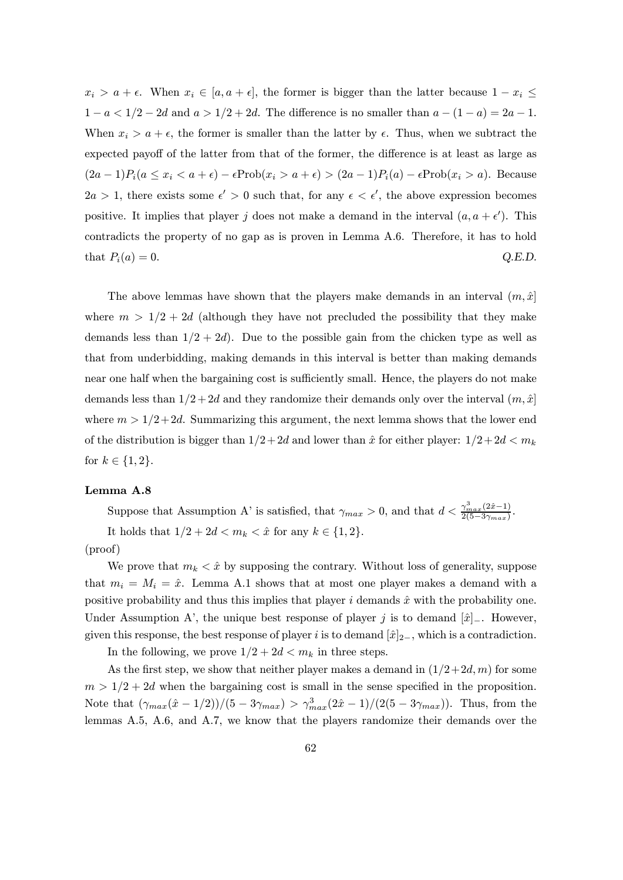$x_i > a + \epsilon$. When $x_i \in [a, a+\epsilon]$, the former is bigger than the latter because $1 - x_i \leq 1 - a < 1/2 - 2d$ and $a > 1/2 + 2d$. The difference is no smaller than $a - (1-a) = 2a - 1$. When $x_i > a + \epsilon$, the former is smaller than the latter by $\epsilon$. Thus, when we subtract the expected payoff of the latter from that of the former, the difference is at least as large as $(2a-1)P_i(a \leq x_i < a+\epsilon) - \epsilon \text{Prob}(x_i > a + \epsilon) > (2a-1)P_i(a) - \epsilon \text{Prob}(x_i > a)$. Because $2a > 1$, there exists some $\epsilon' > 0$ such that, for any $\epsilon < \epsilon'$, the above expression becomes positive. It implies that player $j$ does not make a demand in the interval $(a, a+\epsilon')$. This contradicts the property of no gap as is proven in Lemma A.6. Therefore, it has to hold that $P_i(a) = 0$. *Q.E.D.*

The above lemmas have shown that the players make demands in an interval $(m, \hat{x}]$ where $m > 1/2 + 2d$ (although they have not precluded the possibility that they make demands less than $1/2 + 2d$). Due to the possible gain from the chicken type as well as that from underbidding, making demands in this interval is better than making demands near one half when the bargaining cost is sufficiently small. Hence, the players do not make demands less than $1/2+2d$ and they randomize their demands only over the interval $(m, \hat{x}]$ where $m > 1/2+2d$. Summarizing this argument, the next lemma shows that the lower end of the distribution is bigger than $1/2+2d$ and lower than $\hat{x}$ for either player: $1/2+2d < m_k$ for $k \in \{1, 2\}$.

**Lemma A.8**

Suppose that Assumption A' is satisfied, that $\gamma_{max} > 0$, and that $d < \frac{\gamma_{max}^3(2\hat{x}-1)}{2(5-3\gamma_{max})}$.

It holds that $1/2 + 2d < m_k < \hat{x}$ for any $k \in \{1, 2\}$.

(proof)

We prove that $m_k < \hat{x}$ by supposing the contrary. Without loss of generality, suppose that $m_i = M_i = \hat{x}$. Lemma A.1 shows that at most one player makes a demand with a positive probability and thus this implies that player $i$ demands $\hat{x}$ with the probability one. Under Assumption A', the unique best response of player $j$ is to demand $[\hat{x}]_-$. However, given this response, the best response of player $i$ is to demand $[\hat{x}]_{2-}$, which is a contradiction.

In the following, we prove $1/2 + 2d < m_k$ in three steps.

As the first step, we show that neither player makes a demand in $(1/2+2d, m)$ for some $m > 1/2 + 2d$ when the bargaining cost is small in the sense specified in the proposition. Note that $(\gamma_{max}(\hat{x} - 1/2))/(5 - 3\gamma_{max}) > \gamma_{max}^3(2\hat{x} - 1)/(2(5 - 3\gamma_{max}))$. Thus, from the lemmas A.5, A.6, and A.7, we know that the players randomize their demands over the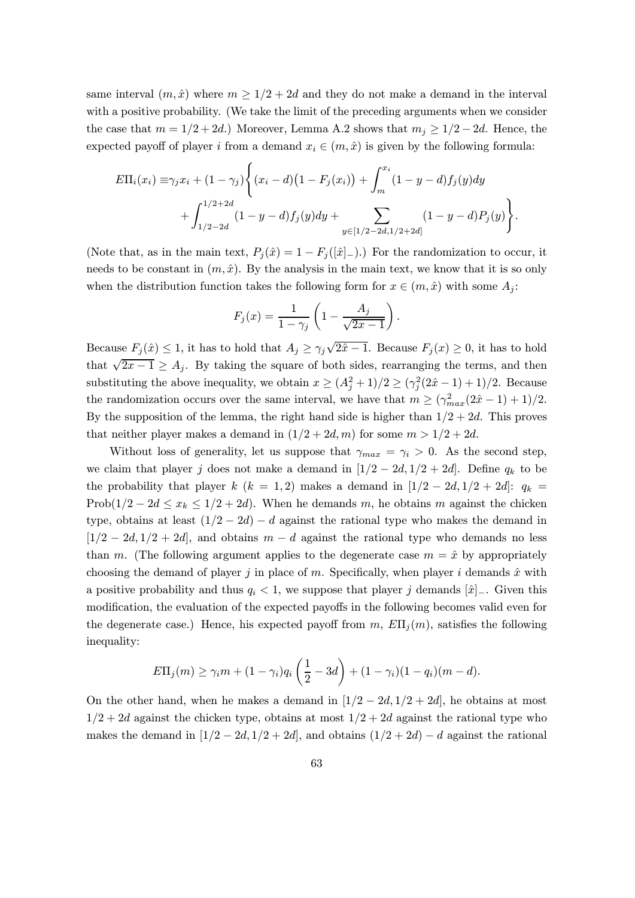same interval $(m, \hat{x})$ where $m \geq 1/2 + 2d$ and they do not make a demand in the interval with a positive probability. (We take the limit of the preceding arguments when we consider the case that $m = 1/2 + 2d$.) Moreover, Lemma A.2 shows that $m_j \geq 1/2 - 2d$. Hence, the expected payoff of player $i$ from a demand $x_i \in (m, \hat{x})$ is given by the following formula:

$$E\Pi_i(x_i) \equiv \gamma_j x_i + (1-\gamma_j)\Bigg\{ (x_i - d)\big(1 - F_j(x_i)\big) + \int_m^{x_i} (1-y-d) f_j(y) dy + \int_{1/2-2d}^{1/2+2d} (1-y-d) f_j(y) dy + \sum_{y \in [1/2-2d, 1/2+2d]} (1-y-d) P_j(y) \Bigg\}.$$

(Note that, as in the main text, $P_j(\hat{x}) = 1 - F_j([\hat{x}]_-)$.) For the randomization to occur, it needs to be constant in $(m, \hat{x})$. By the analysis in the main text, we know that it is so only when the distribution function takes the following form for $x \in (m, \hat{x})$ with some $A_j$:

$$F_j(x) = \frac{1}{1-\gamma_j}\left(1 - \frac{A_j}{\sqrt{2x-1}}\right).$$

Because $F_j(\hat{x}) \leq 1$, it has to hold that $A_j \geq \gamma_j \sqrt{2\hat{x}-1}$. Because $F_j(x) \geq 0$, it has to hold that $\sqrt{2x-1} \geq A_j$. By taking the square of both sides, rearranging the terms, and then substituting the above inequality, we obtain $x \geq (A_j^2+1)/2 \geq (\gamma_j^2(2\hat{x}-1)+1)/2$. Because the randomization occurs over the same interval, we have that $m \geq (\gamma_{max}^2(2\hat{x}-1)+1)/2$. By the supposition of the lemma, the right hand side is higher than $1/2 + 2d$. This proves that neither player makes a demand in $(1/2 + 2d, m)$ for some $m > 1/2 + 2d$.

Without loss of generality, let us suppose that $\gamma_{max} = \gamma_i > 0$. As the second step, we claim that player $j$ does not make a demand in $[1/2 - 2d, 1/2 + 2d]$. Define $q_k$ to be the probability that player $k$ ($k = 1, 2$) makes a demand in $[1/2 - 2d, 1/2 + 2d]$: $q_k = \text{Prob}(1/2 - 2d \leq x_k \leq 1/2 + 2d)$. When he demands $m$, he obtains $m$ against the chicken type, obtains at least $(1/2 - 2d) - d$ against the rational type who makes the demand in $[1/2 - 2d, 1/2 + 2d]$, and obtains $m - d$ against the rational type who demands no less than $m$. (The following argument applies to the degenerate case $m = \hat{x}$ by appropriately choosing the demand of player $j$ in place of $m$. Specifically, when player $i$ demands $\hat{x}$ with a positive probability and thus $q_i < 1$, we suppose that player $j$ demands $[\hat{x}]_-$. Given this modification, the evaluation of the expected payoffs in the following becomes valid even for the degenerate case.) Hence, his expected payoff from $m$, $E\Pi_j(m)$, satisfies the following inequality:

$$E\Pi_j(m) \geq \gamma_i m + (1-\gamma_i) q_i \left(\frac{1}{2} - 3d\right) + (1-\gamma_i)(1-q_i)(m-d).$$

On the other hand, when he makes a demand in $[1/2 - 2d, 1/2 + 2d]$, he obtains at most $1/2 + 2d$ against the chicken type, obtains at most $1/2 + 2d$ against the rational type who makes the demand in $[1/2 - 2d, 1/2 + 2d]$, and obtains $(1/2 + 2d) - d$ against the rational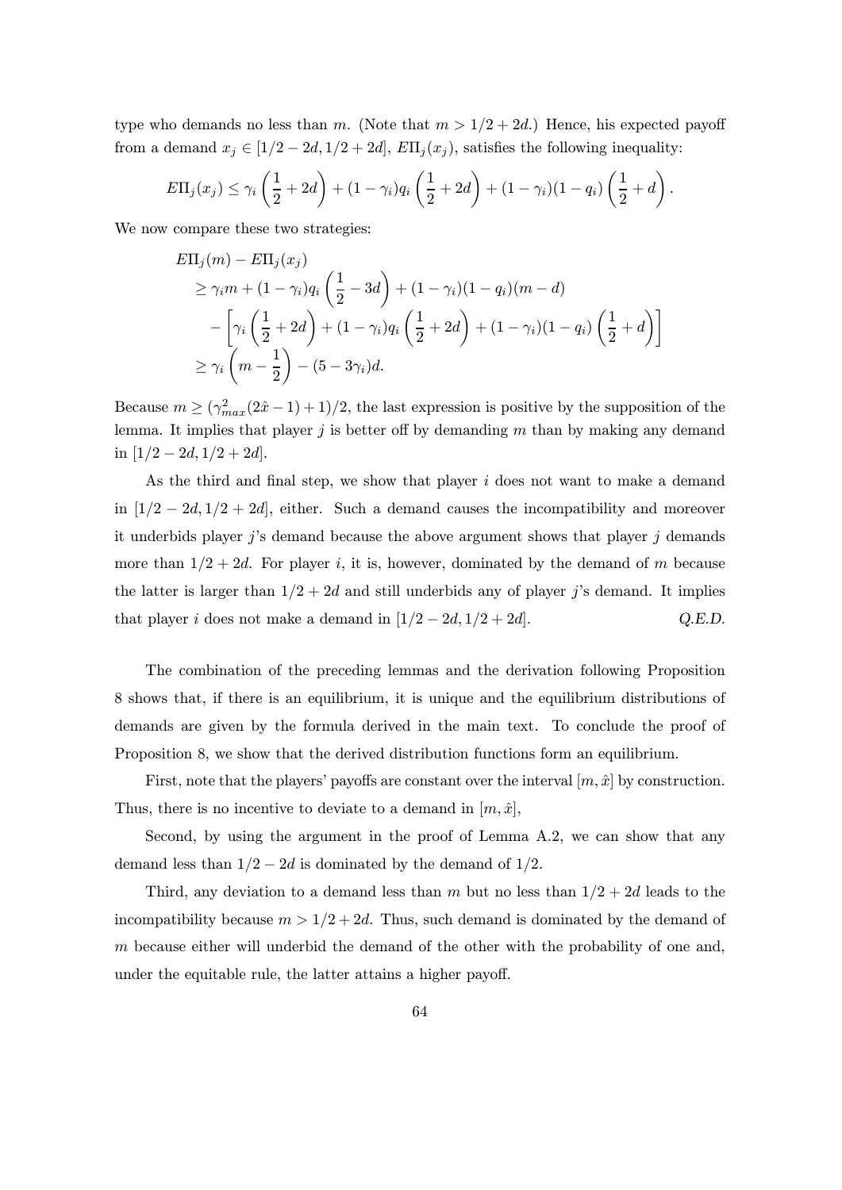type who demands no less than $m$. (Note that $m > 1/2 + 2d$.) Hence, his expected payoff from a demand $x_j \in [1/2 - 2d, 1/2 + 2d]$, $E\Pi_j(x_j)$, satisfies the following inequality:

$$E\Pi_j(x_j) \leq \gamma_i \left(\frac{1}{2} + 2d\right) + (1-\gamma_i)q_i\left(\frac{1}{2} + 2d\right) + (1-\gamma_i)(1-q_i)\left(\frac{1}{2} + d\right).$$

We now compare these two strategies:

$$\begin{aligned}
&E\Pi_j(m) - E\Pi_j(x_j) \\
&\geq \gamma_i m + (1-\gamma_i)q_i\left(\frac{1}{2} - 3d\right) + (1-\gamma_i)(1-q_i)(m-d) \\
&\quad - \left[\gamma_i\left(\frac{1}{2} + 2d\right) + (1-\gamma_i)q_i\left(\frac{1}{2} + 2d\right) + (1-\gamma_i)(1-q_i)\left(\frac{1}{2} + d\right)\right] \\
&\geq \gamma_i\left(m - \frac{1}{2}\right) - (5 - 3\gamma_i)d.
\end{aligned}$$

Because $m \geq (\gamma_{max}^2(2\hat{x} - 1) + 1)/2$, the last expression is positive by the supposition of the lemma. It implies that player $j$ is better off by demanding $m$ than by making any demand in $[1/2 - 2d, 1/2 + 2d]$.

As the third and final step, we show that player $i$ does not want to make a demand in $[1/2 - 2d, 1/2 + 2d]$, either. Such a demand causes the incompatibility and moreover it underbids player $j$'s demand because the above argument shows that player $j$ demands more than $1/2 + 2d$. For player $i$, it is, however, dominated by the demand of $m$ because the latter is larger than $1/2 + 2d$ and still underbids any of player $j$'s demand. It implies that player $i$ does not make a demand in $[1/2 - 2d, 1/2 + 2d]$. *Q.E.D.*

The combination of the preceding lemmas and the derivation following Proposition 8 shows that, if there is an equilibrium, it is unique and the equilibrium distributions of demands are given by the formula derived in the main text. To conclude the proof of Proposition 8, we show that the derived distribution functions form an equilibrium.

First, note that the players' payoffs are constant over the interval $[m, \hat{x}]$ by construction. Thus, there is no incentive to deviate to a demand in $[m, \hat{x}]$,

Second, by using the argument in the proof of Lemma A.2, we can show that any demand less than $1/2 - 2d$ is dominated by the demand of $1/2$.

Third, any deviation to a demand less than $m$ but no less than $1/2 + 2d$ leads to the incompatibility because $m > 1/2 + 2d$. Thus, such demand is dominated by the demand of $m$ because either will underbid the demand of the other with the probability of one and, under the equitable rule, the latter attains a higher payoff.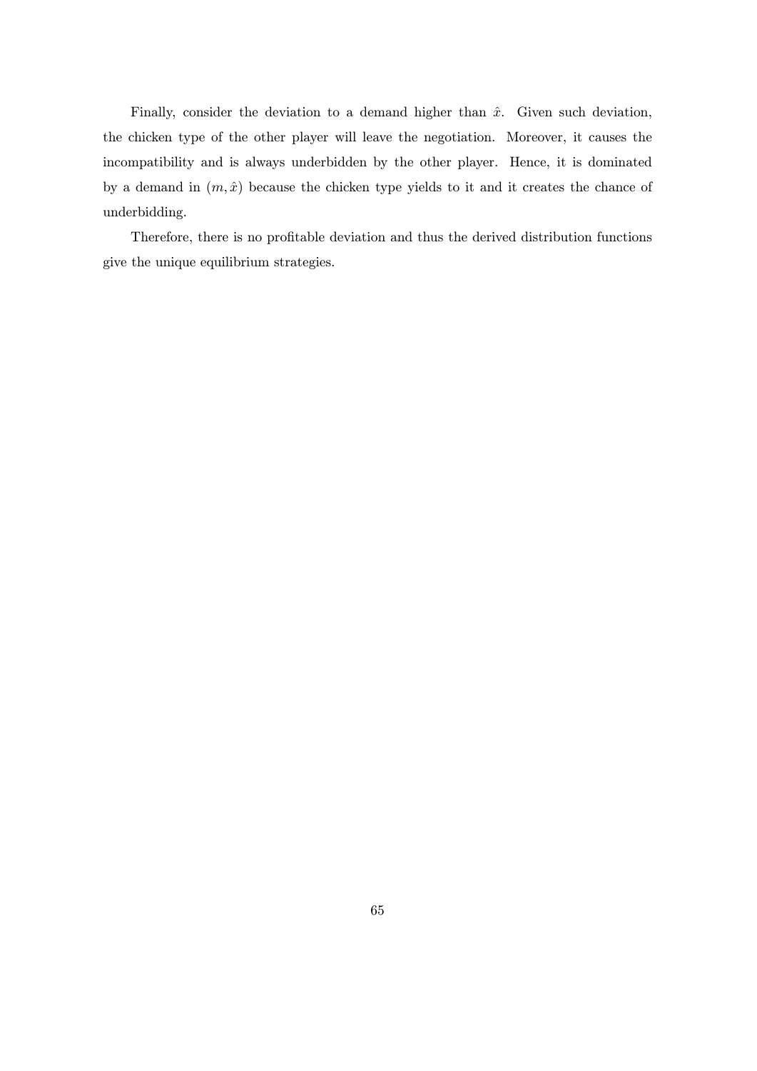Finally, consider the deviation to a demand higher than $\hat{x}$. Given such deviation, the chicken type of the other player will leave the negotiation. Moreover, it causes the incompatibility and is always underbidden by the other player. Hence, it is dominated by a demand in $(m, \hat{x})$ because the chicken type yields to it and it creates the chance of underbidding.

Therefore, there is no profitable deviation and thus the derived distribution functions give the unique equilibrium strategies.